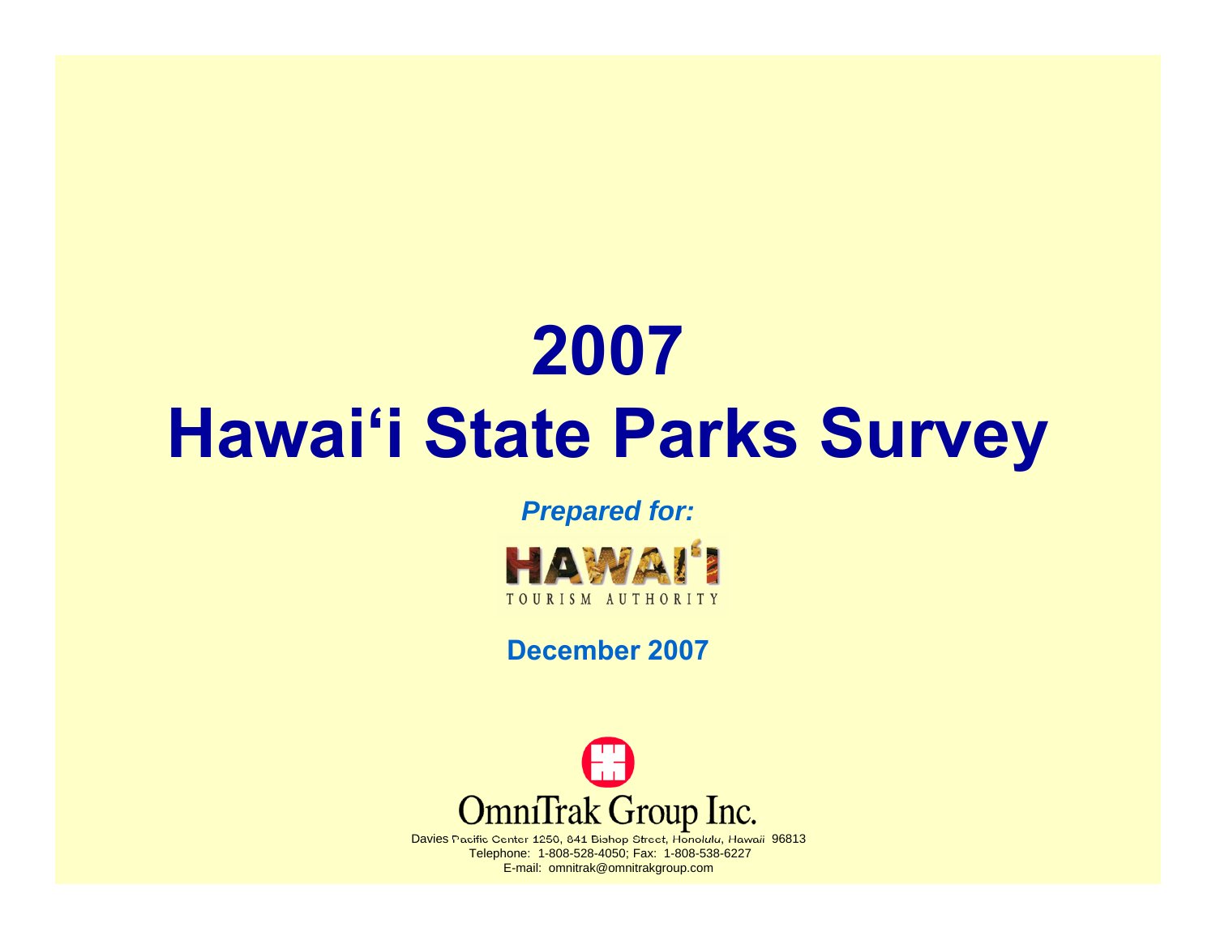# 2007
# Hawai‘i State Parks Survey

***Prepared for:***

HAWAI‘I
TOURISM AUTHORITY

**December 2007**

OmniTrak Group Inc.

Davies Pacific Center 1250, 841 Bishop Street, Honolulu, Hawaii 96813
Telephone: 1-808-528-4050; Fax: 1-808-538-6227
E-mail: omnitrak@omnitrakgroup.com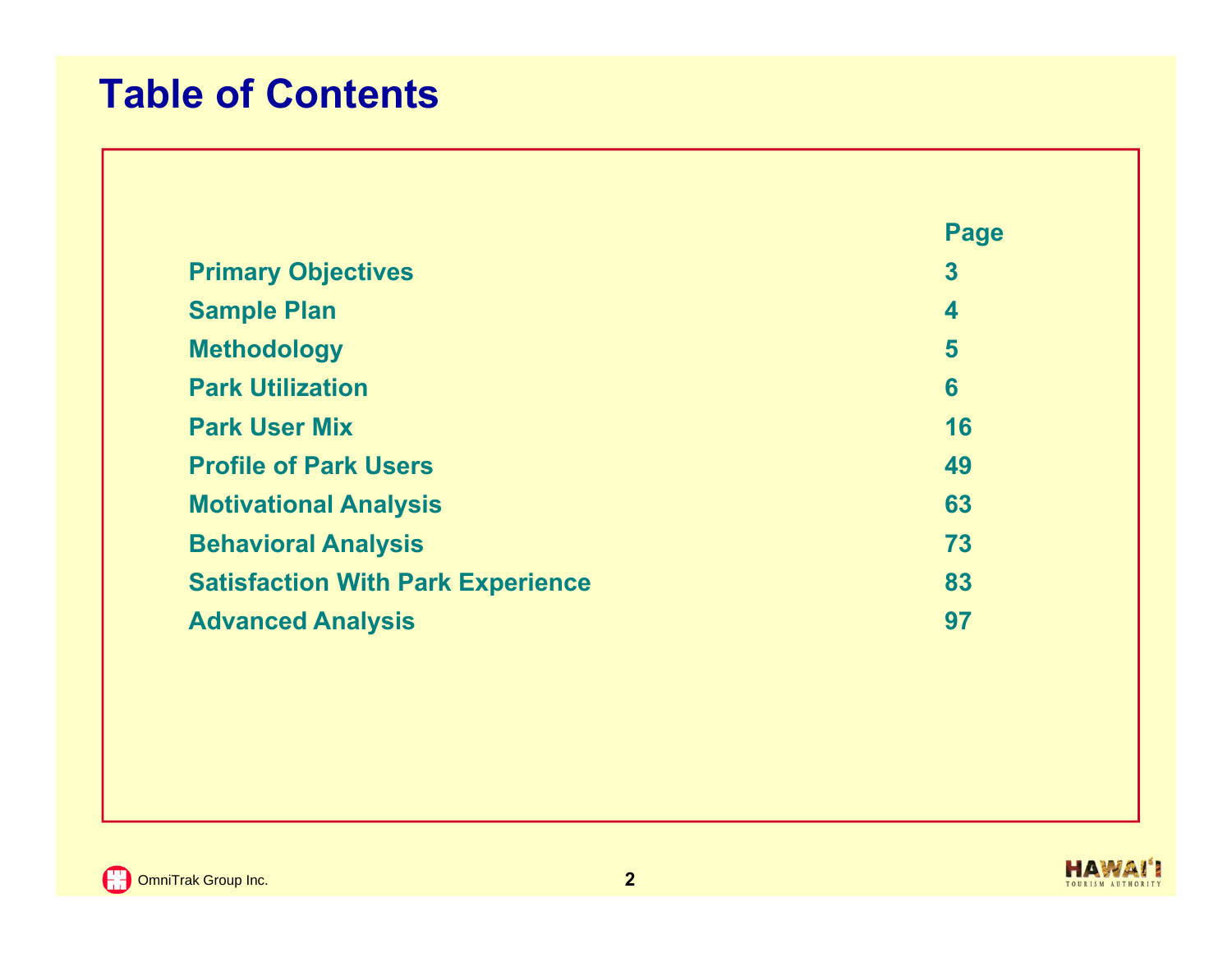# Table of Contents

| | Page |
| --- | --- |
| Primary Objectives | 3 |
| Sample Plan | 4 |
| Methodology | 5 |
| Park Utilization | 6 |
| Park User Mix | 16 |
| Profile of Park Users | 49 |
| Motivational Analysis | 63 |
| Behavioral Analysis | 73 |
| Satisfaction With Park Experience | 83 |
| Advanced Analysis | 97 |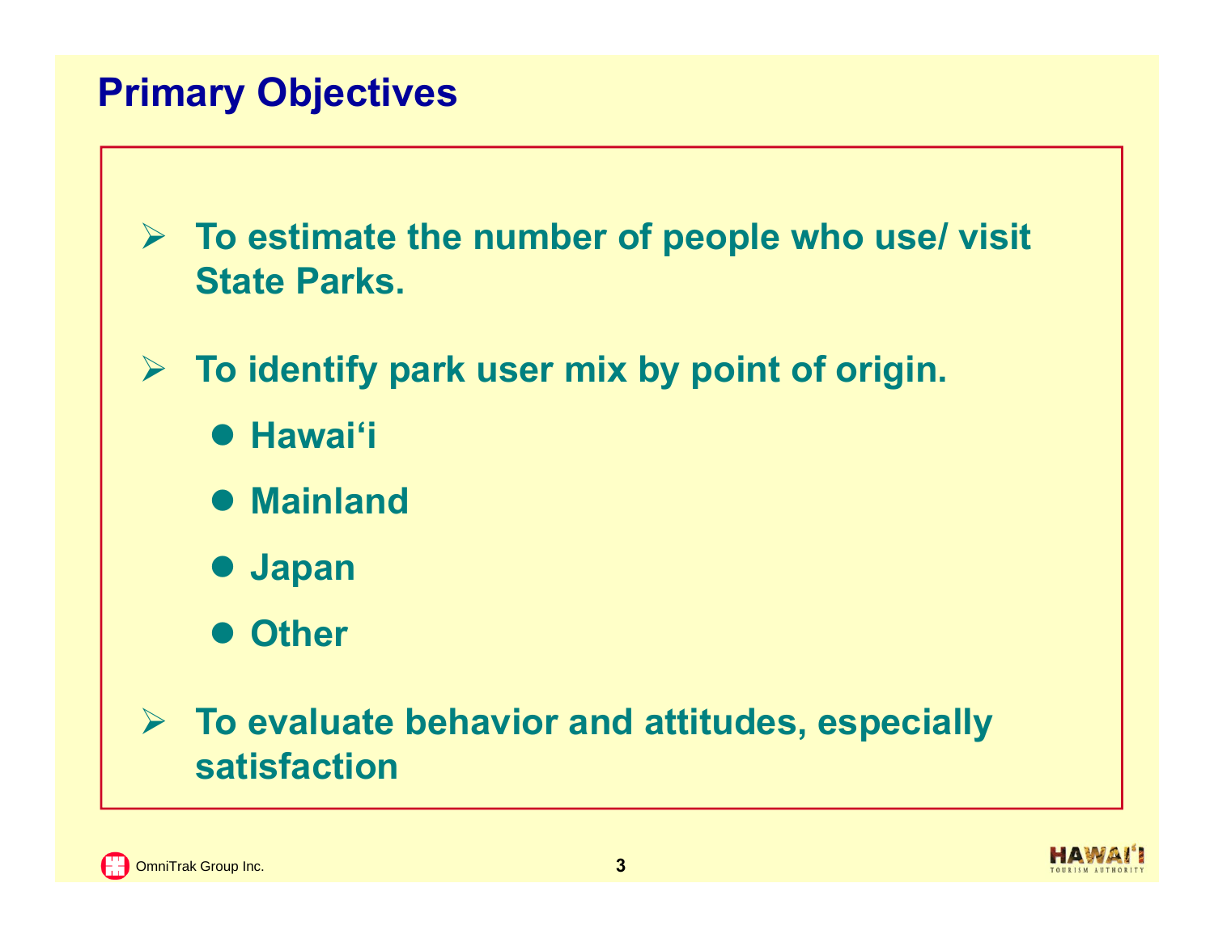# Primary Objectives

- To estimate the number of people who use/ visit State Parks.
- To identify park user mix by point of origin.
  - Hawai‘i
  - Mainland
  - Japan
  - Other
- To evaluate behavior and attitudes, especially satisfaction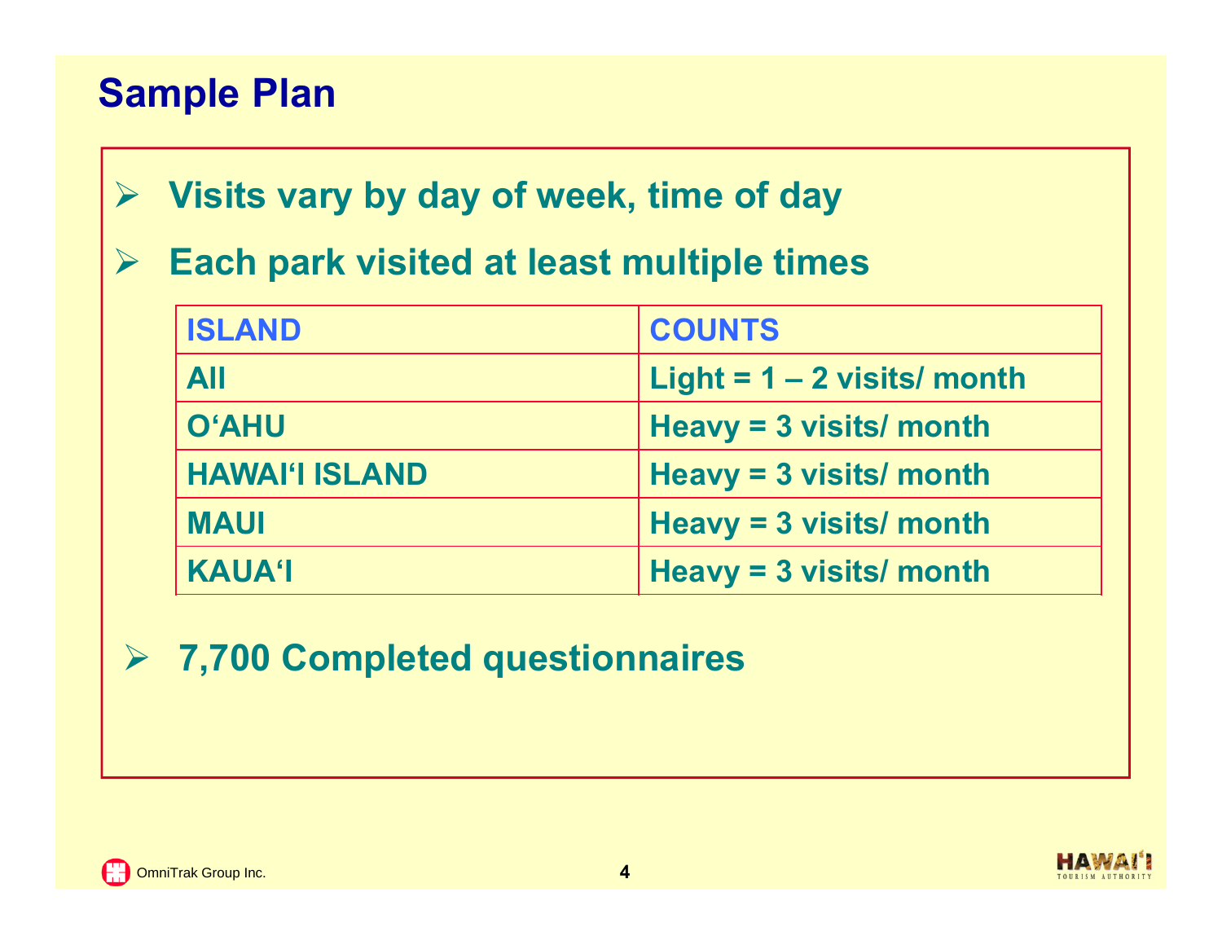# Sample Plan

- Visits vary by day of week, time of day
- Each park visited at least multiple times

| ISLAND | COUNTS |
|---|---|
| All | Light = 1 – 2 visits/ month |
| O‘AHU | Heavy = 3 visits/ month |
| HAWAI‘I ISLAND | Heavy = 3 visits/ month |
| MAUI | Heavy = 3 visits/ month |
| KAUA‘I | Heavy = 3 visits/ month |

- 7,700 Completed questionnaires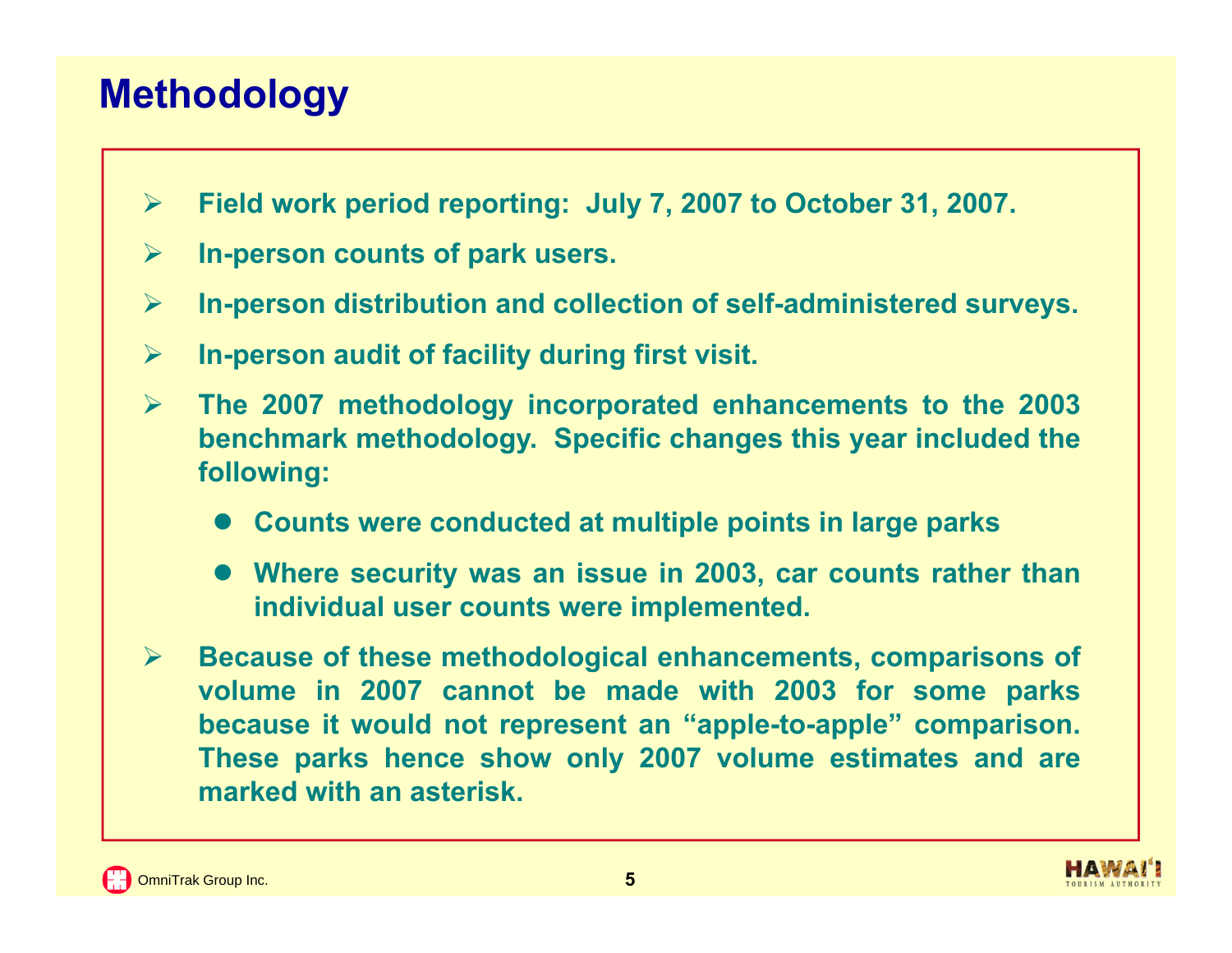# Methodology

- **Field work period reporting: July 7, 2007 to October 31, 2007.**
- **In-person counts of park users.**
- **In-person distribution and collection of self-administered surveys.**
- **In-person audit of facility during first visit.**
- **The 2007 methodology incorporated enhancements to the 2003 benchmark methodology. Specific changes this year included the following:**
  - **Counts were conducted at multiple points in large parks**
  - **Where security was an issue in 2003, car counts rather than individual user counts were implemented.**
- **Because of these methodological enhancements, comparisons of volume in 2007 cannot be made with 2003 for some parks because it would not represent an "apple-to-apple" comparison. These parks hence show only 2007 volume estimates and are marked with an asterisk.**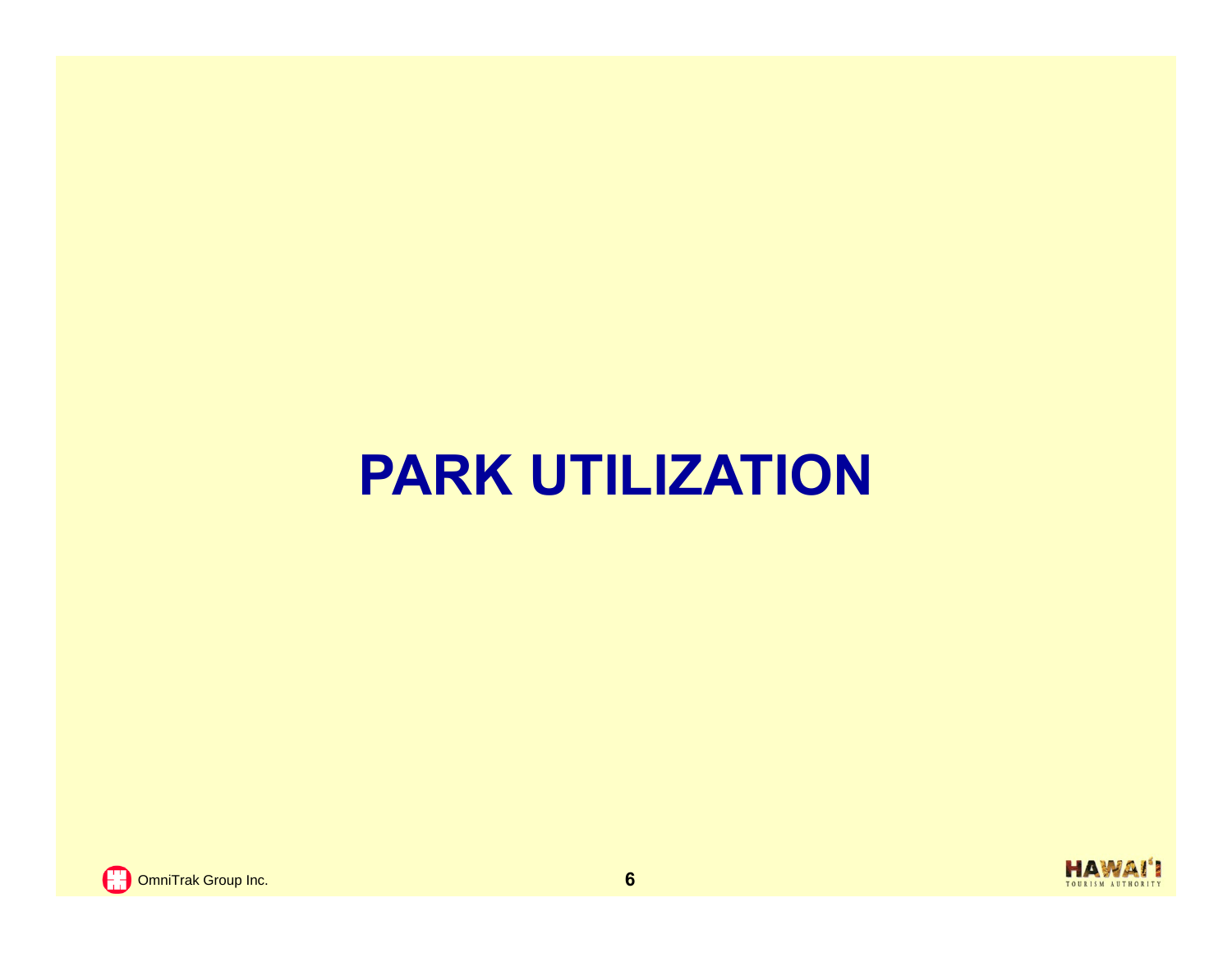# PARK UTILIZATION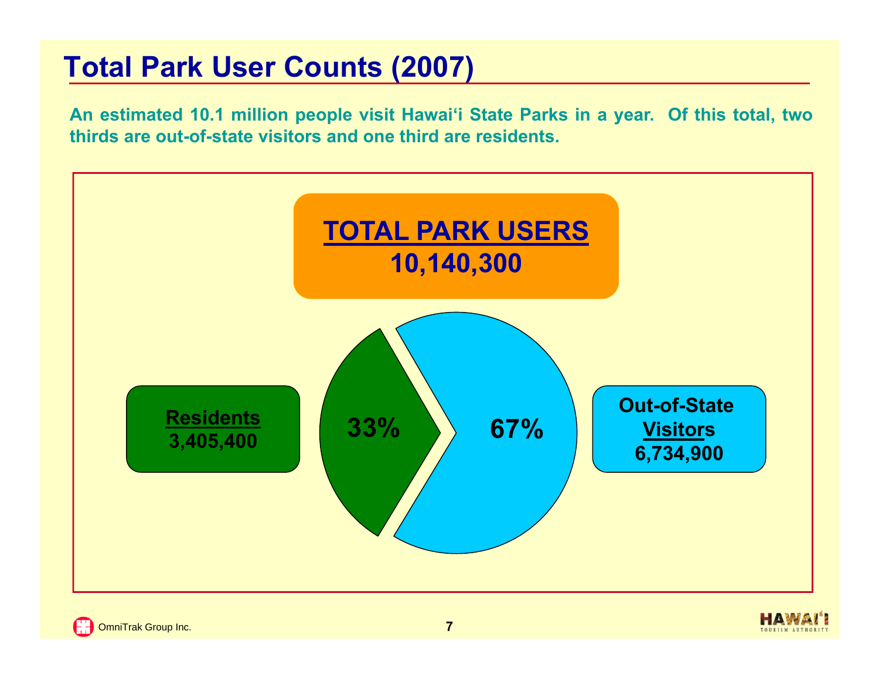# Total Park User Counts (2007)

**An estimated 10.1 million people visit Hawai'i State Parks in a year. Of this total, two thirds are out-of-state visitors and one third are residents.**

**TOTAL PARK USERS**
**10,140,300**

**Residents**
**3,405,400**

**33%**

**67%**

**Out-of-State Visitors**
**6,734,900**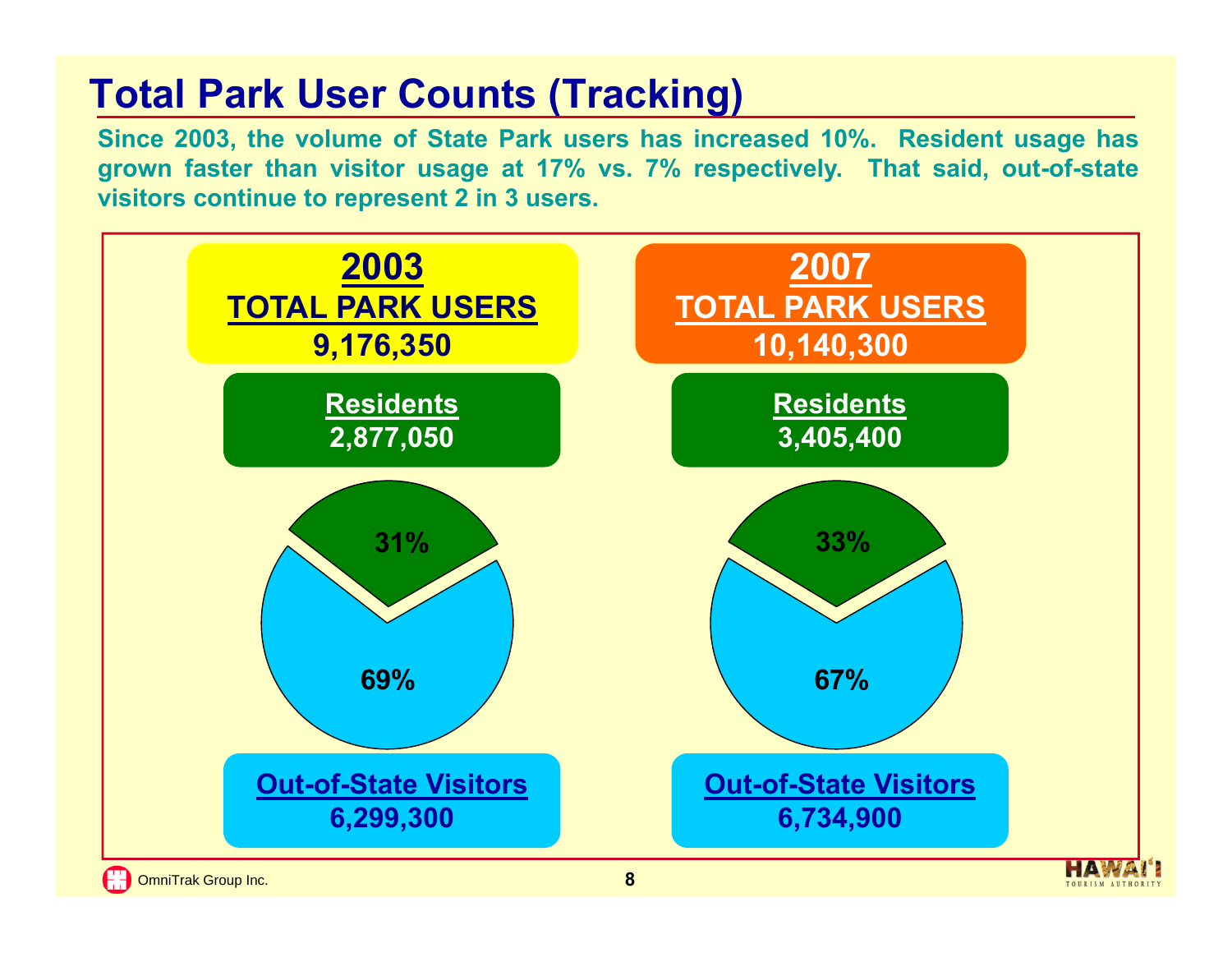# Total Park User Counts (Tracking)

**Since 2003, the volume of State Park users has increased 10%. Resident usage has grown faster than visitor usage at 17% vs. 7% respectively. That said, out-of-state visitors continue to represent 2 in 3 users.**

| | 2003 | 2007 |
|---|---|---|
| **TOTAL PARK USERS** | 9,176,350 | 10,140,300 |
| **Residents** | 2,877,050 (31%) | 3,405,400 (33%) |
| **Out-of-State Visitors** | 6,299,300 (69%) | 6,734,900 (67%) |

OmniTrak Group Inc.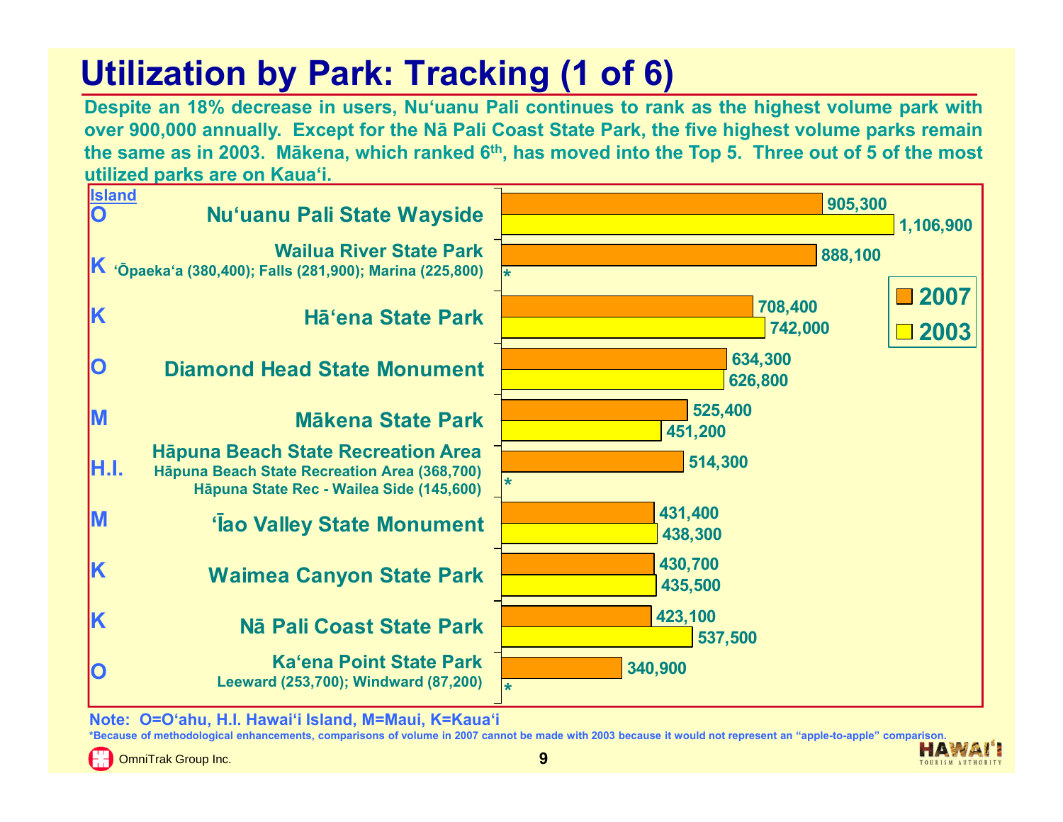# Utilization by Park: Tracking (1 of 6)

**Despite an 18% decrease in users, Nu'uanu Pali continues to rank as the highest volume park with over 900,000 annually. Except for the Nā Pali Coast State Park, the five highest volume parks remain the same as in 2003. Mākena, which ranked 6th, has moved into the Top 5. Three out of 5 of the most utilized parks are on Kaua'i.**

| Island | Park | 2007 | 2003 |
|---|---|---|---|
| O | Nu'uanu Pali State Wayside | 905,300 | 1,106,900 |
| K | Wailua River State Park<br>'Ōpaeka'a (380,400); Falls (281,900); Marina (225,800) | 888,100 | * |
| K | Hā'ena State Park | 708,400 | 742,000 |
| O | Diamond Head State Monument | 634,300 | 626,800 |
| M | Mākena State Park | 525,400 | 451,200 |
| H.I. | Hāpuna Beach State Recreation Area<br>Hāpuna Beach State Recreation Area (368,700)<br>Hāpuna State Rec - Wailea Side (145,600) | 514,300 | * |
| M | 'Īao Valley State Monument | 431,400 | 438,300 |
| K | Waimea Canyon State Park | 430,700 | 435,500 |
| K | Nā Pali Coast State Park | 423,100 | 537,500 |
| O | Ka'ena Point State Park<br>Leeward (253,700); Windward (87,200) | 340,900 | * |

**Note: O=O'ahu, H.I. Hawai'i Island, M=Maui, K=Kaua'i**

*Because of methodological enhancements, comparisons of volume in 2007 cannot be made with 2003 because it would not represent an "apple-to-apple" comparison.

OmniTrak Group Inc.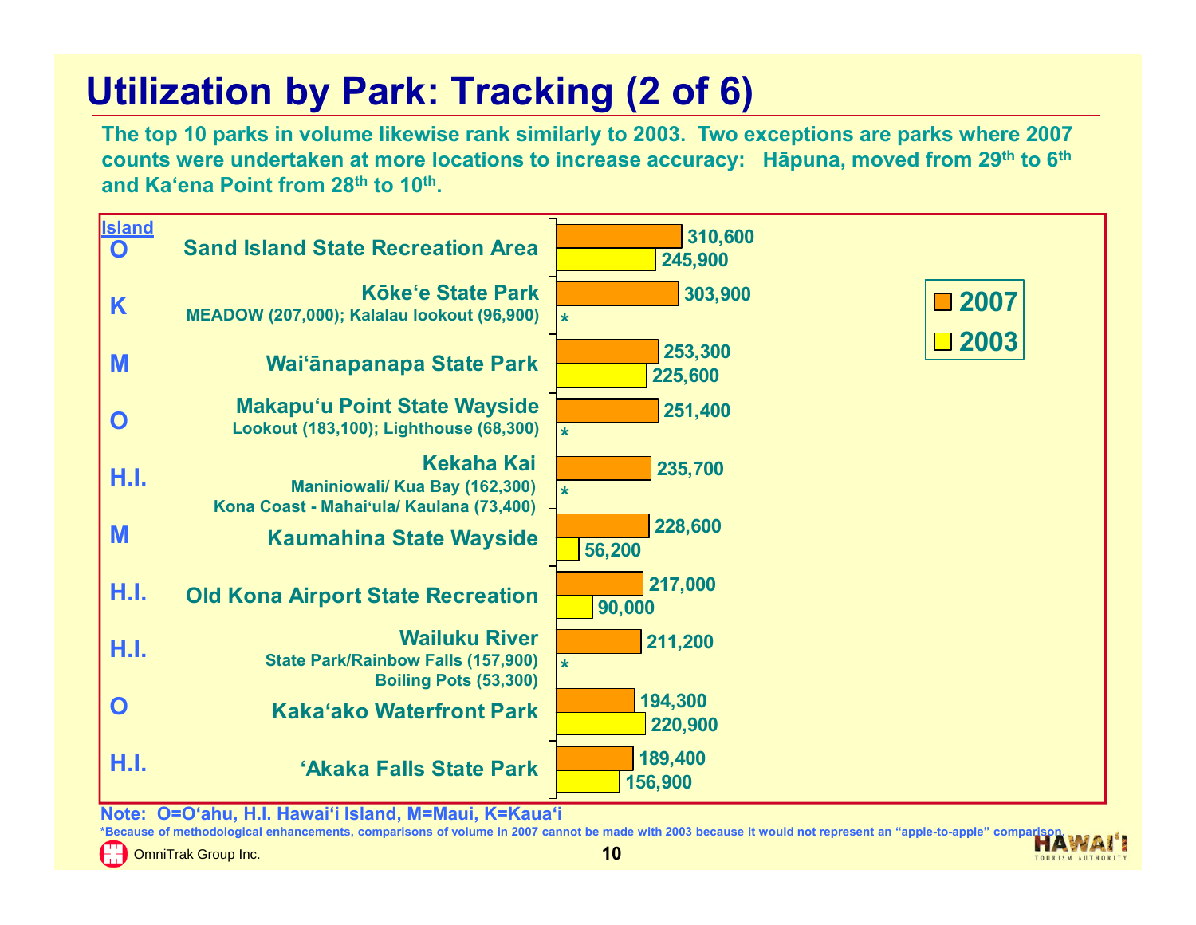# Utilization by Park: Tracking (2 of 6)

**The top 10 parks in volume likewise rank similarly to 2003. Two exceptions are parks where 2007 counts were undertaken at more locations to increase accuracy: Hāpuna, moved from 29th to 6th and Ka'ena Point from 28th to 10th.**

| Island | Park | 2007 | 2003 |
|---|---|---|---|
| O | Sand Island State Recreation Area | 310,600 | 245,900 |
| K | Kōke'e State Park<br>MEADOW (207,000); Kalalau lookout (96,900) | 303,900 | * |
| M | Wai'ānapanapa State Park | 253,300 | 225,600 |
| O | Makapu'u Point State Wayside<br>Lookout (183,100); Lighthouse (68,300) | 251,400 | * |
| H.I. | Kekaha Kai<br>Maniniowali/ Kua Bay (162,300)<br>Kona Coast - Mahai'ula/ Kaulana (73,400) | 235,700 | * |
| M | Kaumahina State Wayside | 228,600 | 56,200 |
| H.I. | Old Kona Airport State Recreation | 217,000 | 90,000 |
| H.I. | Wailuku River<br>State Park/Rainbow Falls (157,900)<br>Boiling Pots (53,300) | 211,200 | * |
| O | Kaka'ako Waterfront Park | 194,300 | 220,900 |
| H.I. | 'Akaka Falls State Park | 189,400 | 156,900 |

**Note: O=O'ahu, H.I. Hawai'i Island, M=Maui, K=Kaua'i**

*Because of methodological enhancements, comparisons of volume in 2007 cannot be made with 2003 because it would not represent an "apple-to-apple" comparison.

OmniTrak Group Inc.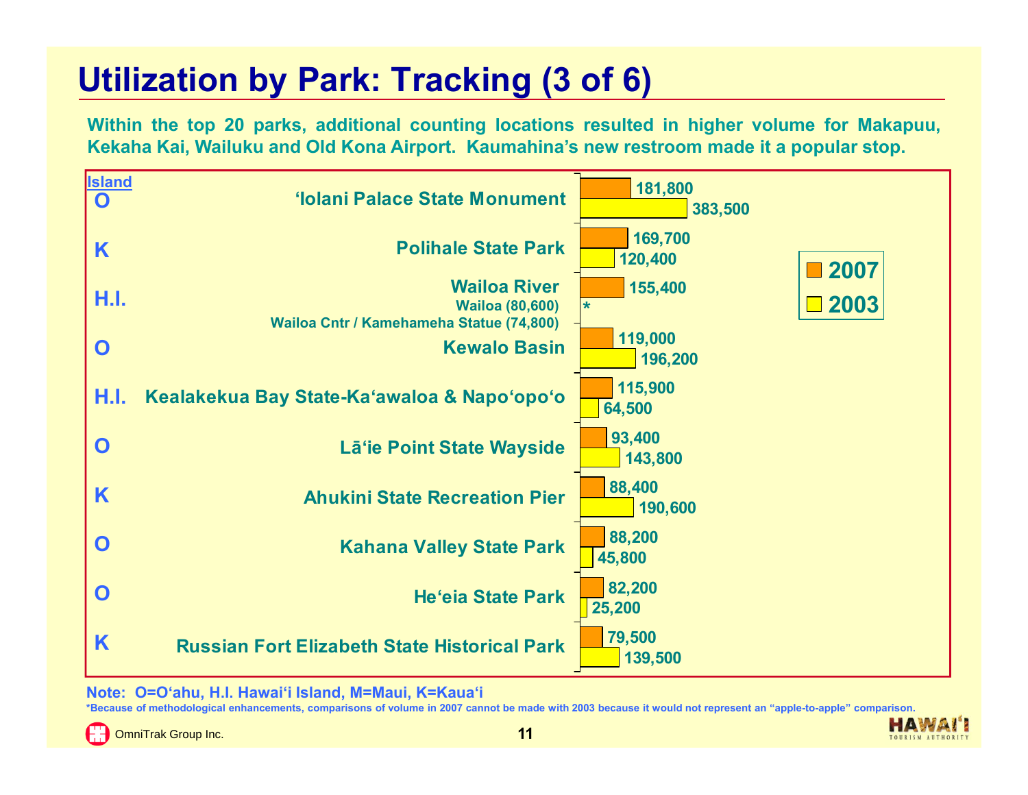# Utilization by Park: Tracking (3 of 6)

**Within the top 20 parks, additional counting locations resulted in higher volume for Makapuu, Kekaha Kai, Wailuku and Old Kona Airport. Kaumahina's new restroom made it a popular stop.**

| Island | Park | 2007 | 2003 |
|---|---|---|---|
| O | ʻIolani Palace State Monument | 181,800 | 383,500 |
| K | Polihale State Park | 169,700 | 120,400 |
| H.I. | Wailoa River<br>Wailoa (80,600)<br>Wailoa Cntr / Kamehameha Statue (74,800) | 155,400 | * |
| O | Kewalo Basin | 119,000 | 196,200 |
| H.I. | Kealakekua Bay State-Kaʻawaloa & Napoʻopoʻo | 115,900 | 64,500 |
| O | Lāʻie Point State Wayside | 93,400 | 143,800 |
| K | Ahukini State Recreation Pier | 88,400 | 190,600 |
| O | Kahana Valley State Park | 88,200 | 45,800 |
| O | Heʻeia State Park | 82,200 | 25,200 |
| K | Russian Fort Elizabeth State Historical Park | 79,500 | 139,500 |

Note: O=Oʻahu, H.I. Hawaiʻi Island, M=Maui, K=Kauaʻi

*Because of methodological enhancements, comparisons of volume in 2007 cannot be made with 2003 because it would not represent an "apple-to-apple" comparison.

OmniTrak Group Inc.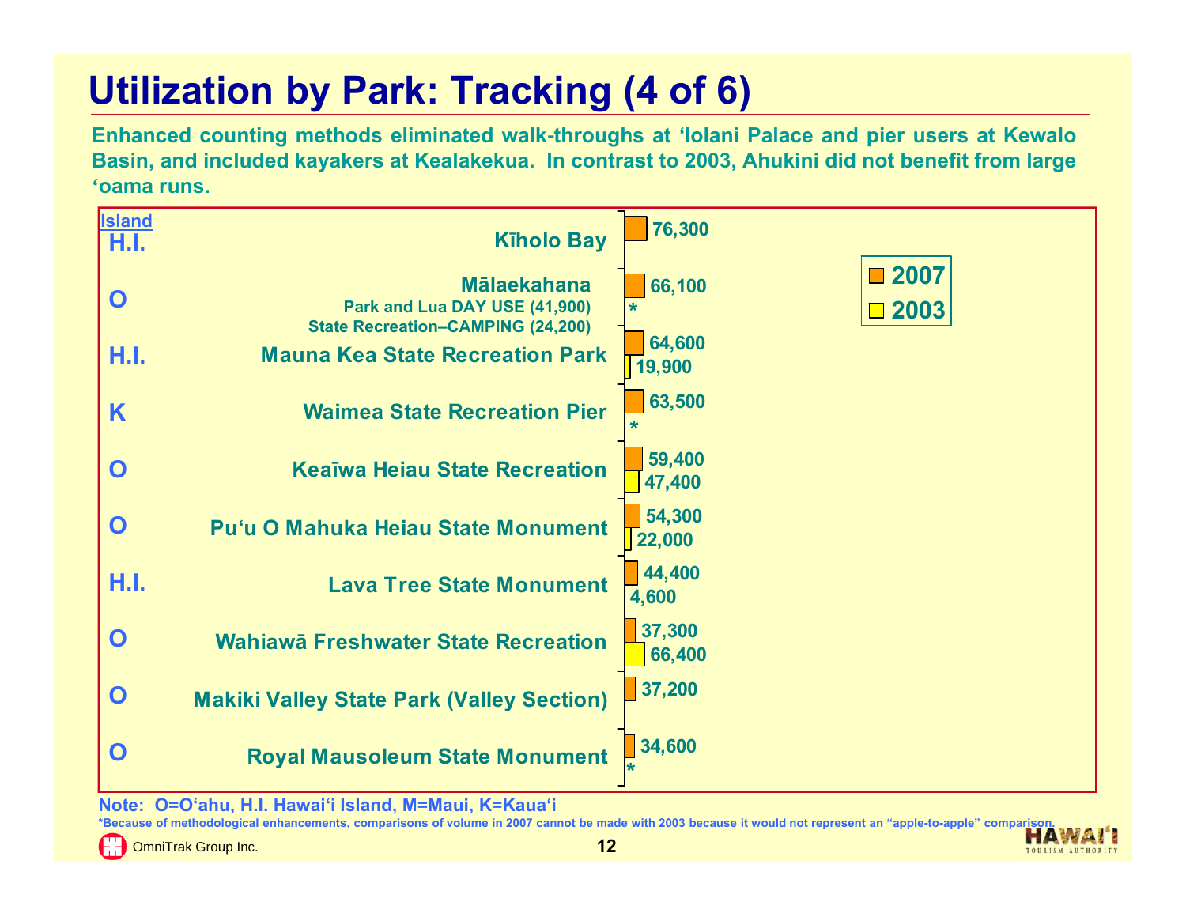# Utilization by Park: Tracking (4 of 6)

**Enhanced counting methods eliminated walk-throughs at ʻIolani Palace and pier users at Kewalo Basin, and included kayakers at Kealakekua. In contrast to 2003, Ahukini did not benefit from large ʻoama runs.**

| Island | Park | 2007 | 2003 |
|---|---|---|---|
| H.I. | Kīholo Bay | 76,300 | |
| O | Mālaekahana<br>Park and Lua DAY USE (41,900)<br>State Recreation–CAMPING (24,200) | 66,100 | * |
| H.I. | Mauna Kea State Recreation Park | 64,600 | 19,900 |
| K | Waimea State Recreation Pier | 63,500 | * |
| O | Keaīwa Heiau State Recreation | 59,400 | 47,400 |
| O | Puʻu O Mahuka Heiau State Monument | 54,300 | 22,000 |
| H.I. | Lava Tree State Monument | 44,400 | 4,600 |
| O | Wahiawā Freshwater State Recreation | 37,300 | 66,400 |
| O | Makiki Valley State Park (Valley Section) | 37,200 | |
| O | Royal Mausoleum State Monument | 34,600 | * |

Note: O=Oʻahu, H.I. Hawaiʻi Island, M=Maui, K=Kauaʻi

*Because of methodological enhancements, comparisons of volume in 2007 cannot be made with 2003 because it would not represent an "apple-to-apple" comparison.

OmniTrak Group Inc.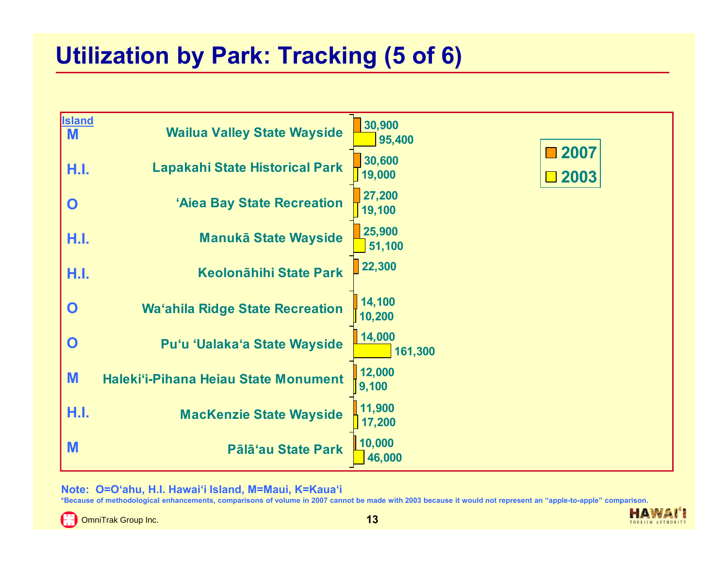# Utilization by Park: Tracking (5 of 6)

| Island | Park | 2007 | 2003 |
|---|---|---|---|
| M | Wailua Valley State Wayside | 30,900 | 95,400 |
| H.I. | Lapakahi State Historical Park | 30,600 | 19,000 |
| O | ‘Aiea Bay State Recreation | 27,200 | 19,100 |
| H.I. | Manukā State Wayside | 25,900 | 51,100 |
| H.I. | Keolonāhihi State Park | 22,300 | |
| O | Wa‘ahila Ridge State Recreation | 14,100 | 10,200 |
| O | Pu‘u ‘Ualaka‘a State Wayside | 14,000 | 161,300 |
| M | Haleki‘i-Pihana Heiau State Monument | 12,000 | 9,100 |
| H.I. | MacKenzie State Wayside | 11,900 | 17,200 |
| M | Pālā‘au State Park | 10,000 | 46,000 |

Note: O=O‘ahu, H.I. Hawai‘i Island, M=Maui, K=Kaua‘i

*Because of methodological enhancements, comparisons of volume in 2007 cannot be made with 2003 because it would not represent an "apple-to-apple" comparison.

OmniTrak Group Inc.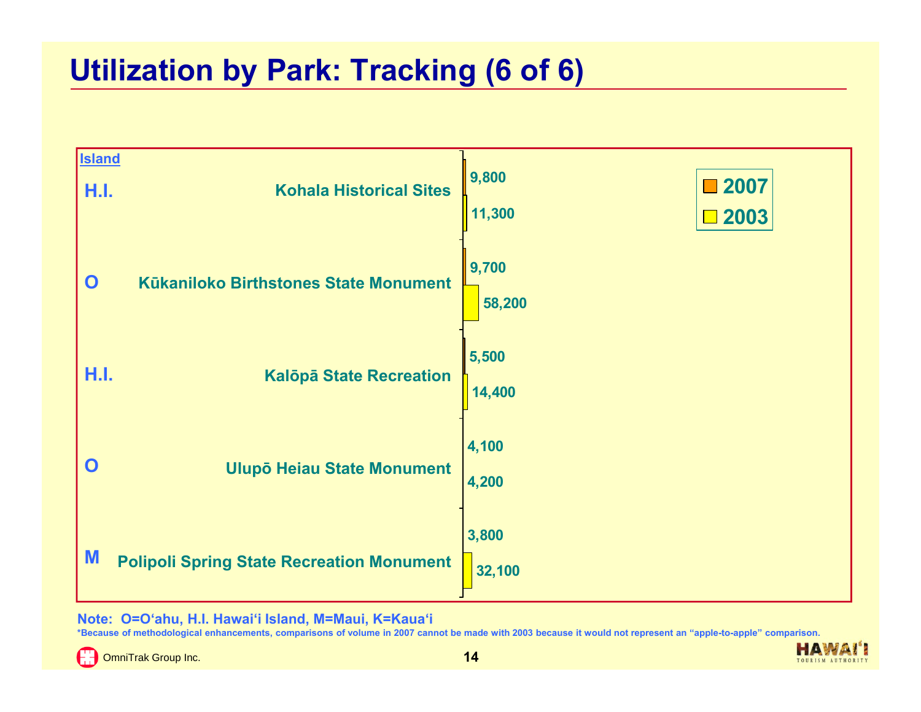# Utilization by Park: Tracking (6 of 6)

| Island | Park | 2007 | 2003 |
|---|---|---|---|
| H.I. | Kohala Historical Sites | 9,800 | 11,300 |
| O | Kūkaniloko Birthstones State Monument | 9,700 | 58,200 |
| H.I. | Kalōpā State Recreation | 5,500 | 14,400 |
| O | Ulupō Heiau State Monument | 4,100 | 4,200 |
| M | Polipoli Spring State Recreation Monument | 3,800 | 32,100 |

**Note: O=O'ahu, H.I. Hawai'i Island, M=Maui, K=Kaua'i**

*Because of methodological enhancements, comparisons of volume in 2007 cannot be made with 2003 because it would not represent an "apple-to-apple" comparison.

OmniTrak Group Inc.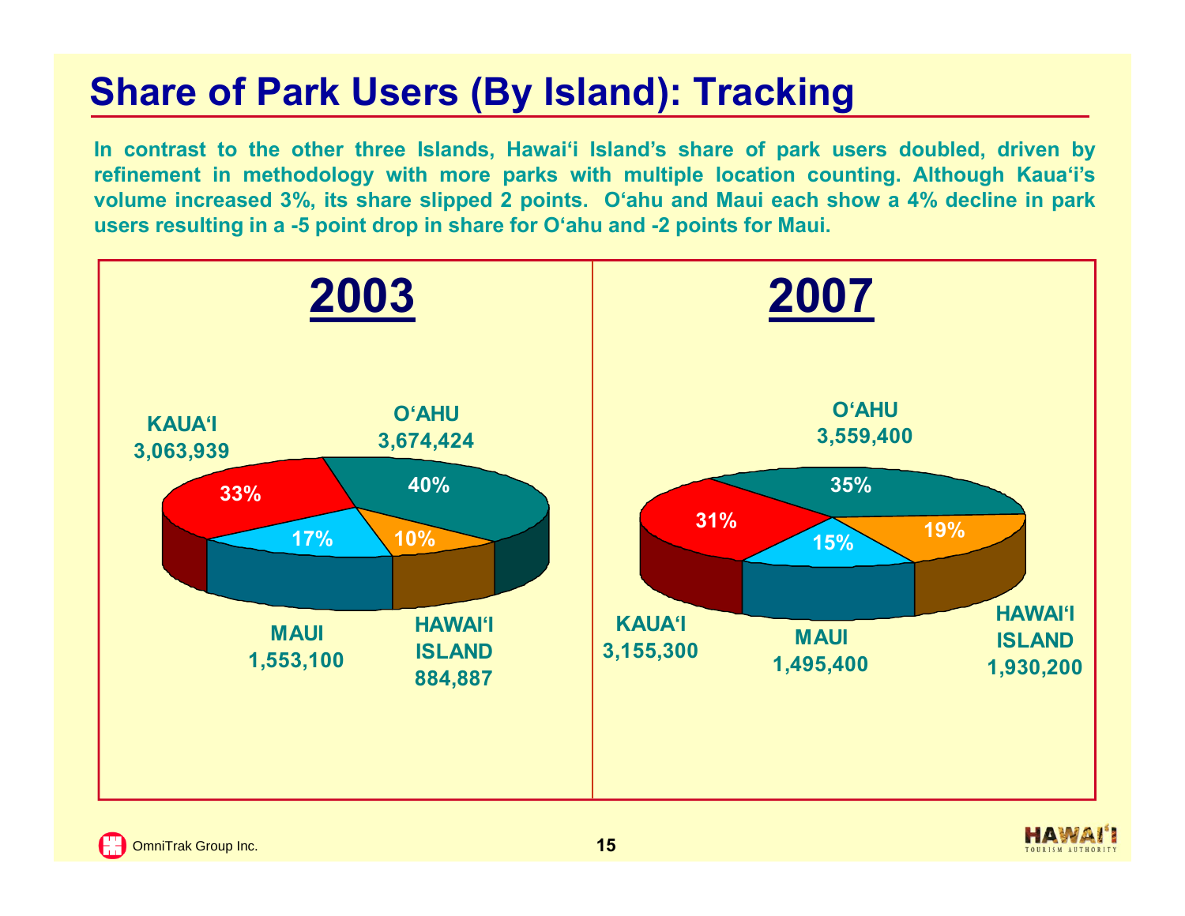# Share of Park Users (By Island): Tracking

**In contrast to the other three Islands, Hawai'i Island's share of park users doubled, driven by refinement in methodology with more parks with multiple location counting. Although Kaua'i's volume increased 3%, its share slipped 2 points. O'ahu and Maui each show a 4% decline in park users resulting in a -5 point drop in share for O'ahu and -2 points for Maui.**

| Island | 2003 Users | 2003 Share | 2007 Users | 2007 Share |
|---|---|---|---|---|
| O'AHU | 3,674,424 | 40% | 3,559,400 | 35% |
| KAUA'I | 3,063,939 | 33% | 3,155,300 | 31% |
| MAUI | 1,553,100 | 17% | 1,495,400 | 15% |
| HAWAI'I ISLAND | 884,887 | 10% | 1,930,200 | 19% |

OmniTrak Group Inc.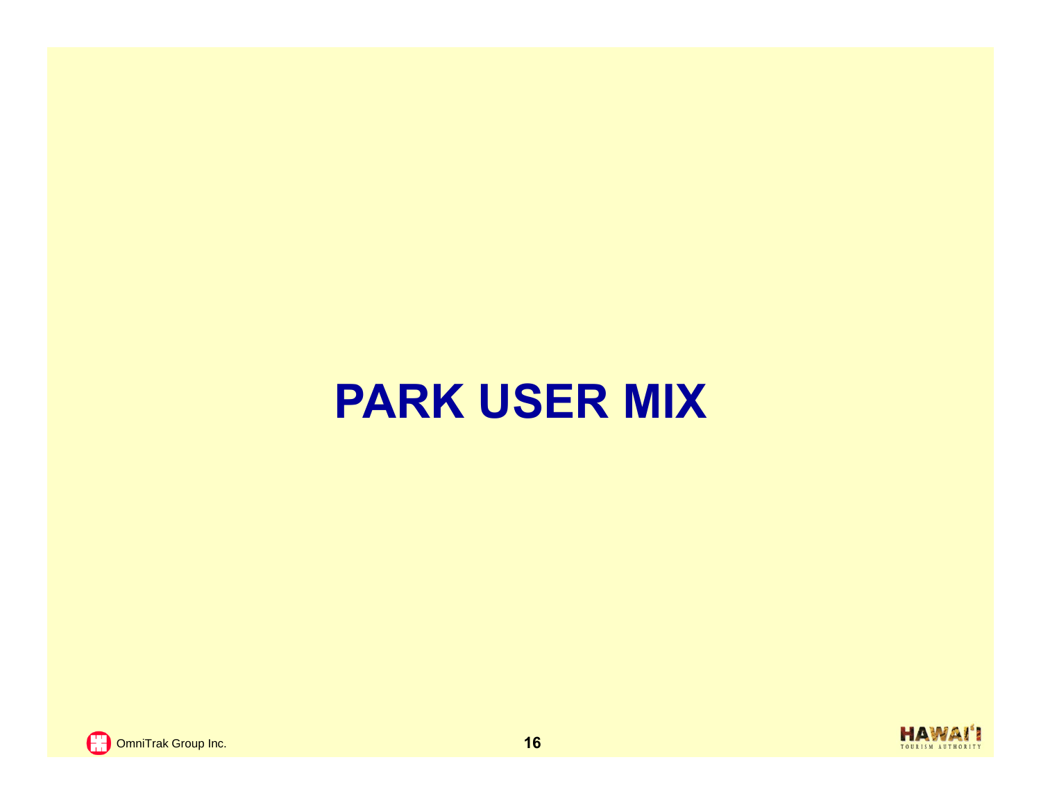# PARK USER MIX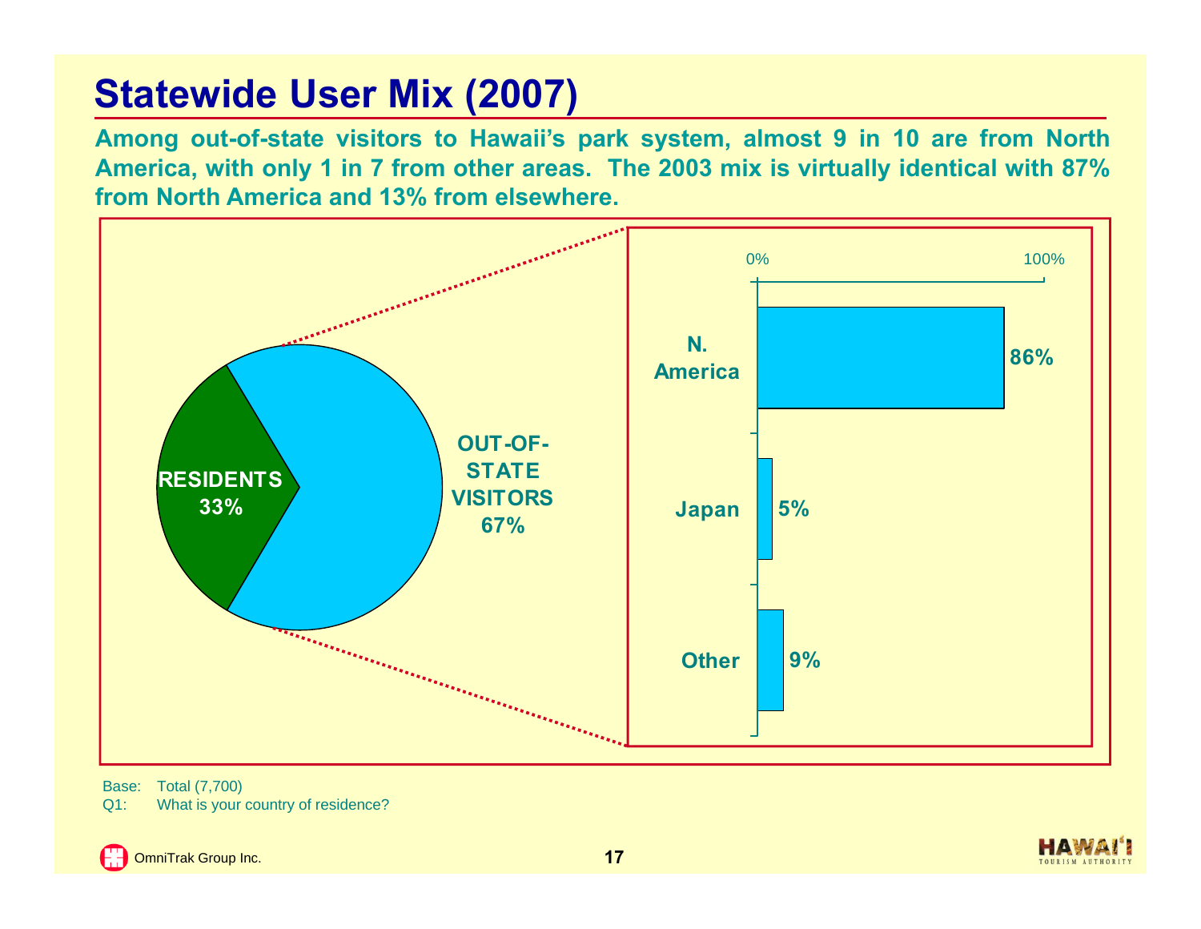# Statewide User Mix (2007)

**Among out-of-state visitors to Hawaii's park system, almost 9 in 10 are from North America, with only 1 in 7 from other areas. The 2003 mix is virtually identical with 87% from North America and 13% from elsewhere.**

| User | Percent |
|---|---|
| Residents | 33% |
| Out-of-State Visitors | 67% |

| Out-of-State Visitors | Percent |
|---|---|
| N. America | 86% |
| Japan | 5% |
| Other | 9% |

Base: Total (7,700)
Q1: What is your country of residence?

OmniTrak Group Inc.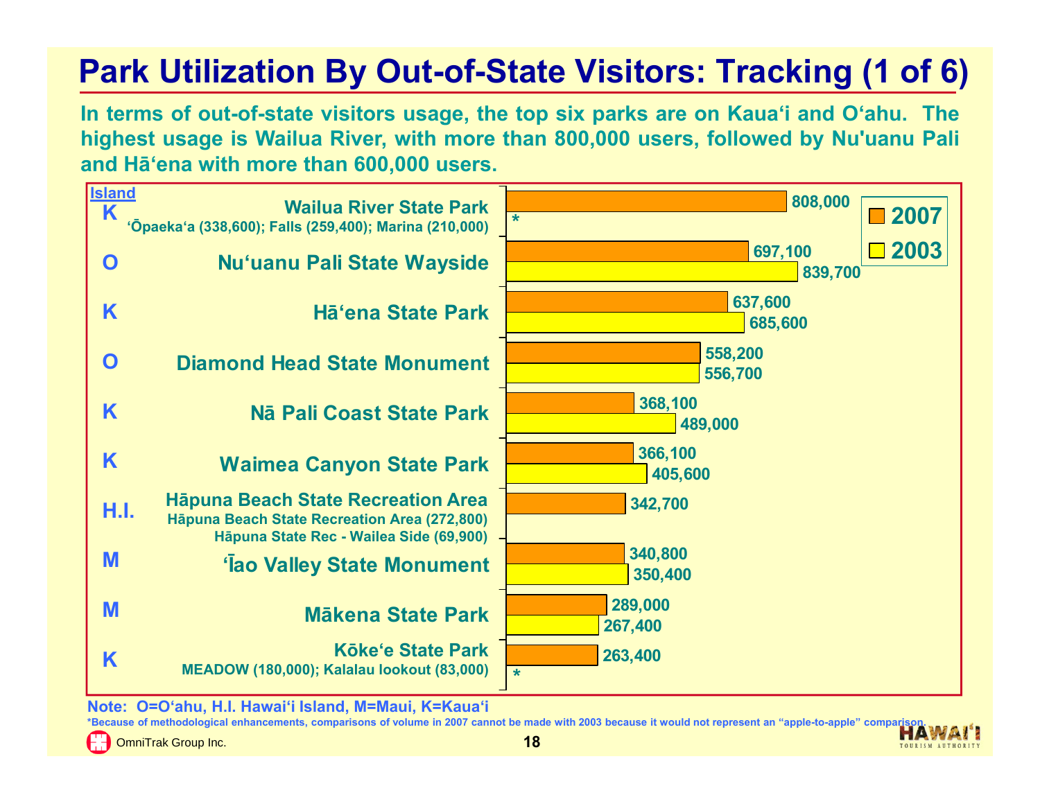# Park Utilization By Out-of-State Visitors: Tracking (1 of 6)

**In terms of out-of-state visitors usage, the top six parks are on Kaua'i and O'ahu. The highest usage is Wailua River, with more than 800,000 users, followed by Nu'uanu Pali and Hā'ena with more than 600,000 users.**

| Island | Park | 2007 | 2003 |
|---|---|---|---|
| K | Wailua River State Park<br>'Ōpaeka'a (338,600); Falls (259,400); Marina (210,000) | 808,000 | * |
| O | Nu'uanu Pali State Wayside | 697,100 | 839,700 |
| K | Hā'ena State Park | 637,600 | 685,600 |
| O | Diamond Head State Monument | 558,200 | 556,700 |
| K | Nā Pali Coast State Park | 368,100 | 489,000 |
| K | Waimea Canyon State Park | 366,100 | 405,600 |
| H.I. | Hāpuna Beach State Recreation Area<br>Hāpuna Beach State Recreation Area (272,800)<br>Hāpuna State Rec - Wailea Side (69,900) | 342,700 | |
| M | 'Īao Valley State Monument | 340,800 | 350,400 |
| M | Mākena State Park | 289,000 | 267,400 |
| K | Kōke'e State Park<br>MEADOW (180,000); Kalalau lookout (83,000) | 263,400 | * |

Note: O=O'ahu, H.I. Hawai'i Island, M=Maui, K=Kaua'i

*Because of methodological enhancements, comparisons of volume in 2007 cannot be made with 2003 because it would not represent an "apple-to-apple" comparison.

OmniTrak Group Inc.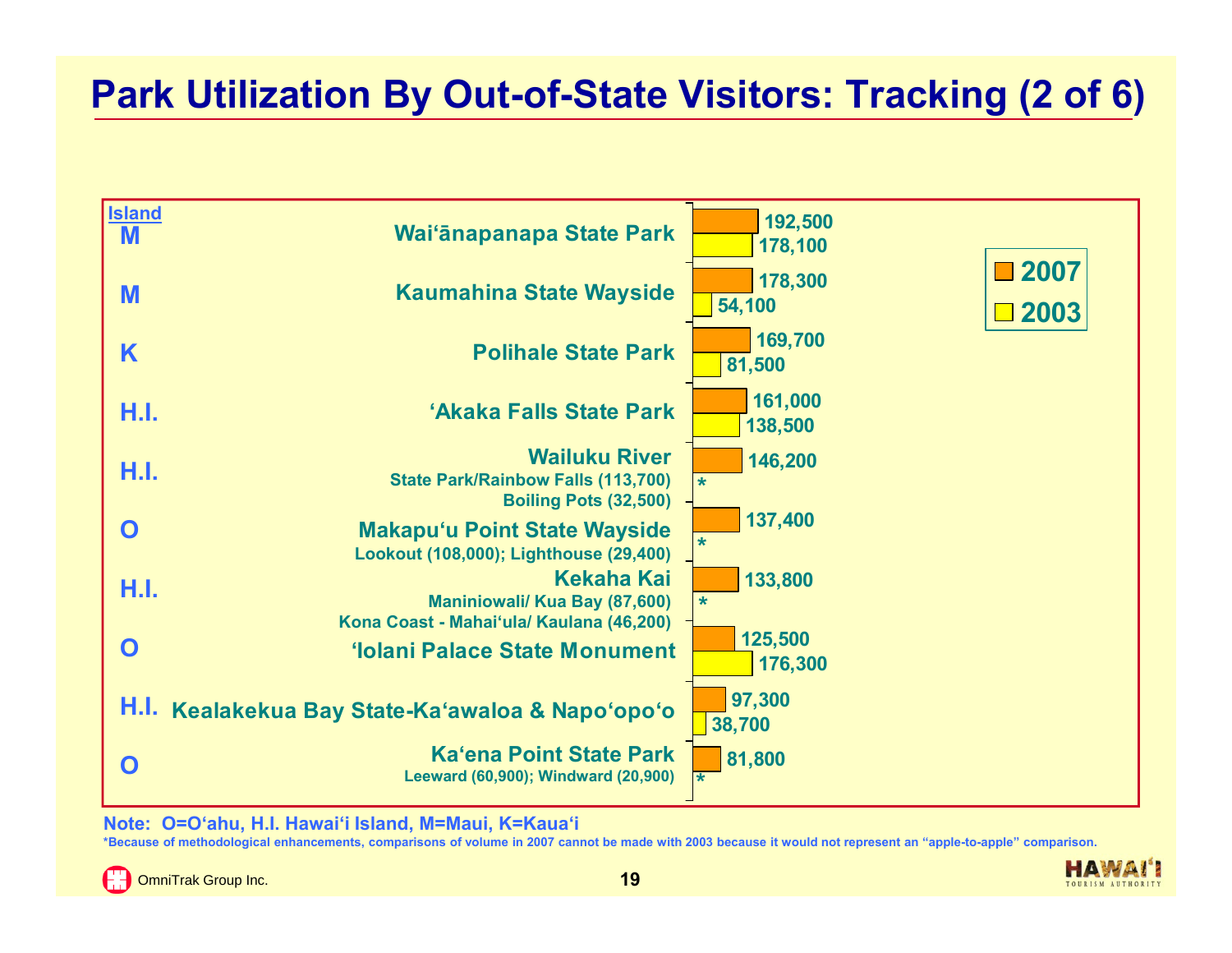# Park Utilization By Out-of-State Visitors: Tracking (2 of 6)

| Island | Park | 2007 | 2003 |
|---|---|---|---|
| M | Wai'ānapanapa State Park | 192,500 | 178,100 |
| M | Kaumahina State Wayside | 178,300 | 54,100 |
| K | Polihale State Park | 169,700 | 81,500 |
| H.I. | 'Akaka Falls State Park | 161,000 | 138,500 |
| H.I. | Wailuku River State Park/Rainbow Falls (113,700) Boiling Pots (32,500) | 146,200 | * |
| O | Makapu'u Point State Wayside Lookout (108,000); Lighthouse (29,400) | 137,400 | * |
| H.I. | Kekaha Kai Maniniowali/ Kua Bay (87,600) Kona Coast - Mahai'ula/ Kaulana (46,200) | 133,800 | * |
| O | 'Iolani Palace State Monument | 125,500 | 176,300 |
| H.I. | Kealakekua Bay State-Ka'awaloa & Napo'opo'o | 97,300 | 38,700 |
| O | Ka'ena Point State Park Leeward (60,900); Windward (20,900) | 81,800 | * |

Note: O=O'ahu, H.I. Hawai'i Island, M=Maui, K=Kaua'i

*Because of methodological enhancements, comparisons of volume in 2007 cannot be made with 2003 because it would not represent an "apple-to-apple" comparison.

OmniTrak Group Inc.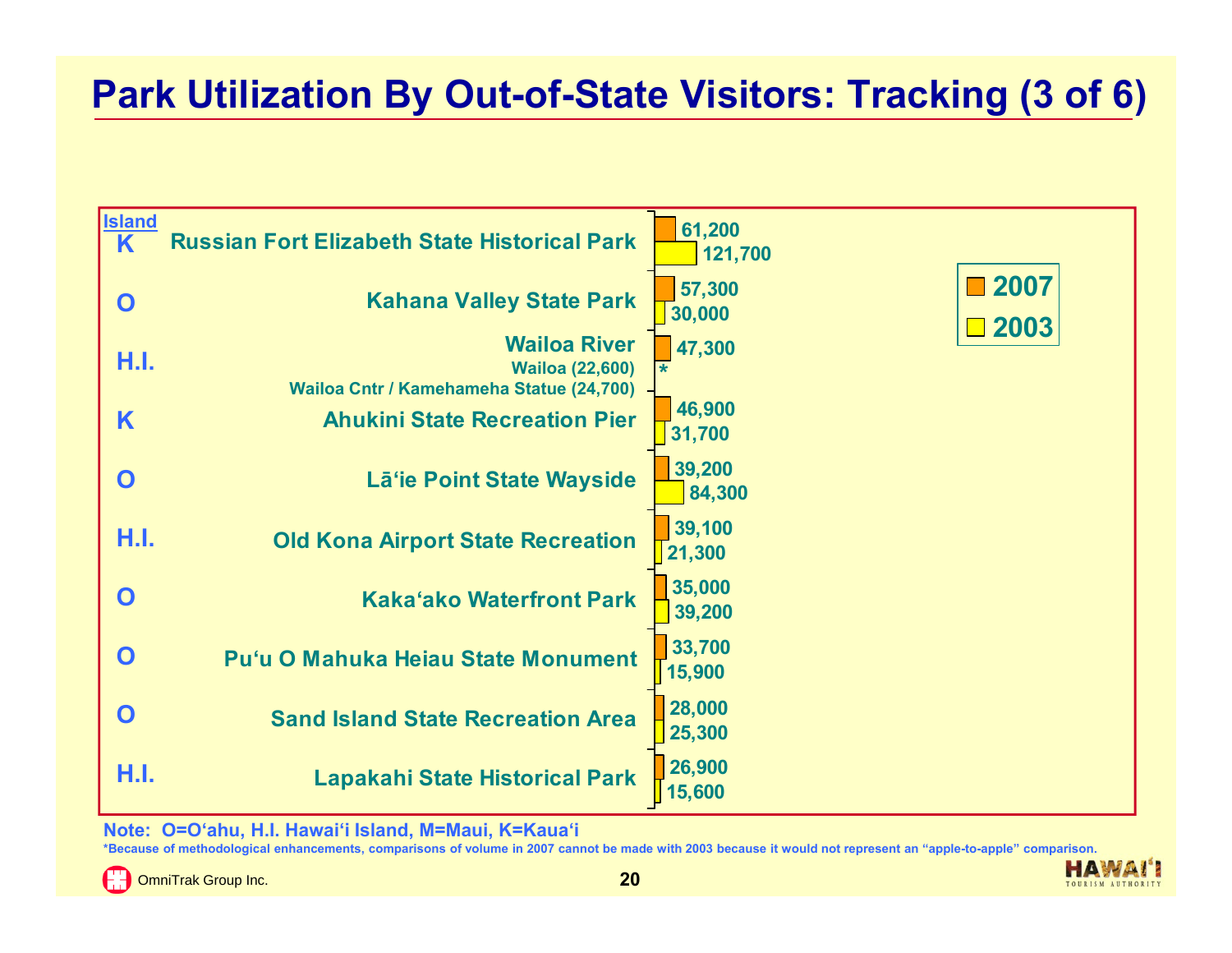# Park Utilization By Out-of-State Visitors: Tracking (3 of 6)

| Island | Park | 2007 | 2003 |
|---|---|---|---|
| K | Russian Fort Elizabeth State Historical Park | 61,200 | 121,700 |
| O | Kahana Valley State Park | 57,300 | 30,000 |
| H.I. | Wailoa River<br>Wailoa (22,600)<br>Wailoa Cntr / Kamehameha Statue (24,700) | 47,300 | * |
| K | Ahukini State Recreation Pier | 46,900 | 31,700 |
| O | Lā'ie Point State Wayside | 39,200 | 84,300 |
| H.I. | Old Kona Airport State Recreation | 39,100 | 21,300 |
| O | Kaka'ako Waterfront Park | 35,000 | 39,200 |
| O | Pu'u O Mahuka Heiau State Monument | 33,700 | 15,900 |
| O | Sand Island State Recreation Area | 28,000 | 25,300 |
| H.I. | Lapakahi State Historical Park | 26,900 | 15,600 |

Note: O=O'ahu, H.I. Hawai'i Island, M=Maui, K=Kaua'i

*Because of methodological enhancements, comparisons of volume in 2007 cannot be made with 2003 because it would not represent an "apple-to-apple" comparison.

OmniTrak Group Inc.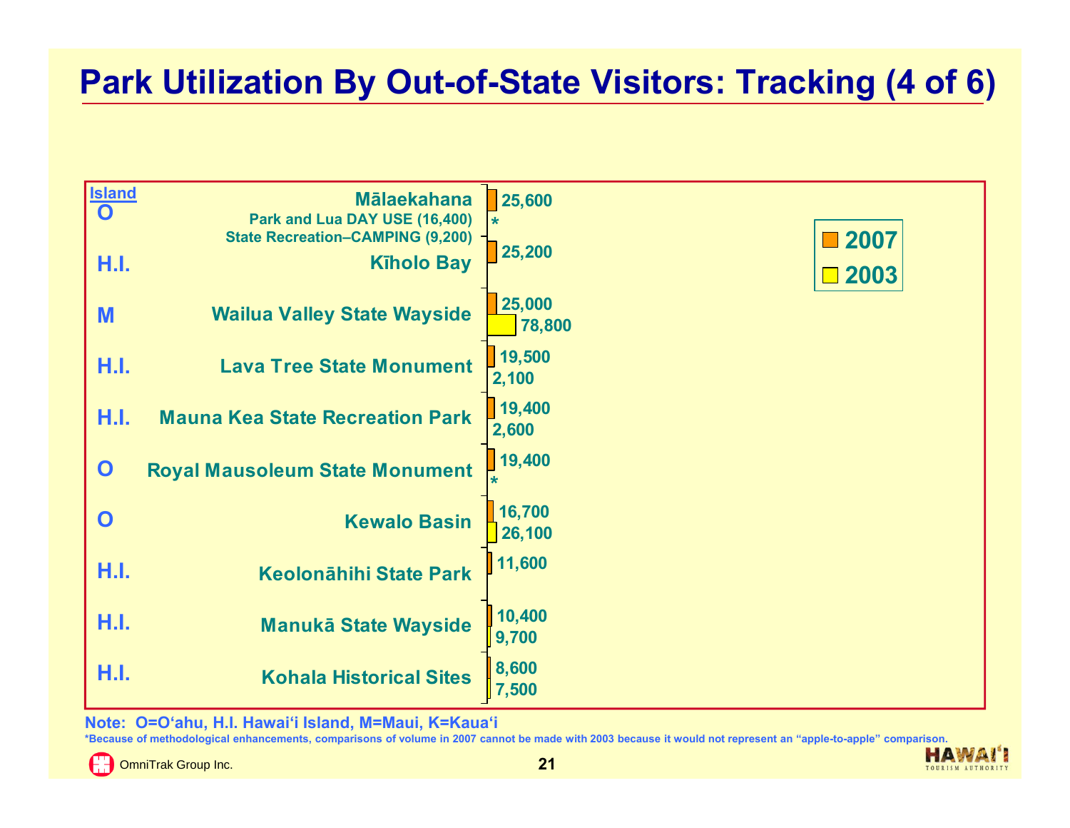# Park Utilization By Out-of-State Visitors: Tracking (4 of 6)

| Island | Park | 2007 | 2003 |
|---|---|---|---|
| O | Mālaekahana<br>Park and Lua DAY USE (16,400)<br>State Recreation–CAMPING (9,200) | 25,600 | * |
| H.I. | Kīholo Bay | 25,200 | |
| M | Wailua Valley State Wayside | 25,000 | 78,800 |
| H.I. | Lava Tree State Monument | 19,500 | 2,100 |
| H.I. | Mauna Kea State Recreation Park | 19,400 | 2,600 |
| O | Royal Mausoleum State Monument | 19,400 | * |
| O | Kewalo Basin | 16,700 | 26,100 |
| H.I. | Keolonāhihi State Park | 11,600 | |
| H.I. | Manukā State Wayside | 10,400 | 9,700 |
| H.I. | Kohala Historical Sites | 8,600 | 7,500 |

Note: O=O'ahu, H.I. Hawai'i Island, M=Maui, K=Kaua'i

*Because of methodological enhancements, comparisons of volume in 2007 cannot be made with 2003 because it would not represent an "apple-to-apple" comparison.

OmniTrak Group Inc.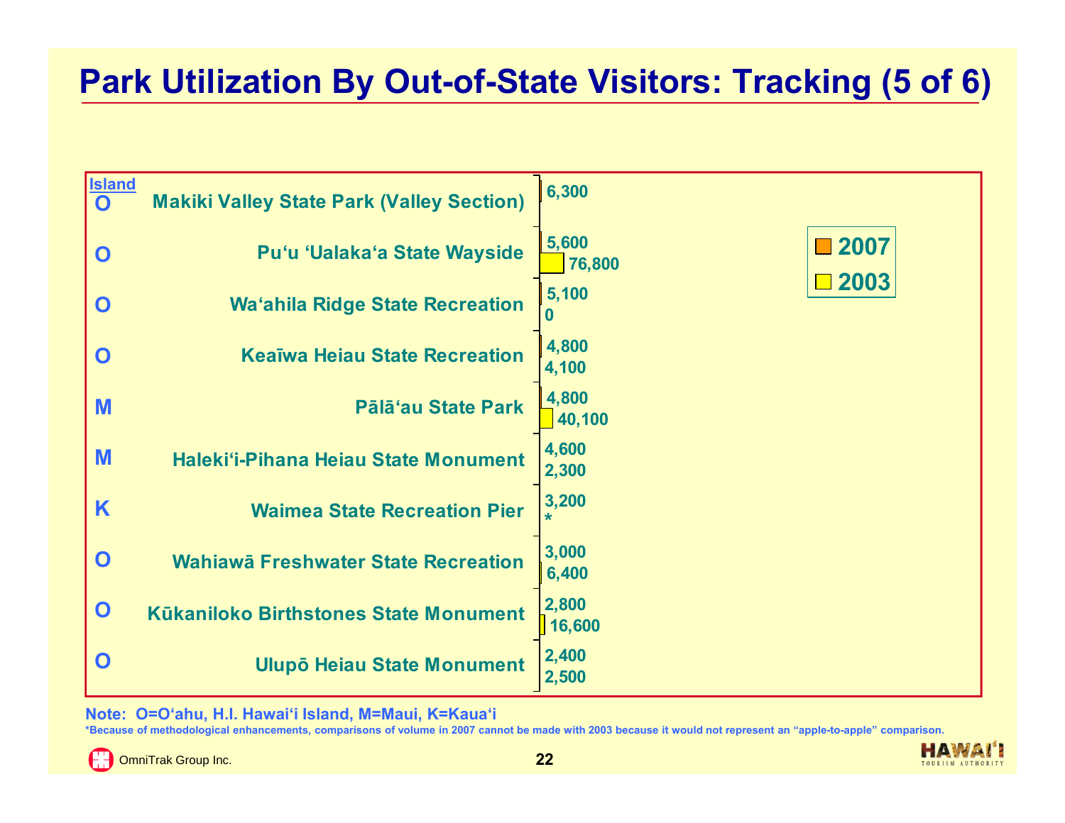# Park Utilization By Out-of-State Visitors: Tracking (5 of 6)

| Island | Park | 2007 | 2003 |
| --- | --- | --- | --- |
| O | Makiki Valley State Park (Valley Section) | 6,300 | |
| O | Pu'u 'Ualaka'a State Wayside | 5,600 | 76,800 |
| O | Wa'ahila Ridge State Recreation | 5,100 | 0 |
| O | Keaīwa Heiau State Recreation | 4,800 | 4,100 |
| M | Pālā'au State Park | 4,800 | 40,100 |
| M | Haleki'i-Pihana Heiau State Monument | 4,600 | 2,300 |
| K | Waimea State Recreation Pier | 3,200 | * |
| O | Wahiawā Freshwater State Recreation | 3,000 | 6,400 |
| O | Kūkaniloko Birthstones State Monument | 2,800 | 16,600 |
| O | Ulupō Heiau State Monument | 2,400 | 2,500 |

**Note: O=O'ahu, H.I. Hawai'i Island, M=Maui, K=Kaua'i**

*Because of methodological enhancements, comparisons of volume in 2007 cannot be made with 2003 because it would not represent an "apple-to-apple" comparison.

OmniTrak Group Inc.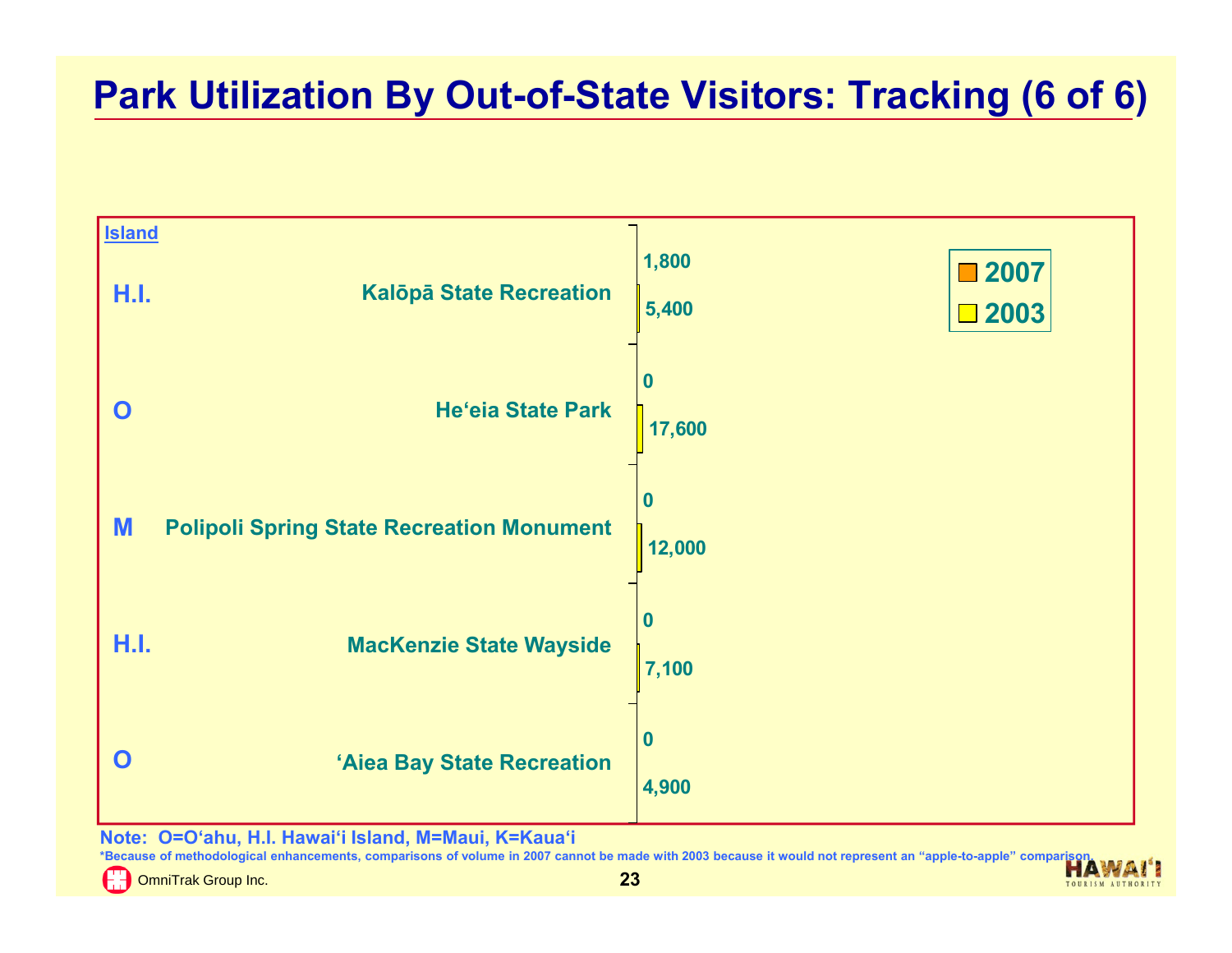# Park Utilization By Out-of-State Visitors: Tracking (6 of 6)

| Island | Park | 2007 | 2003 |
|---|---|---|---|
| H.I. | Kalōpā State Recreation | 1,800 | 5,400 |
| O | He‘eia State Park | 0 | 17,600 |
| M | Polipoli Spring State Recreation Monument | 0 | 12,000 |
| H.I. | MacKenzie State Wayside | 0 | 7,100 |
| O | ‘Aiea Bay State Recreation | 0 | 4,900 |

Note: O=O‘ahu, H.I. Hawai‘i Island, M=Maui, K=Kaua‘i

*Because of methodological enhancements, comparisons of volume in 2007 cannot be made with 2003 because it would not represent an "apple-to-apple" comparison.

OmniTrak Group Inc.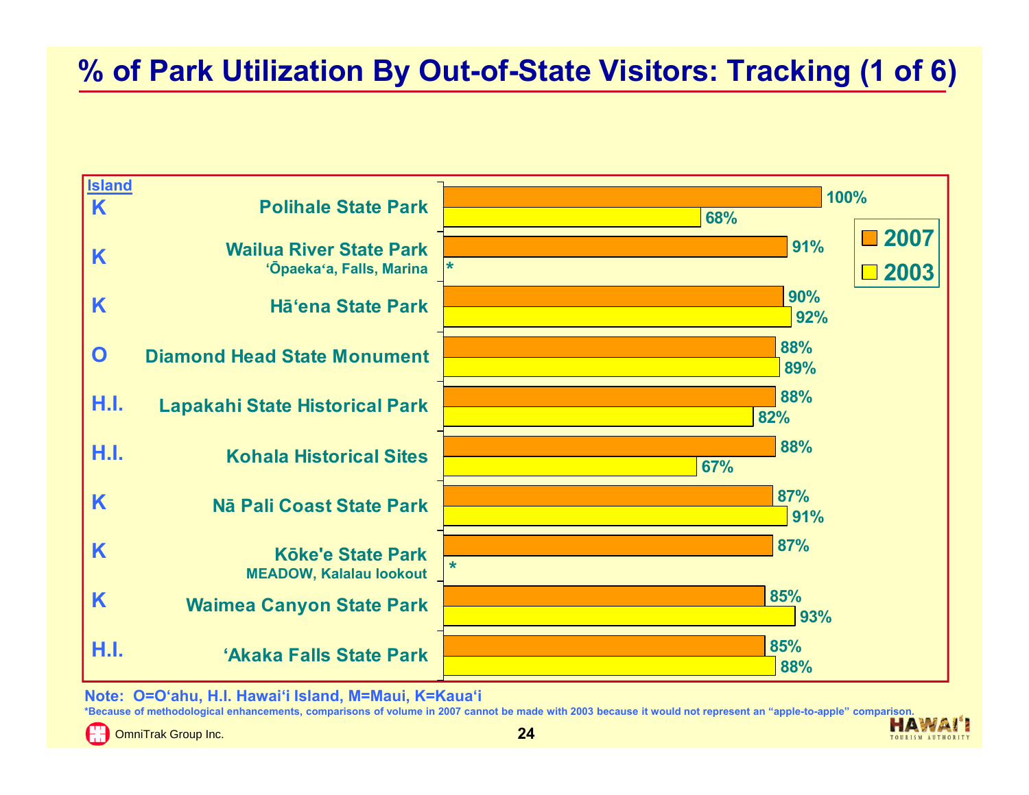# % of Park Utilization By Out-of-State Visitors: Tracking (1 of 6)

| Island | Park | 2007 | 2003 |
|---|---|---|---|
| K | Polihale State Park | 100% | 68% |
| K | Wailua River State Park<br>'Ōpaeka'a, Falls, Marina | 91% | * |
| K | Hā'ena State Park | 90% | 92% |
| O | Diamond Head State Monument | 88% | 89% |
| H.I. | Lapakahi State Historical Park | 88% | 82% |
| H.I. | Kohala Historical Sites | 88% | 67% |
| K | Nā Pali Coast State Park | 87% | 91% |
| K | Kōke'e State Park<br>MEADOW, Kalalau lookout | 87% | * |
| K | Waimea Canyon State Park | 85% | 93% |
| H.I. | 'Akaka Falls State Park | 85% | 88% |

**Note: O=O'ahu, H.I. Hawai'i Island, M=Maui, K=Kaua'i**

**\*Because of methodological enhancements, comparisons of volume in 2007 cannot be made with 2003 because it would not represent an "apple-to-apple" comparison.**

OmniTrak Group Inc.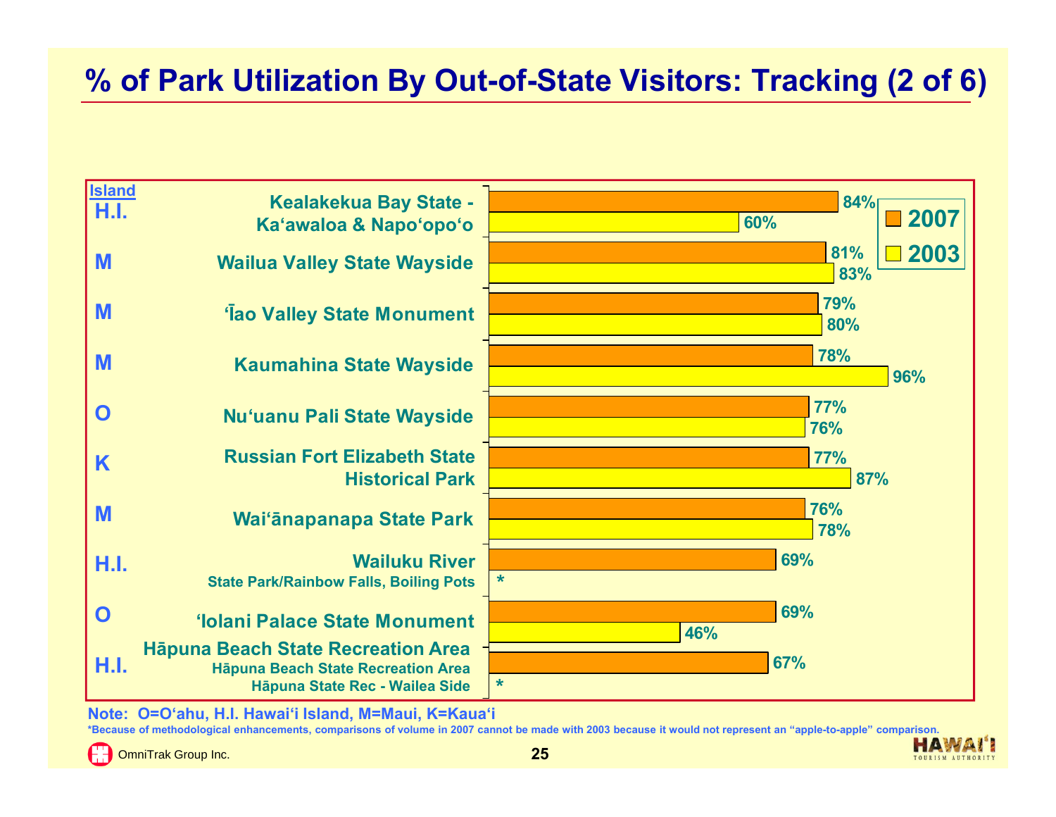# % of Park Utilization By Out-of-State Visitors: Tracking (2 of 6)

| Island | Park | 2007 | 2003 |
|---|---|---|---|
| H.I. | Kealakekua Bay State - Ka‘awaloa & Napo‘opo‘o | 84% | 60% |
| M | Wailua Valley State Wayside | 81% | 83% |
| M | ‘Īao Valley State Monument | 79% | 80% |
| M | Kaumahina State Wayside | 78% | 96% |
| O | Nu‘uanu Pali State Wayside | 77% | 76% |
| K | Russian Fort Elizabeth State Historical Park | 77% | 87% |
| M | Wai‘ānapanapa State Park | 76% | 78% |
| H.I. | Wailuku River State Park/Rainbow Falls, Boiling Pots | 69% | * |
| O | ‘Iolani Palace State Monument | 69% | 46% |
| H.I. | Hāpuna Beach State Recreation Area (Hāpuna Beach State Recreation Area; Hāpuna State Rec - Wailea Side) | 67% | * |

**Note: O=O‘ahu, H.I. Hawai‘i Island, M=Maui, K=Kaua‘i**

*Because of methodological enhancements, comparisons of volume in 2007 cannot be made with 2003 because it would not represent an “apple-to-apple” comparison.

OmniTrak Group Inc.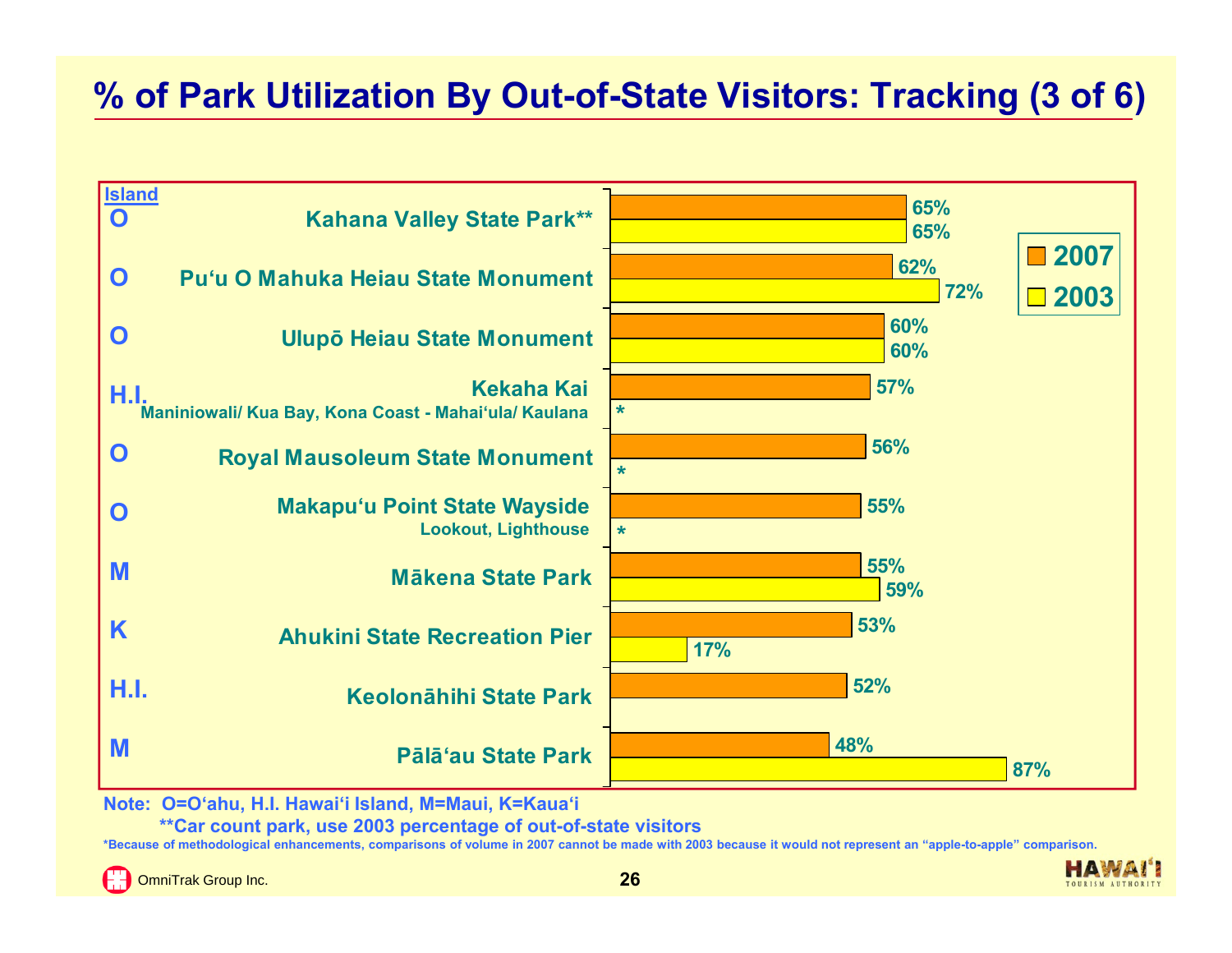# % of Park Utilization By Out-of-State Visitors: Tracking (3 of 6)

| Island | Park | 2007 | 2003 |
|---|---|---|---|
| O | Kahana Valley State Park** | 65% | 65% |
| O | Pu'u O Mahuka Heiau State Monument | 62% | 72% |
| O | Ulupō Heiau State Monument | 60% | 60% |
| H.I. | Kekaha Kai<br>Maniniowali/ Kua Bay, Kona Coast - Mahai'ula/ Kaulana | 57% | * |
| O | Royal Mausoleum State Monument | 56% | * |
| O | Makapu'u Point State Wayside<br>Lookout, Lighthouse | 55% | * |
| M | Mākena State Park | 55% | 59% |
| K | Ahukini State Recreation Pier | 53% | 17% |
| H.I. | Keolonāhihi State Park | 52% | |
| M | Pālā'au State Park | 48% | 87% |

Note: O=O'ahu, H.I. Hawai'i Island, M=Maui, K=Kaua'i

**Car count park, use 2003 percentage of out-of-state visitors

*Because of methodological enhancements, comparisons of volume in 2007 cannot be made with 2003 because it would not represent an "apple-to-apple" comparison.

OmniTrak Group Inc.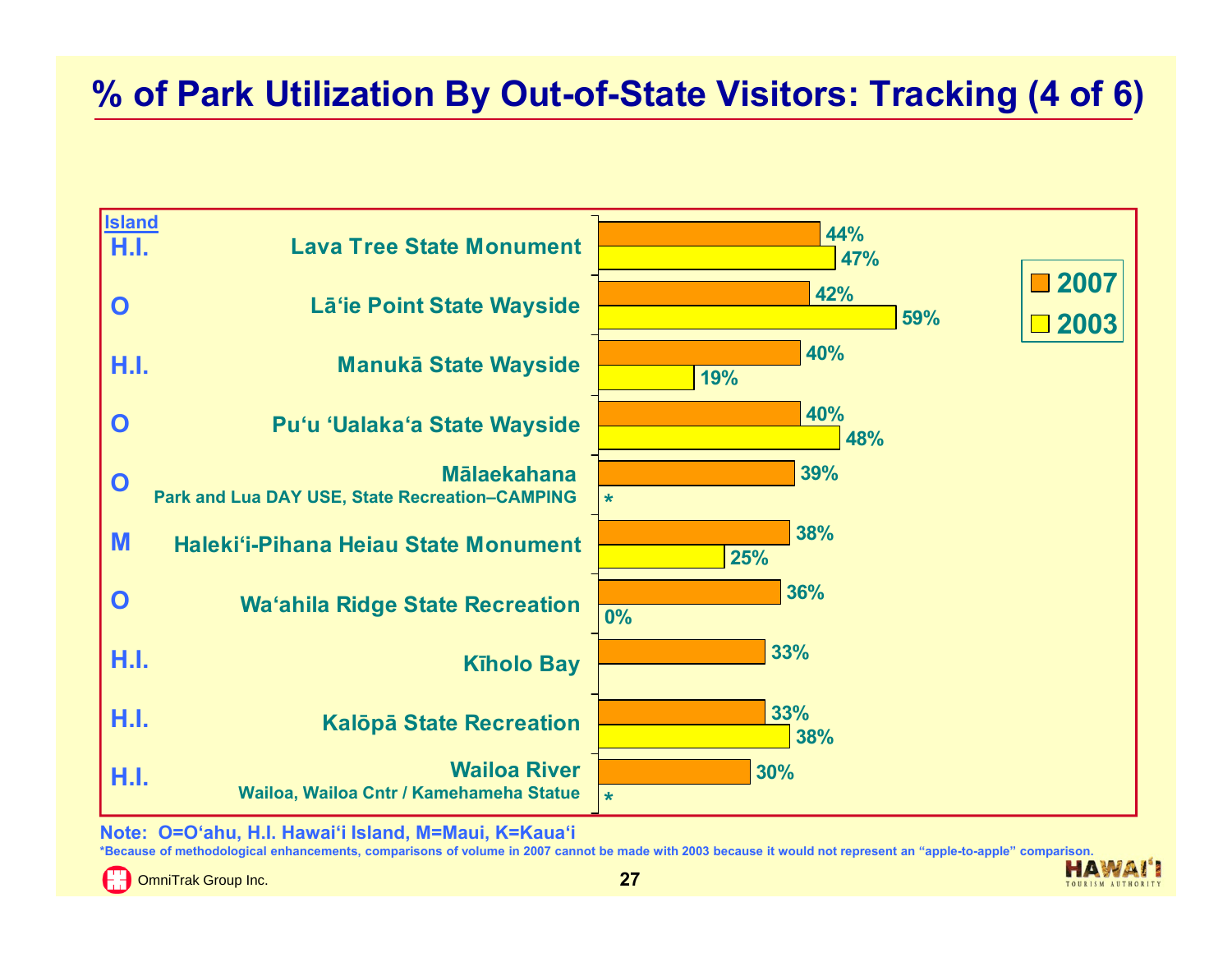# % of Park Utilization By Out-of-State Visitors: Tracking (4 of 6)

| Island | Park | 2007 | 2003 |
|---|---|---|---|
| H.I. | Lava Tree State Monument | 44% | 47% |
| O | Lā'ie Point State Wayside | 42% | 59% |
| H.I. | Manukā State Wayside | 40% | 19% |
| O | Pu'u 'Ualaka'a State Wayside | 40% | 48% |
| O | Mālaekahana<br>Park and Lua DAY USE, State Recreation–CAMPING | 39% | * |
| M | Haleki'i-Pihana Heiau State Monument | 38% | 25% |
| O | Wa'ahila Ridge State Recreation | 36% | 0% |
| H.I. | Kīholo Bay | 33% | |
| H.I. | Kalōpā State Recreation | 33% | 38% |
| H.I. | Wailoa River<br>Wailoa, Wailoa Cntr / Kamehameha Statue | 30% | * |

**Note: O=O'ahu, H.I. Hawai'i Island, M=Maui, K=Kaua'i**

*Because of methodological enhancements, comparisons of volume in 2007 cannot be made with 2003 because it would not represent an "apple-to-apple" comparison.

OmniTrak Group Inc.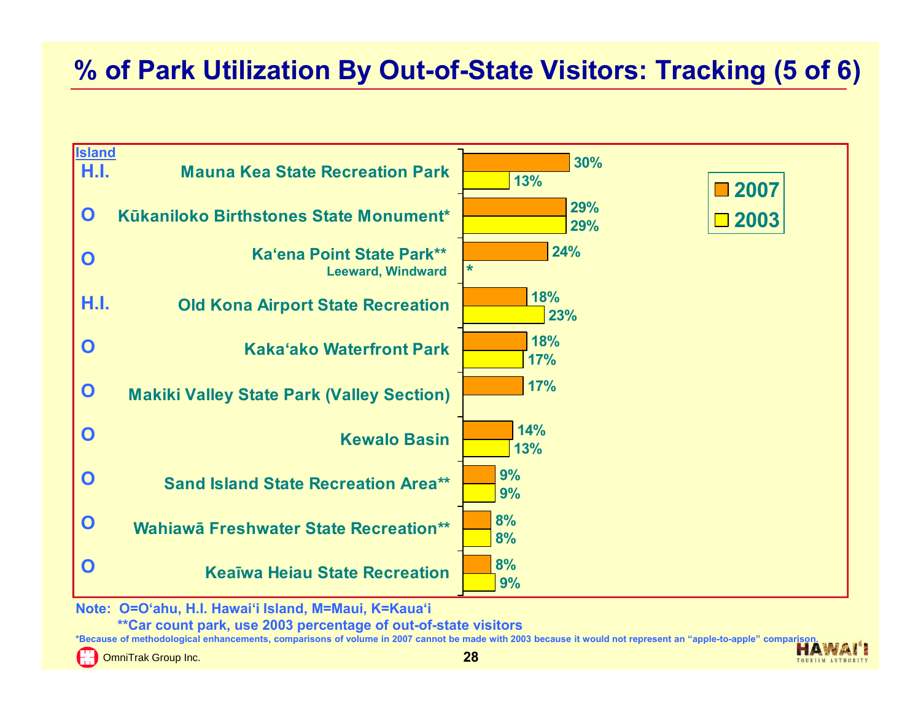# % of Park Utilization By Out-of-State Visitors: Tracking (5 of 6)

| Island | Park | 2007 | 2003 |
|---|---|---|---|
| H.I. | Mauna Kea State Recreation Park | 30% | 13% |
| O | Kūkaniloko Birthstones State Monument* | 29% | 29% |
| O | Ka'ena Point State Park** Leeward, Windward | 24% | * |
| H.I. | Old Kona Airport State Recreation | 18% | 23% |
| O | Kaka'ako Waterfront Park | 18% | 17% |
| O | Makiki Valley State Park (Valley Section) | 17% | |
| O | Kewalo Basin | 14% | 13% |
| O | Sand Island State Recreation Area** | 9% | 9% |
| O | Wahiawā Freshwater State Recreation** | 8% | 8% |
| O | Keaīwa Heiau State Recreation | 8% | 9% |

Note: O=O'ahu, H.I. Hawai'i Island, M=Maui, K=Kaua'i

**Car count park, use 2003 percentage of out-of-state visitors

*Because of methodological enhancements, comparisons of volume in 2007 cannot be made with 2003 because it would not represent an "apple-to-apple" comparison.

OmniTrak Group Inc.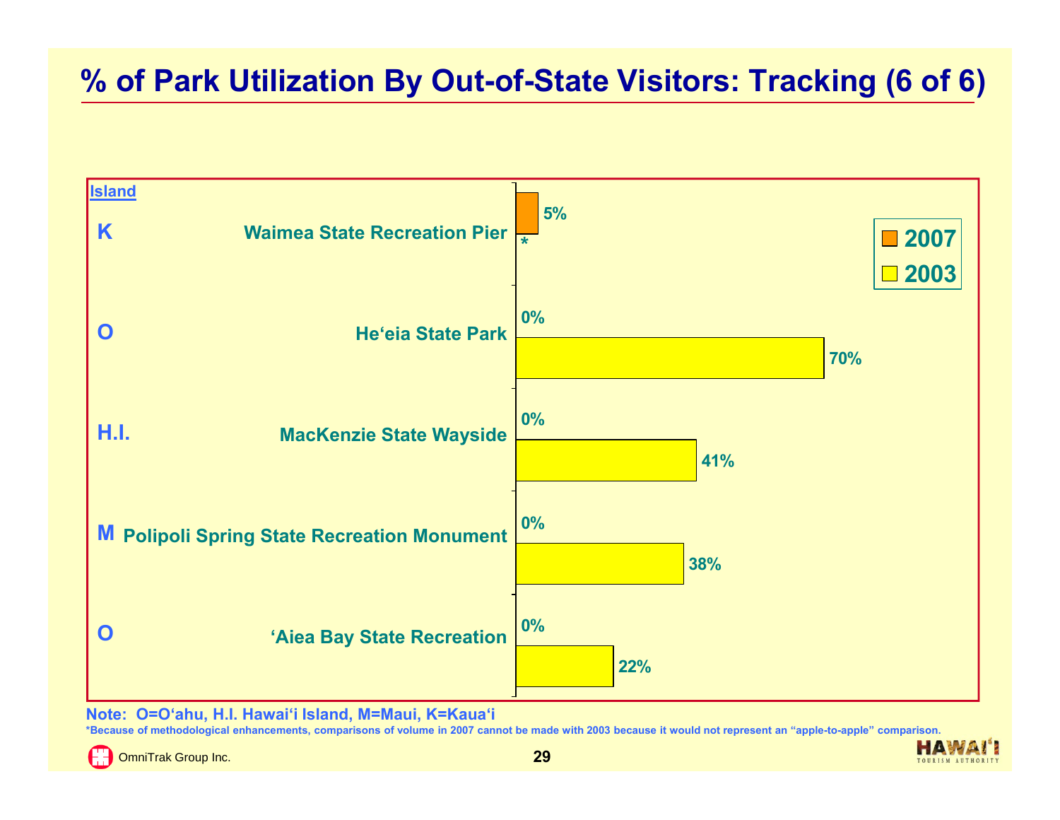# % of Park Utilization By Out-of-State Visitors: Tracking (6 of 6)

| Island | Park | 2007 | 2003 |
|---|---|---|---|
| K | Waimea State Recreation Pier | 5% | * |
| O | He‘eia State Park | 0% | 70% |
| H.I. | MacKenzie State Wayside | 0% | 41% |
| M | Polipoli Spring State Recreation Monument | 0% | 38% |
| O | ‘Aiea Bay State Recreation | 0% | 22% |

Note: O=O‘ahu, H.I. Hawai‘i Island, M=Maui, K=Kaua‘i

*Because of methodological enhancements, comparisons of volume in 2007 cannot be made with 2003 because it would not represent an "apple-to-apple" comparison.

OmniTrak Group Inc.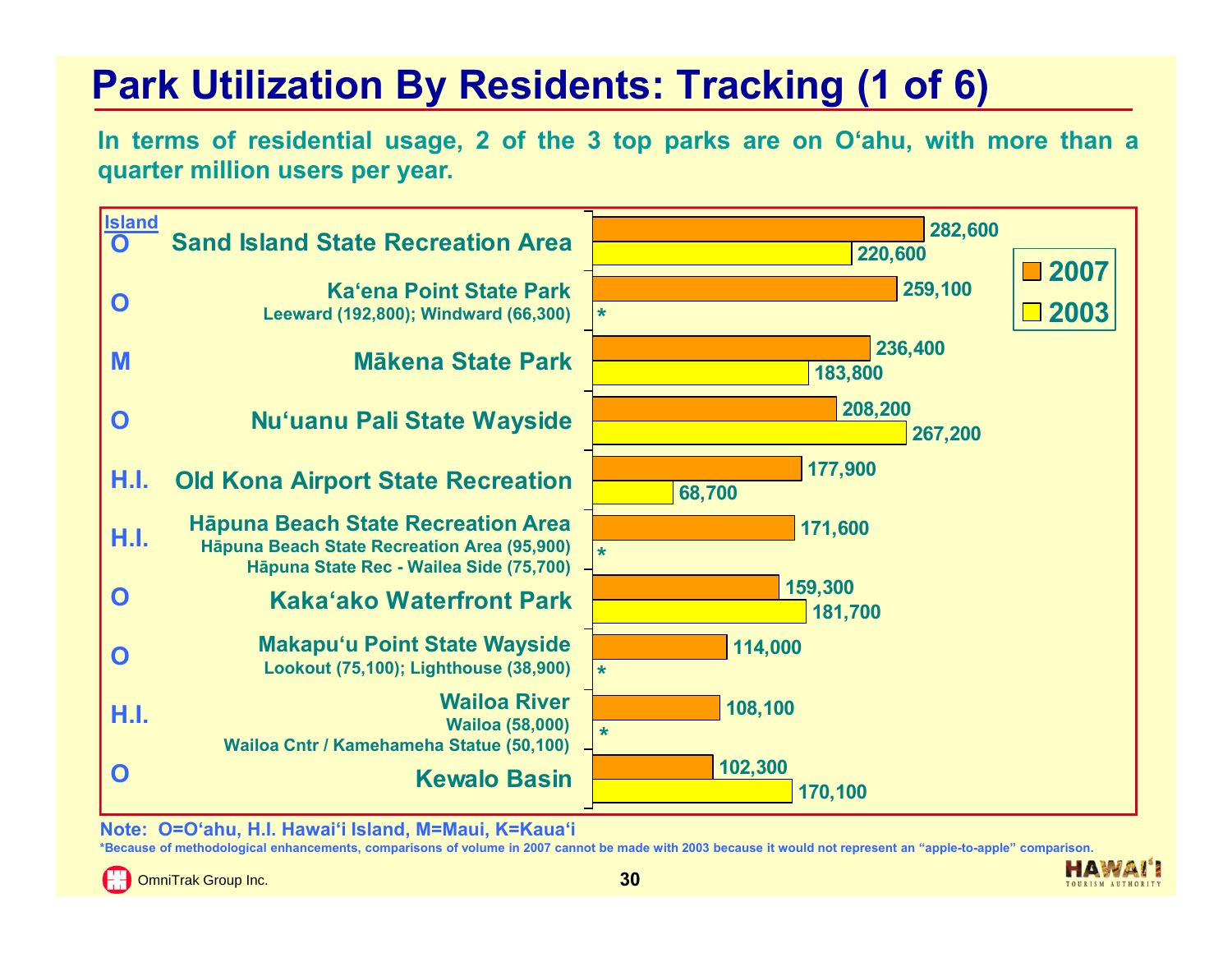# Park Utilization By Residents: Tracking (1 of 6)

**In terms of residential usage, 2 of the 3 top parks are on O‘ahu, with more than a quarter million users per year.**

| Island | Park | 2007 | 2003 |
|---|---|---|---|
| O | Sand Island State Recreation Area | 282,600 | 220,600 |
| O | Ka‘ena Point State Park<br>Leeward (192,800); Windward (66,300) | 259,100 | * |
| M | Mākena State Park | 236,400 | 183,800 |
| O | Nu‘uanu Pali State Wayside | 208,200 | 267,200 |
| H.I. | Old Kona Airport State Recreation | 177,900 | 68,700 |
| H.I. | Hāpuna Beach State Recreation Area<br>Hāpuna Beach State Recreation Area (95,900)<br>Hāpuna State Rec - Wailea Side (75,700) | 171,600 | * |
| O | Kaka‘ako Waterfront Park | 159,300 | 181,700 |
| O | Makapu‘u Point State Wayside<br>Lookout (75,100); Lighthouse (38,900) | 114,000 | * |
| H.I. | Wailoa River<br>Wailoa (58,000)<br>Wailoa Cntr / Kamehameha Statue (50,100) | 108,100 | * |
| O | Kewalo Basin | 102,300 | 170,100 |

**Note: O=O‘ahu, H.I. Hawai‘i Island, M=Maui, K=Kaua‘i**

*Because of methodological enhancements, comparisons of volume in 2007 cannot be made with 2003 because it would not represent an “apple-to-apple” comparison.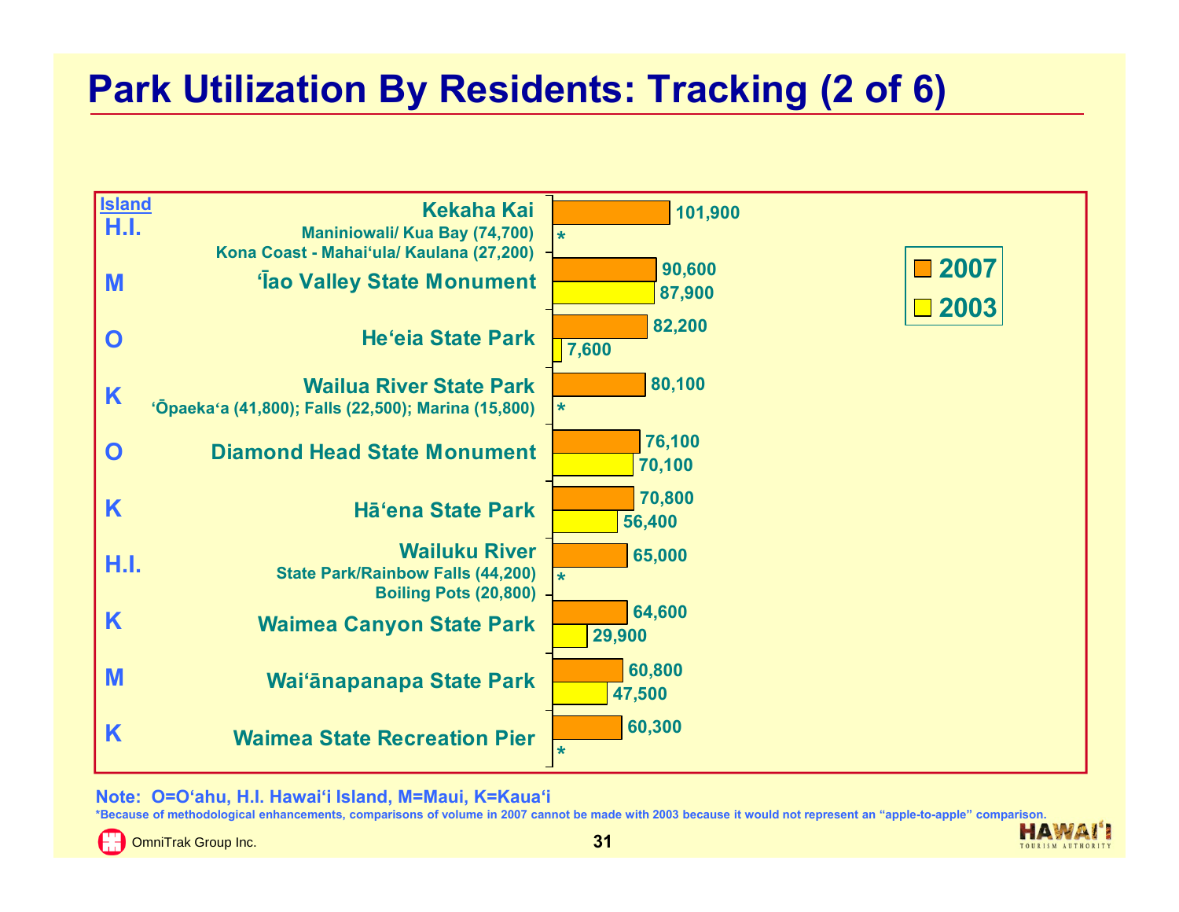# Park Utilization By Residents: Tracking (2 of 6)

| Island | Park | 2007 | 2003 |
|---|---|---|---|
| H.I. | Kekaha Kai<br>Maniniowali/ Kua Bay (74,700)<br>Kona Coast - Mahai'ula/ Kaulana (27,200) | 101,900 | * |
| M | ʻĪao Valley State Monument | 90,600 | 87,900 |
| O | He'eia State Park | 82,200 | 7,600 |
| K | Wailua River State Park<br>ʻŌpaeka'a (41,800); Falls (22,500); Marina (15,800) | 80,100 | * |
| O | Diamond Head State Monument | 76,100 | 70,100 |
| K | Hā'ena State Park | 70,800 | 56,400 |
| H.I. | Wailuku River<br>State Park/Rainbow Falls (44,200)<br>Boiling Pots (20,800) | 65,000 | * |
| K | Waimea Canyon State Park | 64,600 | 29,900 |
| M | Wai'ānapanapa State Park | 60,800 | 47,500 |
| K | Waimea State Recreation Pier | 60,300 | * |

**Note: O=O'ahu, H.I. Hawai'i Island, M=Maui, K=Kaua'i**

*Because of methodological enhancements, comparisons of volume in 2007 cannot be made with 2003 because it would not represent an "apple-to-apple" comparison.

OmniTrak Group Inc.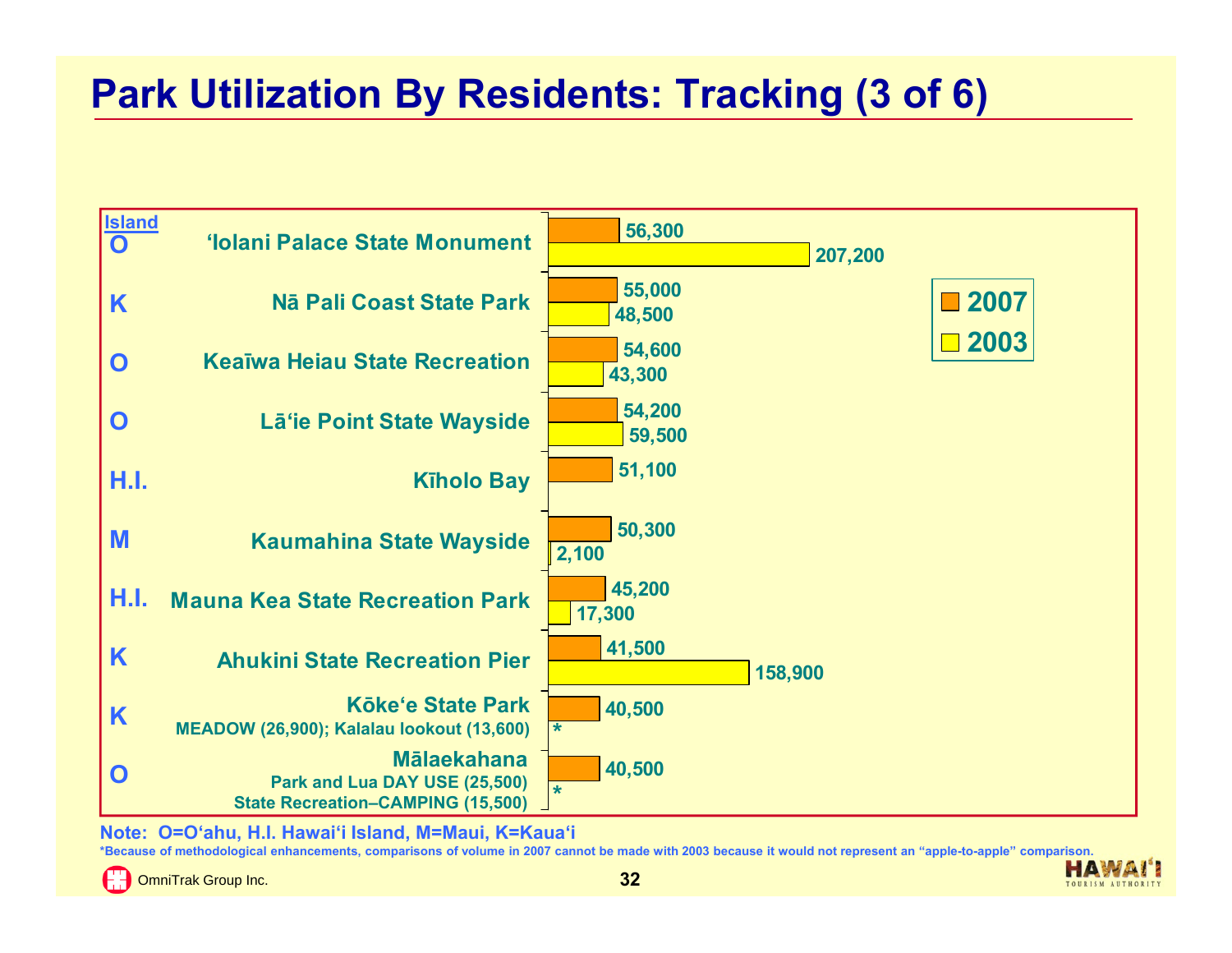# Park Utilization By Residents: Tracking (3 of 6)

| Island | Park | 2007 | 2003 |
|---|---|---|---|
| O | ʻIolani Palace State Monument | 56,300 | 207,200 |
| K | Nā Pali Coast State Park | 55,000 | 48,500 |
| O | Keaīwa Heiau State Recreation | 54,600 | 43,300 |
| O | Lāʻie Point State Wayside | 54,200 | 59,500 |
| H.I. | Kīholo Bay | 51,100 | |
| M | Kaumahina State Wayside | 50,300 | 2,100 |
| H.I. | Mauna Kea State Recreation Park | 45,200 | 17,300 |
| K | Ahukini State Recreation Pier | 41,500 | 158,900 |
| K | Kōkeʻe State Park<br>MEADOW (26,900); Kalalau lookout (13,600) | 40,500 | * |
| O | Mālaekahana<br>Park and Lua DAY USE (25,500)<br>State Recreation–CAMPING (15,500) | 40,500 | * |

**Note: O=Oʻahu, H.I. Hawaiʻi Island, M=Maui, K=Kauaʻi**

*Because of methodological enhancements, comparisons of volume in 2007 cannot be made with 2003 because it would not represent an "apple-to-apple" comparison.

OmniTrak Group Inc.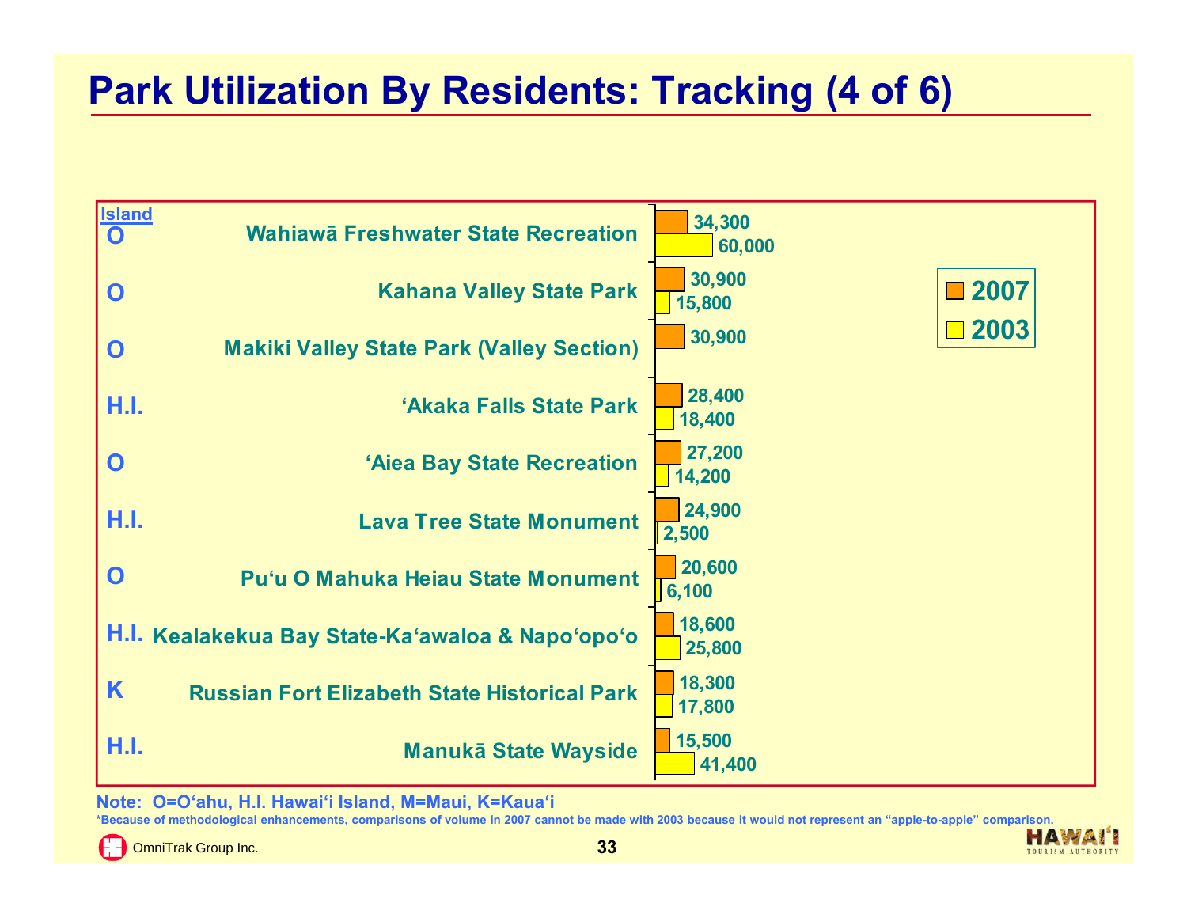# Park Utilization By Residents: Tracking (4 of 6)

| Island | Park | 2007 | 2003 |
|---|---|---|---|
| O | Wahiawā Freshwater State Recreation | 34,300 | 60,000 |
| O | Kahana Valley State Park | 30,900 | 15,800 |
| O | Makiki Valley State Park (Valley Section) | 30,900 | |
| H.I. | ʻAkaka Falls State Park | 28,400 | 18,400 |
| O | ʻAiea Bay State Recreation | 27,200 | 14,200 |
| H.I. | Lava Tree State Monument | 24,900 | 2,500 |
| O | Puʻu O Mahuka Heiau State Monument | 20,600 | 6,100 |
| H.I. | Kealakekua Bay State-Kaʻawaloa & Napoʻopoʻo | 18,600 | 25,800 |
| K | Russian Fort Elizabeth State Historical Park | 18,300 | 17,800 |
| H.I. | Manukā State Wayside | 15,500 | 41,400 |

Note: O=Oʻahu, H.I. Hawaiʻi Island, M=Maui, K=Kauaʻi

*Because of methodological enhancements, comparisons of volume in 2007 cannot be made with 2003 because it would not represent an "apple-to-apple" comparison.

OmniTrak Group Inc.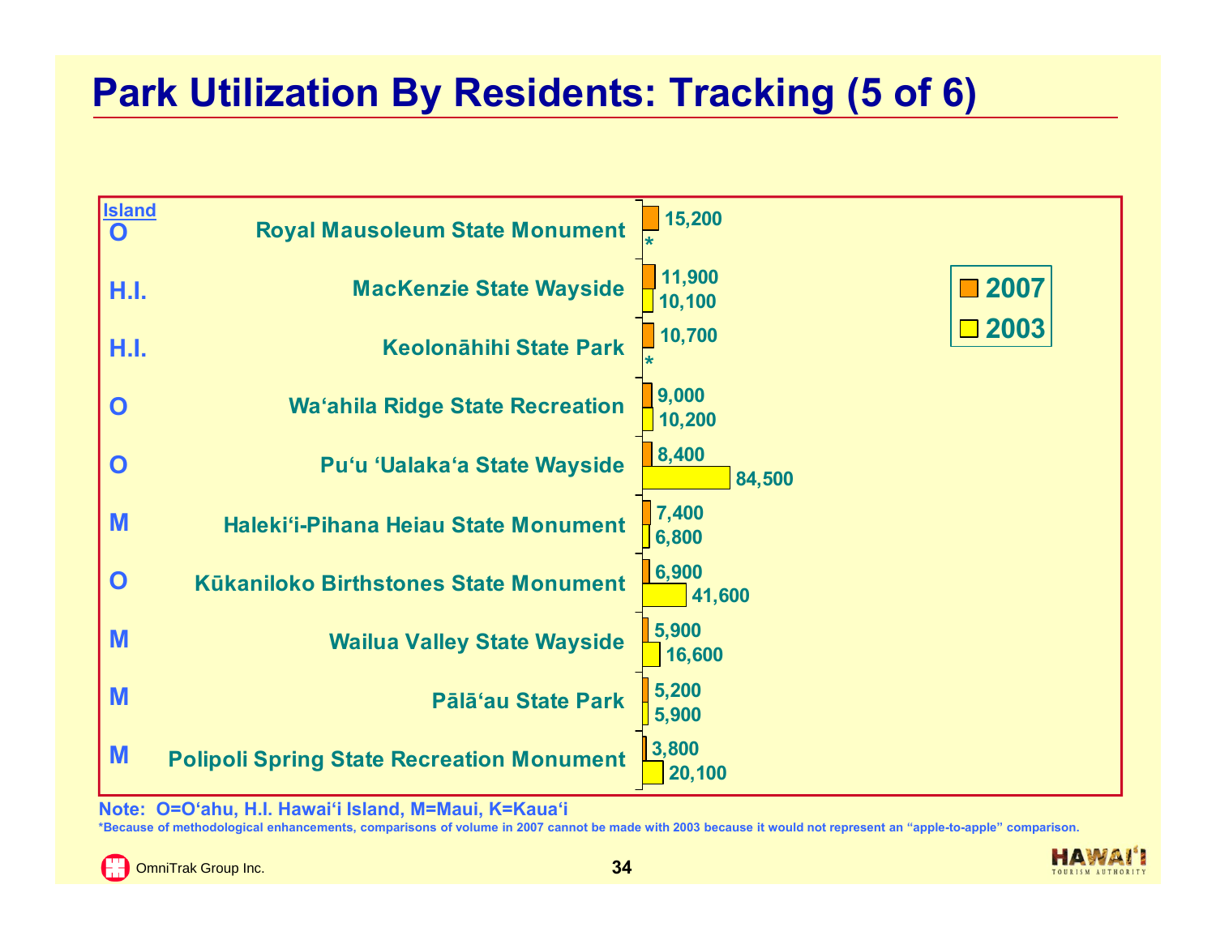# Park Utilization By Residents: Tracking (5 of 6)

| Island | Park | 2007 | 2003 |
|---|---|---|---|
| O | Royal Mausoleum State Monument | 15,200 | * |
| H.I. | MacKenzie State Wayside | 11,900 | 10,100 |
| H.I. | Keolonāhihi State Park | 10,700 | * |
| O | Wa‘ahila Ridge State Recreation | 9,000 | 10,200 |
| O | Pu‘u ‘Ualaka‘a State Wayside | 8,400 | 84,500 |
| M | Haleki‘i-Pihana Heiau State Monument | 7,400 | 6,800 |
| O | Kūkaniloko Birthstones State Monument | 6,900 | 41,600 |
| M | Wailua Valley State Wayside | 5,900 | 16,600 |
| M | Pālā‘au State Park | 5,200 | 5,900 |
| M | Polipoli Spring State Recreation Monument | 3,800 | 20,100 |

**Note: O=O‘ahu, H.I. Hawai‘i Island, M=Maui, K=Kaua‘i**

*Because of methodological enhancements, comparisons of volume in 2007 cannot be made with 2003 because it would not represent an “apple-to-apple” comparison.

OmniTrak Group Inc.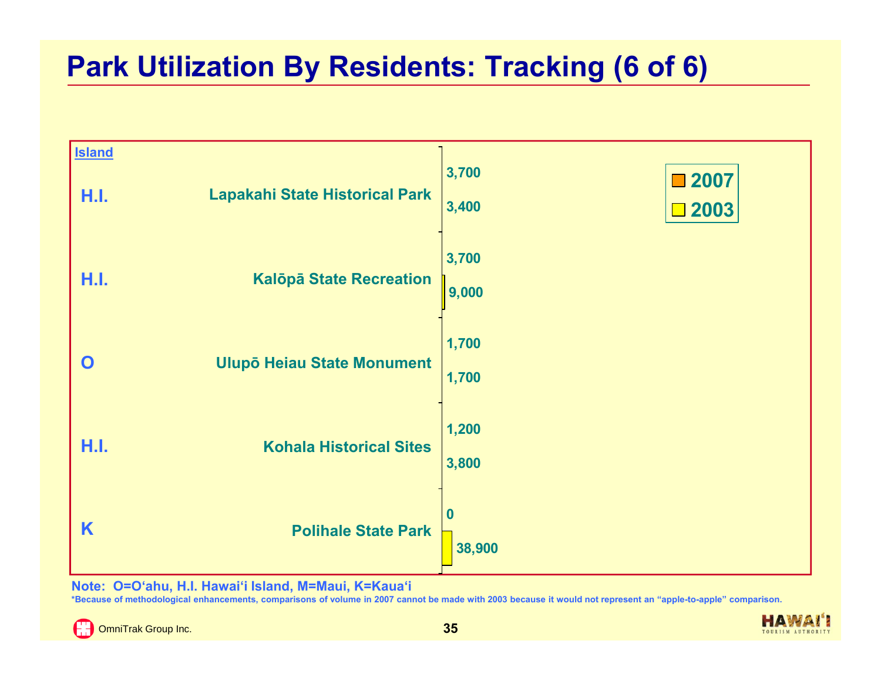# Park Utilization By Residents: Tracking (6 of 6)

| Island | Park | 2007 | 2003 |
|---|---|---|---|
| H.I. | Lapakahi State Historical Park | 3,700 | 3,400 |
| H.I. | Kalōpā State Recreation | 3,700 | 9,000 |
| O | Ulupō Heiau State Monument | 1,700 | 1,700 |
| H.I. | Kohala Historical Sites | 1,200 | 3,800 |
| K | Polihale State Park | 0 | 38,900 |

**Note: O=O'ahu, H.I. Hawai'i Island, M=Maui, K=Kaua'i**

*Because of methodological enhancements, comparisons of volume in 2007 cannot be made with 2003 because it would not represent an "apple-to-apple" comparison.

OmniTrak Group Inc.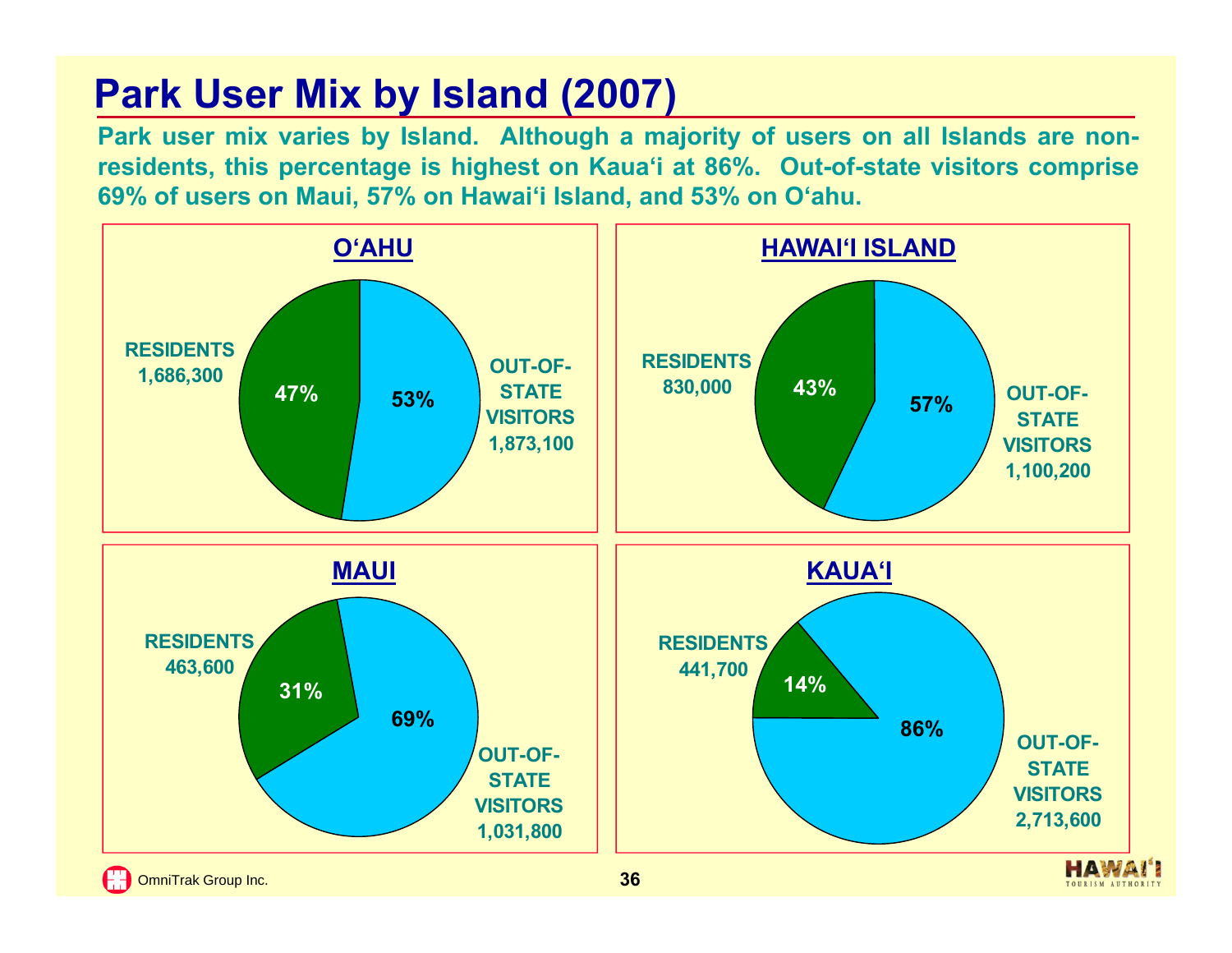# Park User Mix by Island (2007)

**Park user mix varies by Island. Although a majority of users on all Islands are non-residents, this percentage is highest on Kaua'i at 86%. Out-of-state visitors comprise 69% of users on Maui, 57% on Hawai'i Island, and 53% on O'ahu.**

## O'AHU

- RESIDENTS 1,686,300 — 47%
- OUT-OF-STATE VISITORS 1,873,100 — 53%

## HAWAI'I ISLAND

- RESIDENTS 830,000 — 43%
- OUT-OF-STATE VISITORS 1,100,200 — 57%

## MAUI

- RESIDENTS 463,600 — 31%
- OUT-OF-STATE VISITORS 1,031,800 — 69%

## KAUA'I

- RESIDENTS 441,700 — 14%
- OUT-OF-STATE VISITORS 2,713,600 — 86%

OmniTrak Group Inc.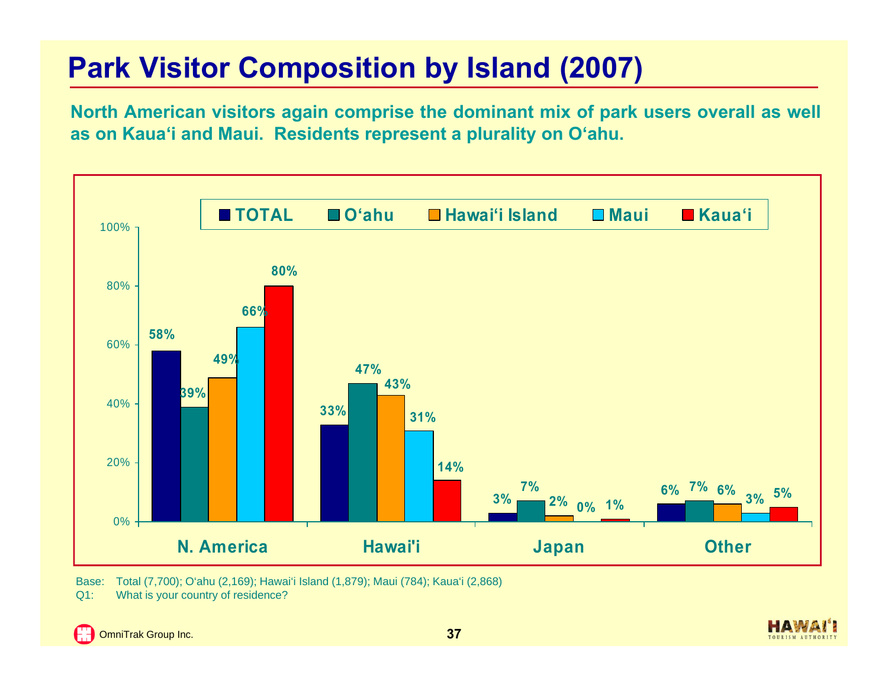# Park Visitor Composition by Island (2007)

**North American visitors again comprise the dominant mix of park users overall as well as on Kaua'i and Maui. Residents represent a plurality on O'ahu.**

| | TOTAL | O'ahu | Hawai'i Island | Maui | Kaua'i |
|---|---|---|---|---|---|
| N. America | 58% | 39% | 49% | 66% | 80% |
| Hawai'i | 33% | 47% | 43% | 31% | 14% |
| Japan | 3% | 7% | 2% | 0% | 1% |
| Other | 6% | 7% | 6% | 3% | 5% |

Base: Total (7,700); O'ahu (2,169); Hawai'i Island (1,879); Maui (784); Kaua'i (2,868)

Q1: What is your country of residence?

OmniTrak Group Inc.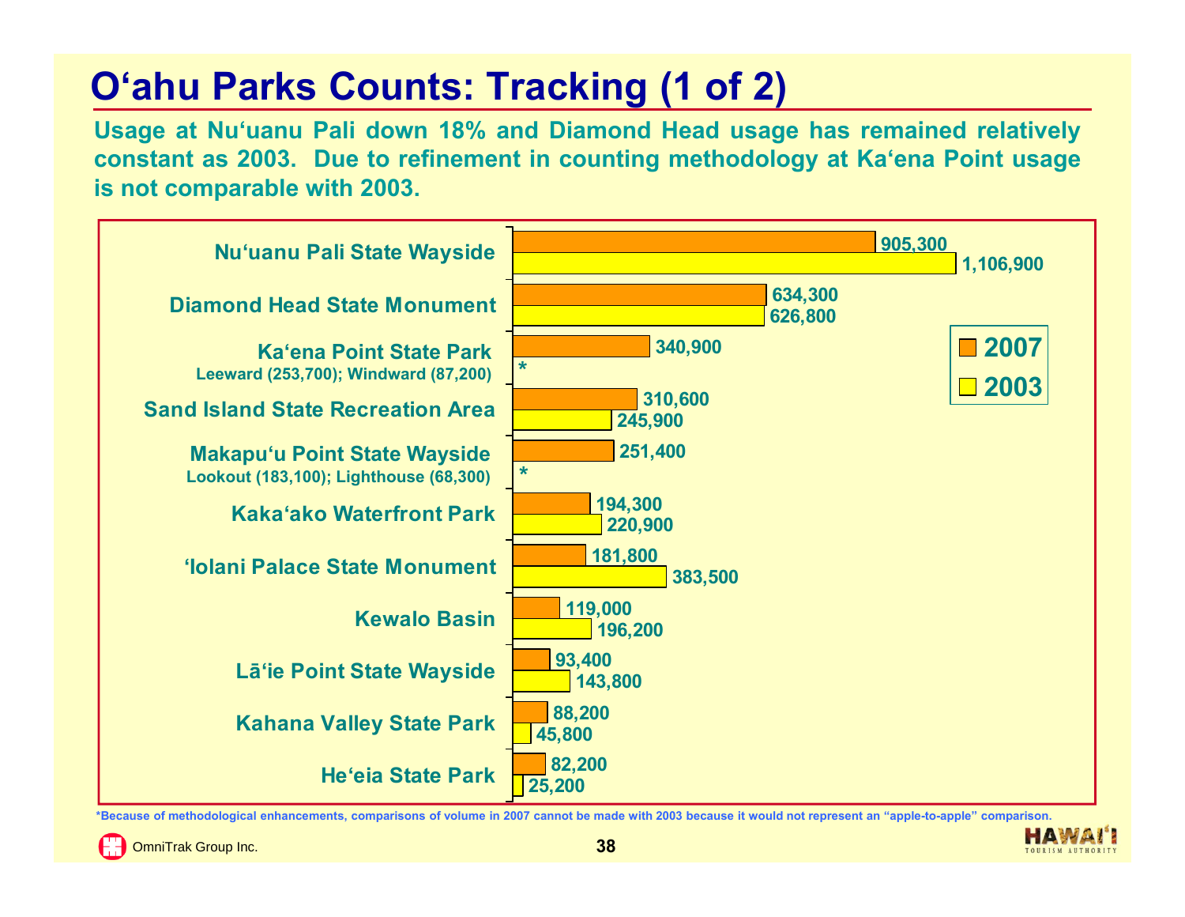# O'ahu Parks Counts: Tracking (1 of 2)

**Usage at Nu'uanu Pali down 18% and Diamond Head usage has remained relatively constant as 2003. Due to refinement in counting methodology at Ka'ena Point usage is not comparable with 2003.**

| Park | 2007 | 2003 |
|---|---|---|
| Nu'uanu Pali State Wayside | 905,300 | 1,106,900 |
| Diamond Head State Monument | 634,300 | 626,800 |
| Ka'ena Point State Park<br>Leeward (253,700); Windward (87,200) | 340,900 | * |
| Sand Island State Recreation Area | 310,600 | 245,900 |
| Makapu'u Point State Wayside<br>Lookout (183,100); Lighthouse (68,300) | 251,400 | * |
| Kaka'ako Waterfront Park | 194,300 | 220,900 |
| 'Iolani Palace State Monument | 181,800 | 383,500 |
| Kewalo Basin | 119,000 | 196,200 |
| Lā'ie Point State Wayside | 93,400 | 143,800 |
| Kahana Valley State Park | 88,200 | 45,800 |
| He'eia State Park | 82,200 | 25,200 |

*Because of methodological enhancements, comparisons of volume in 2007 cannot be made with 2003 because it would not represent an "apple-to-apple" comparison.

OmniTrak Group Inc.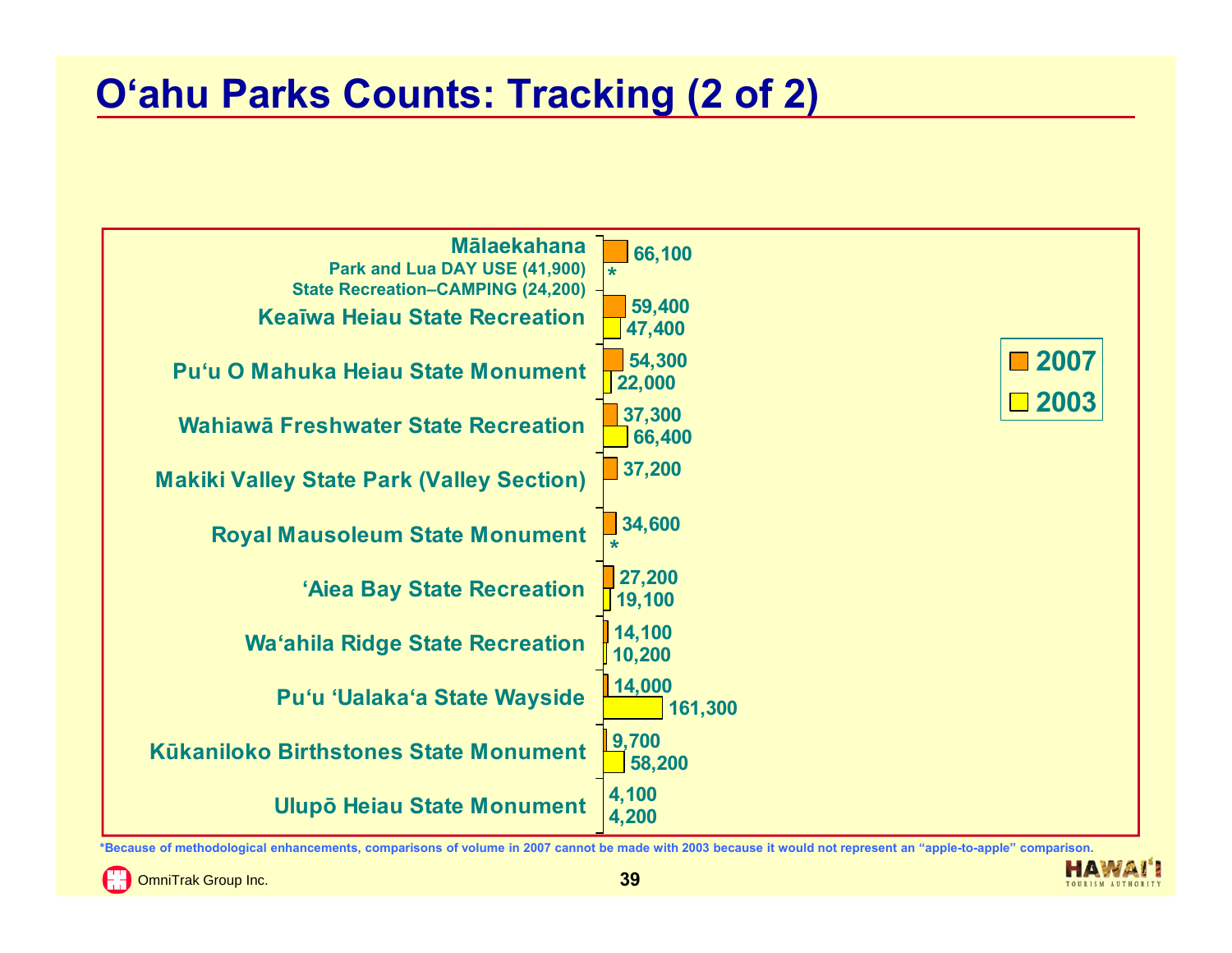# O‘ahu Parks Counts: Tracking (2 of 2)

| Park | 2007 | 2003 |
|---|---|---|
| Mālaekahana<br>Park and Lua DAY USE (41,900)<br>State Recreation–CAMPING (24,200) | 66,100 | * |
| Keaīwa Heiau State Recreation | 59,400 | 47,400 |
| Pu‘u O Mahuka Heiau State Monument | 54,300 | 22,000 |
| Wahiawā Freshwater State Recreation | 37,300 | 66,400 |
| Makiki Valley State Park (Valley Section) | 37,200 | |
| Royal Mausoleum State Monument | 34,600 | * |
| ‘Aiea Bay State Recreation | 27,200 | 19,100 |
| Wa‘ahila Ridge State Recreation | 14,100 | 10,200 |
| Pu‘u ‘Ualaka‘a State Wayside | 14,000 | 161,300 |
| Kūkaniloko Birthstones State Monument | 9,700 | 58,200 |
| Ulupō Heiau State Monument | 4,100 | 4,200 |

*Because of methodological enhancements, comparisons of volume in 2007 cannot be made with 2003 because it would not represent an "apple-to-apple" comparison.

OmniTrak Group Inc.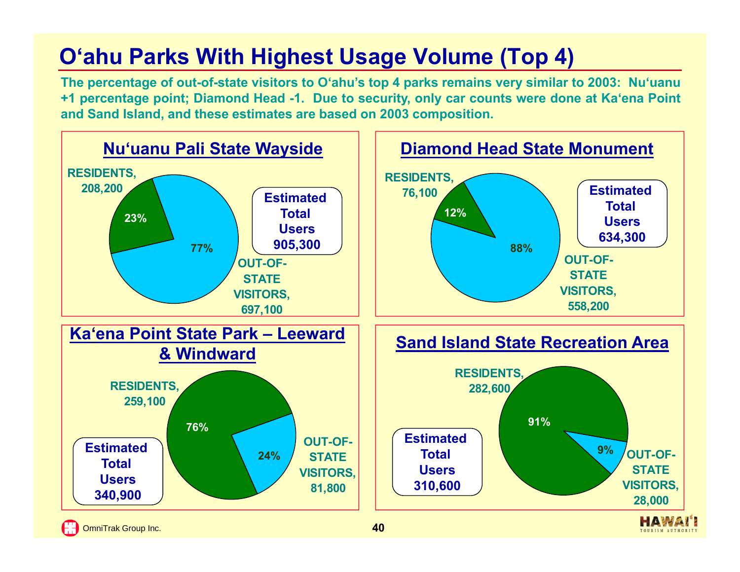# O'ahu Parks With Highest Usage Volume (Top 4)

**The percentage of out-of-state visitors to O'ahu's top 4 parks remains very similar to 2003: Nu'uanu +1 percentage point; Diamond Head -1. Due to security, only car counts were done at Ka'ena Point and Sand Island, and these estimates are based on 2003 composition.**

## Nu'uanu Pali State Wayside

- RESIDENTS, 208,200 — 23%
- OUT-OF-STATE VISITORS, 697,100 — 77%
- **Estimated Total Users 905,300**

## Diamond Head State Monument

- RESIDENTS, 76,100 — 12%
- OUT-OF-STATE VISITORS, 558,200 — 88%
- **Estimated Total Users 634,300**

## Ka'ena Point State Park – Leeward & Windward

- RESIDENTS, 259,100 — 76%
- OUT-OF-STATE VISITORS, 81,800 — 24%
- **Estimated Total Users 340,900**

## Sand Island State Recreation Area

- RESIDENTS, 282,600 — 91%
- OUT-OF-STATE VISITORS, 28,000 — 9%
- **Estimated Total Users 310,600**

OmniTrak Group Inc.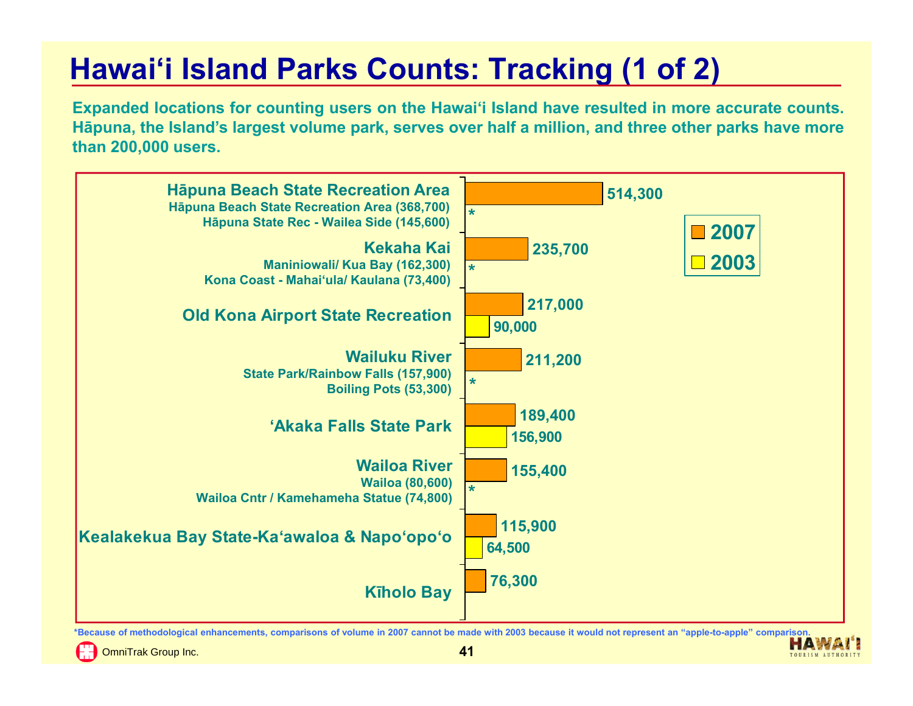# Hawai‘i Island Parks Counts: Tracking (1 of 2)

**Expanded locations for counting users on the Hawai‘i Island have resulted in more accurate counts. Hāpuna, the Island’s largest volume park, serves over half a million, and three other parks have more than 200,000 users.**

| Park | 2007 | 2003 |
|---|---|---|
| **Hāpuna Beach State Recreation Area** (Hāpuna Beach State Recreation Area (368,700); Hāpuna State Rec - Wailea Side (145,600)) | 514,300 | * |
| **Kekaha Kai** (Maniniowali/ Kua Bay (162,300); Kona Coast - Mahai‘ula/ Kaulana (73,400)) | 235,700 | * |
| **Old Kona Airport State Recreation** | 217,000 | 90,000 |
| **Wailuku River** (State Park/Rainbow Falls (157,900); Boiling Pots (53,300)) | 211,200 | * |
| **‘Akaka Falls State Park** | 189,400 | 156,900 |
| **Wailoa River** (Wailoa (80,600); Wailoa Cntr / Kamehameha Statue (74,800)) | 155,400 | * |
| **Kealakekua Bay State-Ka‘awaloa & Napo‘opo‘o** | 115,900 | 64,500 |
| **Kīholo Bay** | 76,300 | |

*Because of methodological enhancements, comparisons of volume in 2007 cannot be made with 2003 because it would not represent an “apple-to-apple” comparison.

OmniTrak Group Inc.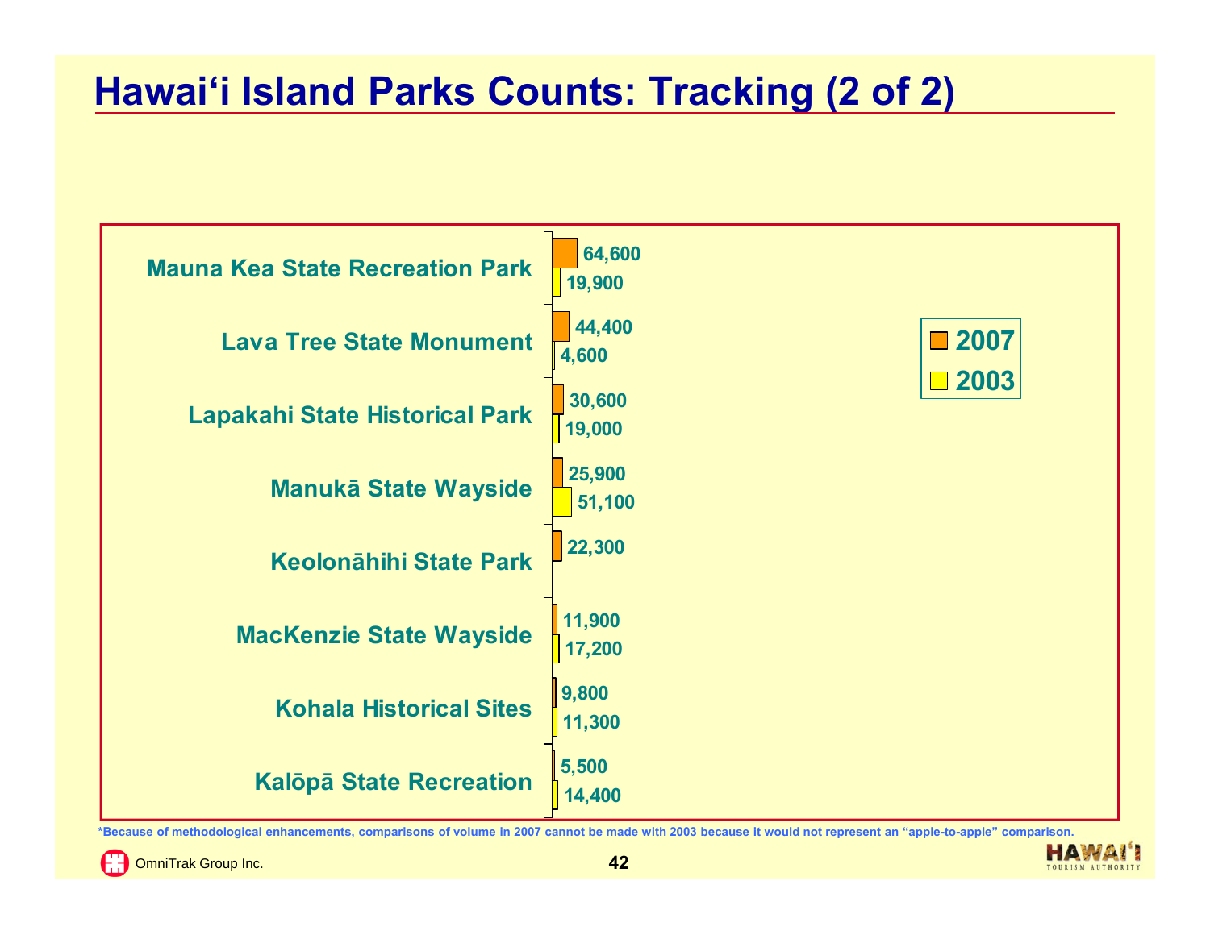# Hawai'i Island Parks Counts: Tracking (2 of 2)

| Park | 2007 | 2003 |
|---|---|---|
| Mauna Kea State Recreation Park | 64,600 | 19,900 |
| Lava Tree State Monument | 44,400 | 4,600 |
| Lapakahi State Historical Park | 30,600 | 19,000 |
| Manukā State Wayside | 25,900 | 51,100 |
| Keolonāhihi State Park | 22,300 | |
| MacKenzie State Wayside | 11,900 | 17,200 |
| Kohala Historical Sites | 9,800 | 11,300 |
| Kalōpā State Recreation | 5,500 | 14,400 |

*Because of methodological enhancements, comparisons of volume in 2007 cannot be made with 2003 because it would not represent an "apple-to-apple" comparison.

OmniTrak Group Inc.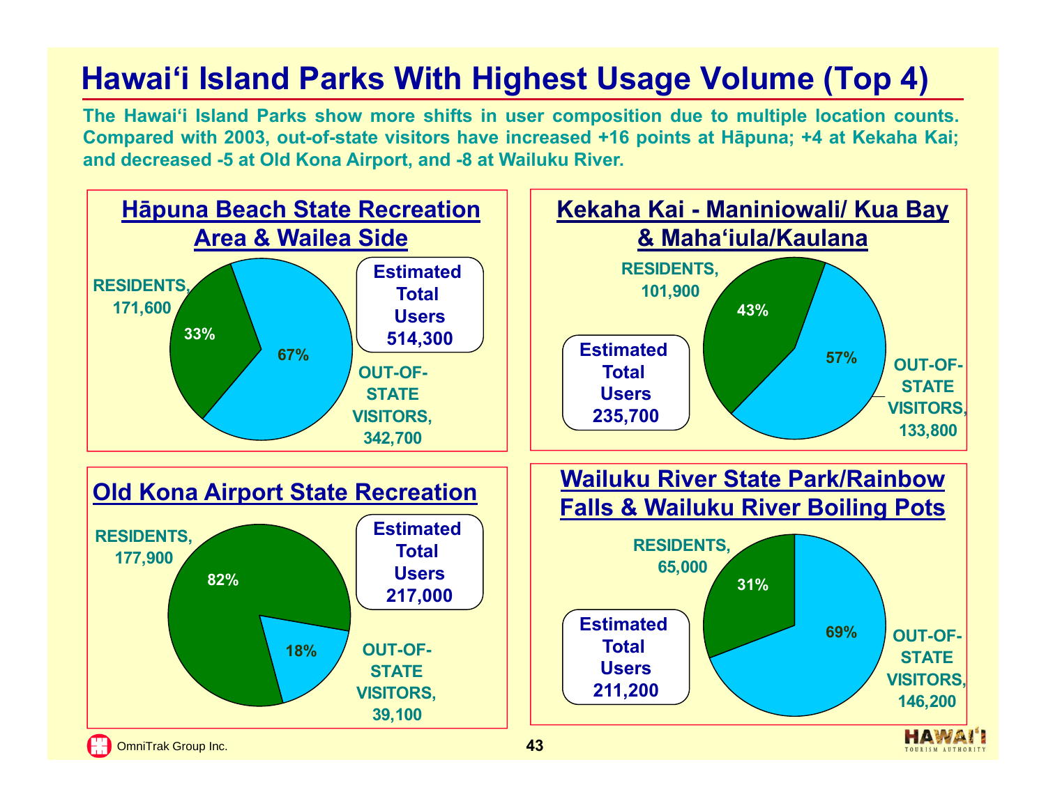# Hawai'i Island Parks With Highest Usage Volume (Top 4)

**The Hawai'i Island Parks show more shifts in user composition due to multiple location counts. Compared with 2003, out-of-state visitors have increased +16 points at Hāpuna; +4 at Kekaha Kai; and decreased -5 at Old Kona Airport, and -8 at Wailuku River.**

## Hāpuna Beach State Recreation Area & Wailea Side

- RESIDENTS, 171,600 — 33%
- OUT-OF-STATE VISITORS, 342,700 — 67%
- Estimated Total Users 514,300

## Kekaha Kai - Maniniowali/ Kua Bay & Maha'iula/Kaulana

- RESIDENTS, 101,900 — 43%
- OUT-OF-STATE VISITORS, 133,800 — 57%
- Estimated Total Users 235,700

## Old Kona Airport State Recreation

- RESIDENTS, 177,900 — 82%
- OUT-OF-STATE VISITORS, 39,100 — 18%
- Estimated Total Users 217,000

## Wailuku River State Park/Rainbow Falls & Wailuku River Boiling Pots

- RESIDENTS, 65,000 — 31%
- OUT-OF-STATE VISITORS, 146,200 — 69%
- Estimated Total Users 211,200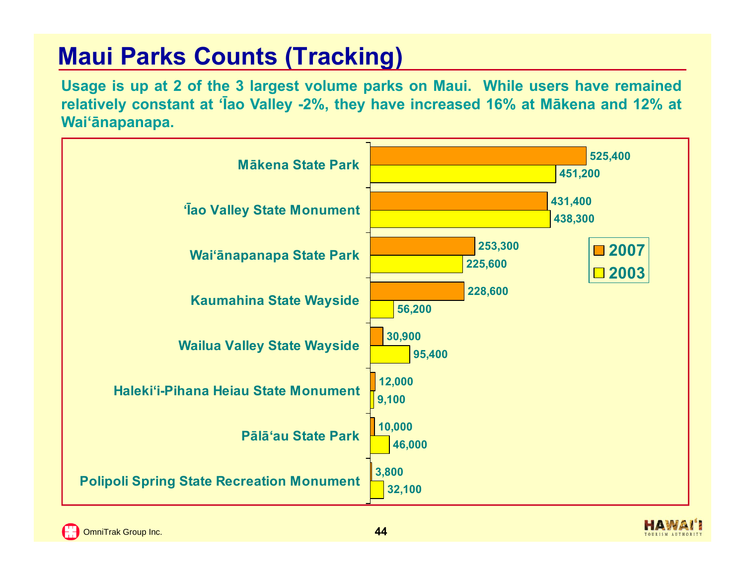# Maui Parks Counts (Tracking)

**Usage is up at 2 of the 3 largest volume parks on Maui. While users have remained relatively constant at ʻĪao Valley -2%, they have increased 16% at Mākena and 12% at Waiʻānapanapa.**

| Park | 2007 | 2003 |
|---|---|---|
| Mākena State Park | 525,400 | 451,200 |
| ʻĪao Valley State Monument | 431,400 | 438,300 |
| Waiʻānapanapa State Park | 253,300 | 225,600 |
| Kaumahina State Wayside | 228,600 | 56,200 |
| Wailua Valley State Wayside | 30,900 | 95,400 |
| Halekiʻi-Pihana Heiau State Monument | 12,000 | 9,100 |
| Pālāʻau State Park | 10,000 | 46,000 |
| Polipoli Spring State Recreation Monument | 3,800 | 32,100 |

OmniTrak Group Inc.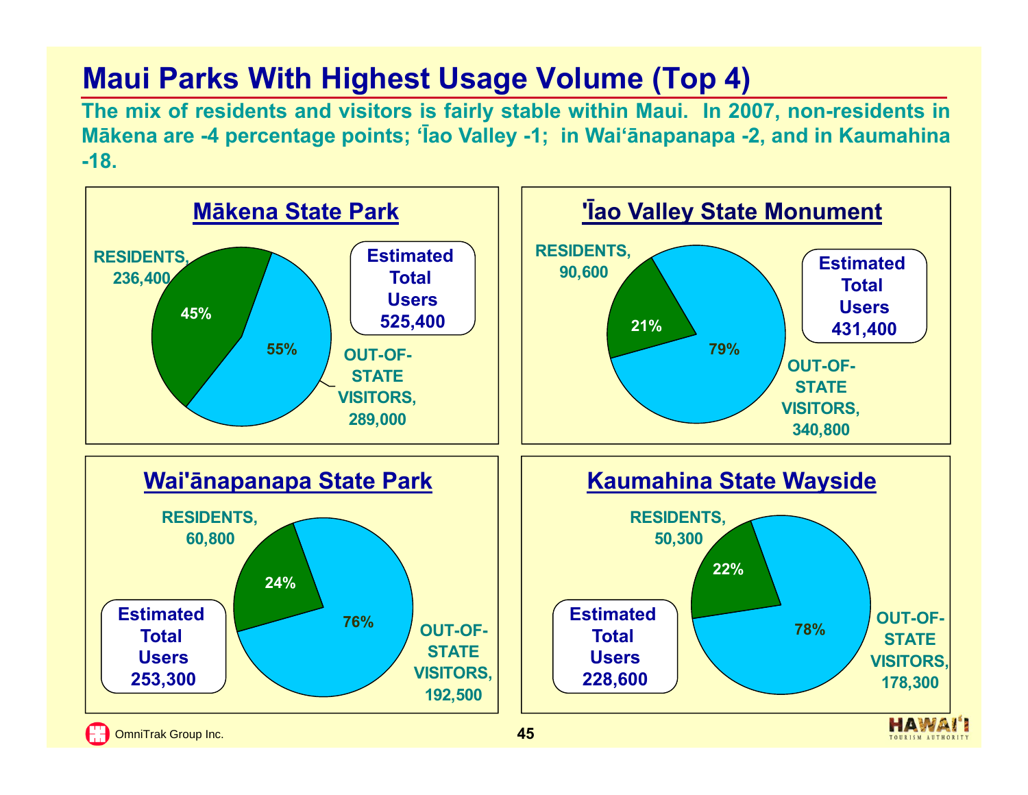# Maui Parks With Highest Usage Volume (Top 4)

**The mix of residents and visitors is fairly stable within Maui. In 2007, non-residents in Mākena are -4 percentage points; ʻĪao Valley -1; in Waiʻānapanapa -2, and in Kaumahina -18.**

## Mākena State Park

- RESIDENTS, 236,400 — 45%
- OUT-OF-STATE VISITORS, 289,000 — 55%

**Estimated Total Users 525,400**

## 'Īao Valley State Monument

- RESIDENTS, 90,600 — 21%
- OUT-OF-STATE VISITORS, 340,800 — 79%

**Estimated Total Users 431,400**

## Wai'ānapanapa State Park

- RESIDENTS, 60,800 — 24%
- OUT-OF-STATE VISITORS, 192,500 — 76%

**Estimated Total Users 253,300**

## Kaumahina State Wayside

- RESIDENTS, 50,300 — 22%
- OUT-OF-STATE VISITORS, 178,300 — 78%

**Estimated Total Users 228,600**

OmniTrak Group Inc.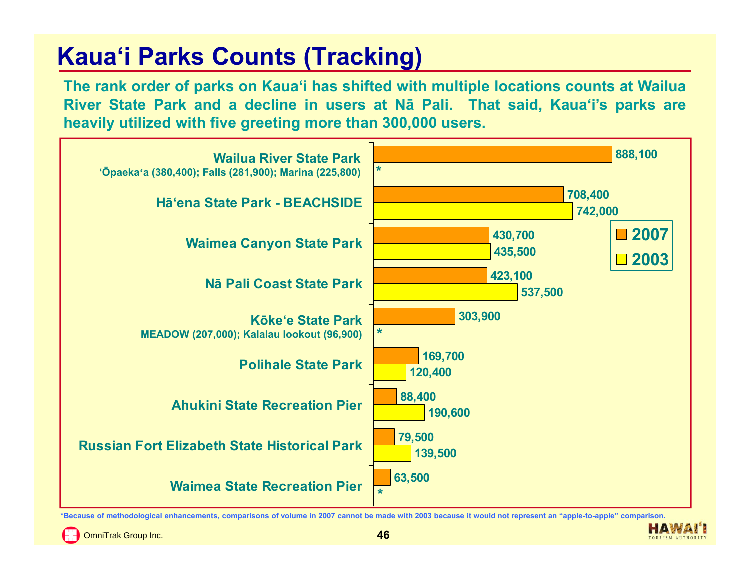# Kaua'i Parks Counts (Tracking)

**The rank order of parks on Kaua'i has shifted with multiple locations counts at Wailua River State Park and a decline in users at Nā Pali. That said, Kaua'i's parks are heavily utilized with five greeting more than 300,000 users.**

| Park | 2007 | 2003 |
|---|---|---|
| Wailua River State Park<br>'Ōpaeka'a (380,400); Falls (281,900); Marina (225,800) | 888,100 | * |
| Hā'ena State Park - BEACHSIDE | 708,400 | 742,000 |
| Waimea Canyon State Park | 430,700 | 435,500 |
| Nā Pali Coast State Park | 423,100 | 537,500 |
| Kōke'e State Park<br>MEADOW (207,000); Kalalau lookout (96,900) | 303,900 | * |
| Polihale State Park | 169,700 | 120,400 |
| Ahukini State Recreation Pier | 88,400 | 190,600 |
| Russian Fort Elizabeth State Historical Park | 79,500 | 139,500 |
| Waimea State Recreation Pier | 63,500 | * |

*Because of methodological enhancements, comparisons of volume in 2007 cannot be made with 2003 because it would not represent an "apple-to-apple" comparison.

OmniTrak Group Inc.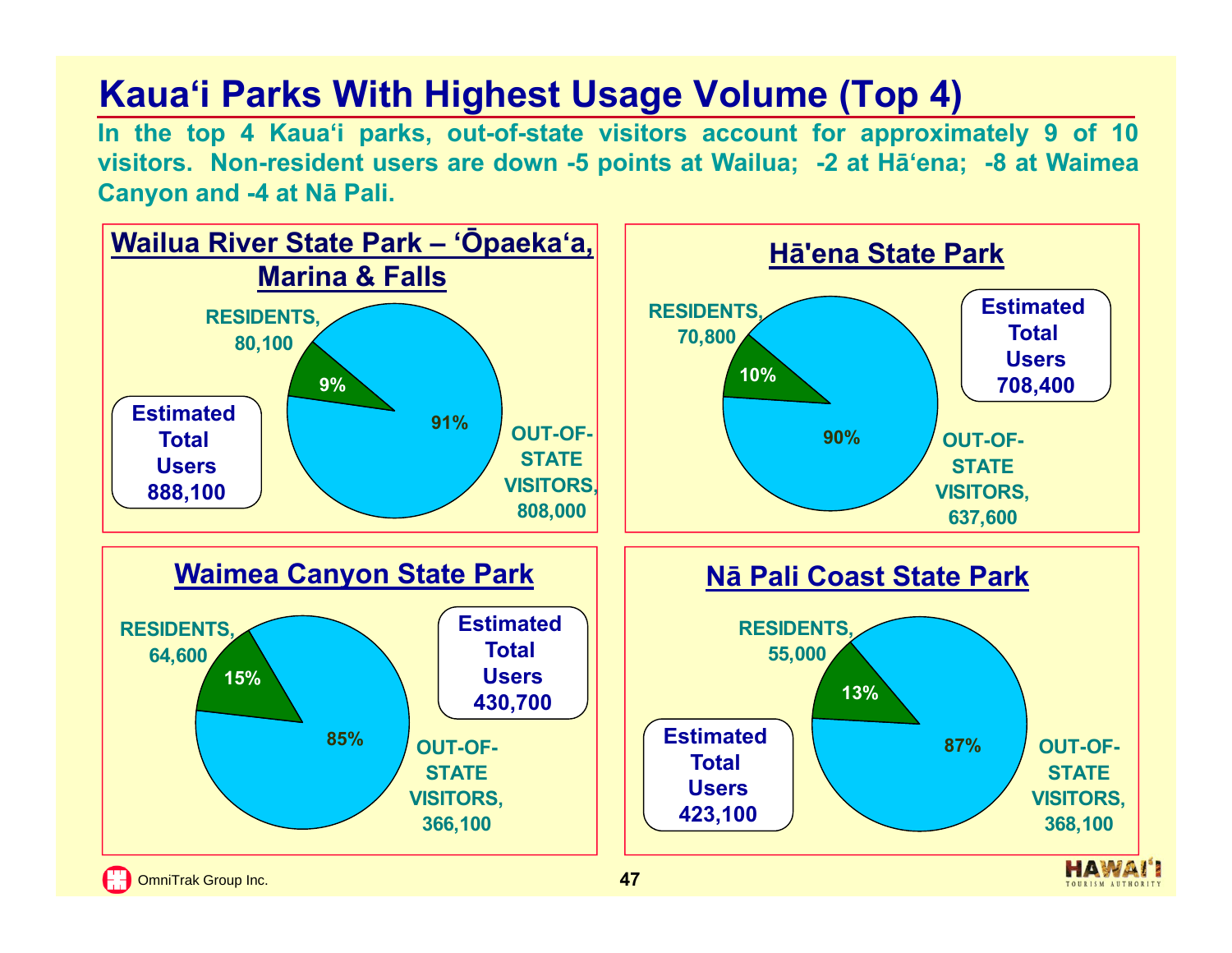# Kaua'i Parks With Highest Usage Volume (Top 4)

**In the top 4 Kaua'i parks, out-of-state visitors account for approximately 9 of 10 visitors. Non-resident users are down -5 points at Wailua; -2 at Hā'ena; -8 at Waimea Canyon and -4 at Nā Pali.**

## Wailua River State Park – 'Ōpaeka'a, Marina & Falls

- RESIDENTS, 80,100 — 9%
- OUT-OF-STATE VISITORS, 808,000 — 91%
- Estimated Total Users 888,100

## Hā'ena State Park

- RESIDENTS, 70,800 — 10%
- OUT-OF-STATE VISITORS, 637,600 — 90%
- Estimated Total Users 708,400

## Waimea Canyon State Park

- RESIDENTS, 64,600 — 15%
- OUT-OF-STATE VISITORS, 366,100 — 85%
- Estimated Total Users 430,700

## Nā Pali Coast State Park

- RESIDENTS, 55,000 — 13%
- OUT-OF-STATE VISITORS, 368,100 — 87%
- Estimated Total Users 423,100

OmniTrak Group Inc.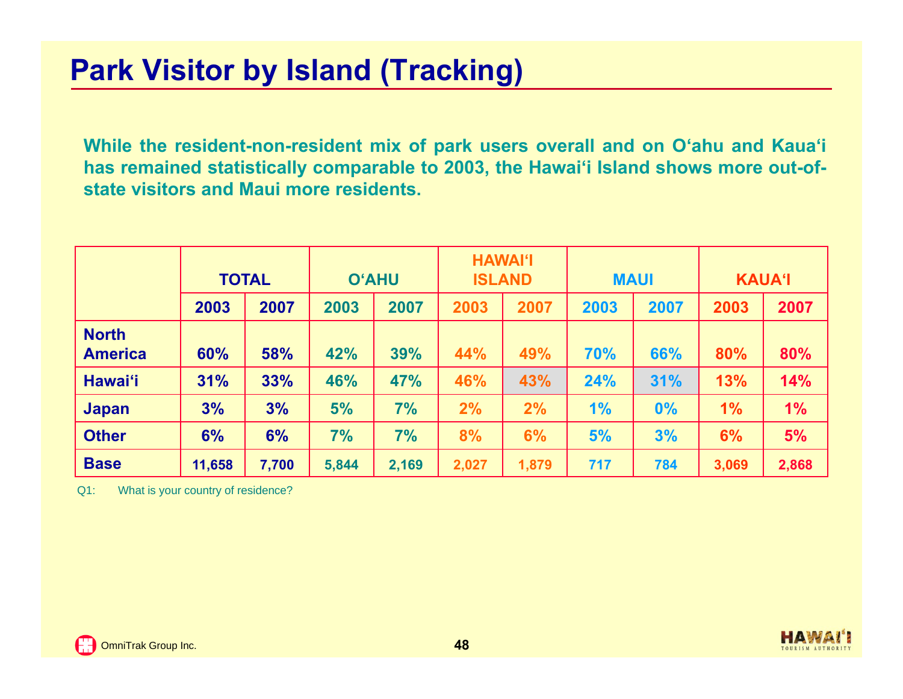# Park Visitor by Island (Tracking)

**While the resident-non-resident mix of park users overall and on O'ahu and Kaua'i has remained statistically comparable to 2003, the Hawai'i Island shows more out-of-state visitors and Maui more residents.**

| | TOTAL | | O'AHU | | HAWAI'I ISLAND | | MAUI | | KAUA'I | |
|---|---|---|---|---|---|---|---|---|---|---|
| | 2003 | 2007 | 2003 | 2007 | 2003 | 2007 | 2003 | 2007 | 2003 | 2007 |
| North America | 60% | 58% | 42% | 39% | 44% | 49% | 70% | 66% | 80% | 80% |
| Hawai'i | 31% | 33% | 46% | 47% | 46% | 43% | 24% | 31% | 13% | 14% |
| Japan | 3% | 3% | 5% | 7% | 2% | 2% | 1% | 0% | 1% | 1% |
| Other | 6% | 6% | 7% | 7% | 8% | 6% | 5% | 3% | 6% | 5% |
| Base | 11,658 | 7,700 | 5,844 | 2,169 | 2,027 | 1,879 | 717 | 784 | 3,069 | 2,868 |

Q1: What is your country of residence?

OmniTrak Group Inc.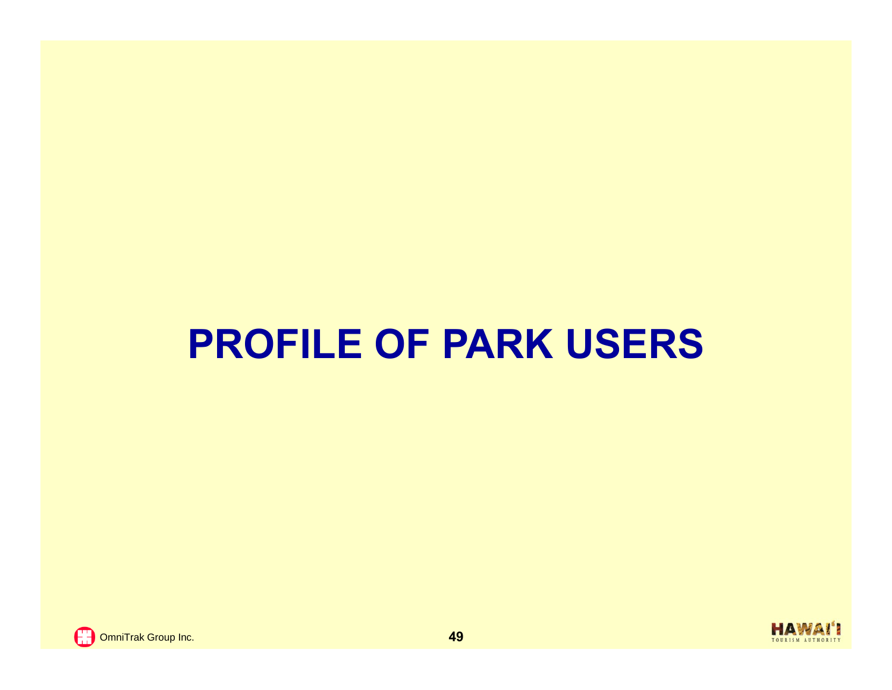# PROFILE OF PARK USERS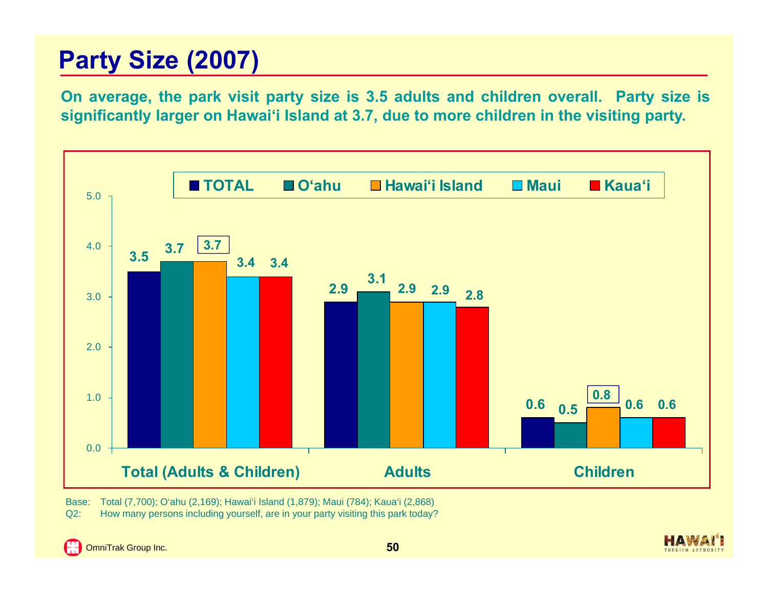# Party Size (2007)

**On average, the park visit party size is 3.5 adults and children overall. Party size is significantly larger on Hawai'i Island at 3.7, due to more children in the visiting party.**

| | TOTAL | O'ahu | Hawai'i Island | Maui | Kaua'i |
|---|---|---|---|---|---|
| Total (Adults & Children) | 3.5 | 3.7 | 3.7 | 3.4 | 3.4 |
| Adults | 2.9 | 3.1 | 2.9 | 2.9 | 2.8 |
| Children | 0.6 | 0.5 | 0.8 | 0.6 | 0.6 |

Base: Total (7,700); O'ahu (2,169); Hawai'i Island (1,879); Maui (784); Kaua'i (2,868)

Q2: How many persons including yourself, are in your party visiting this park today?

OmniTrak Group Inc.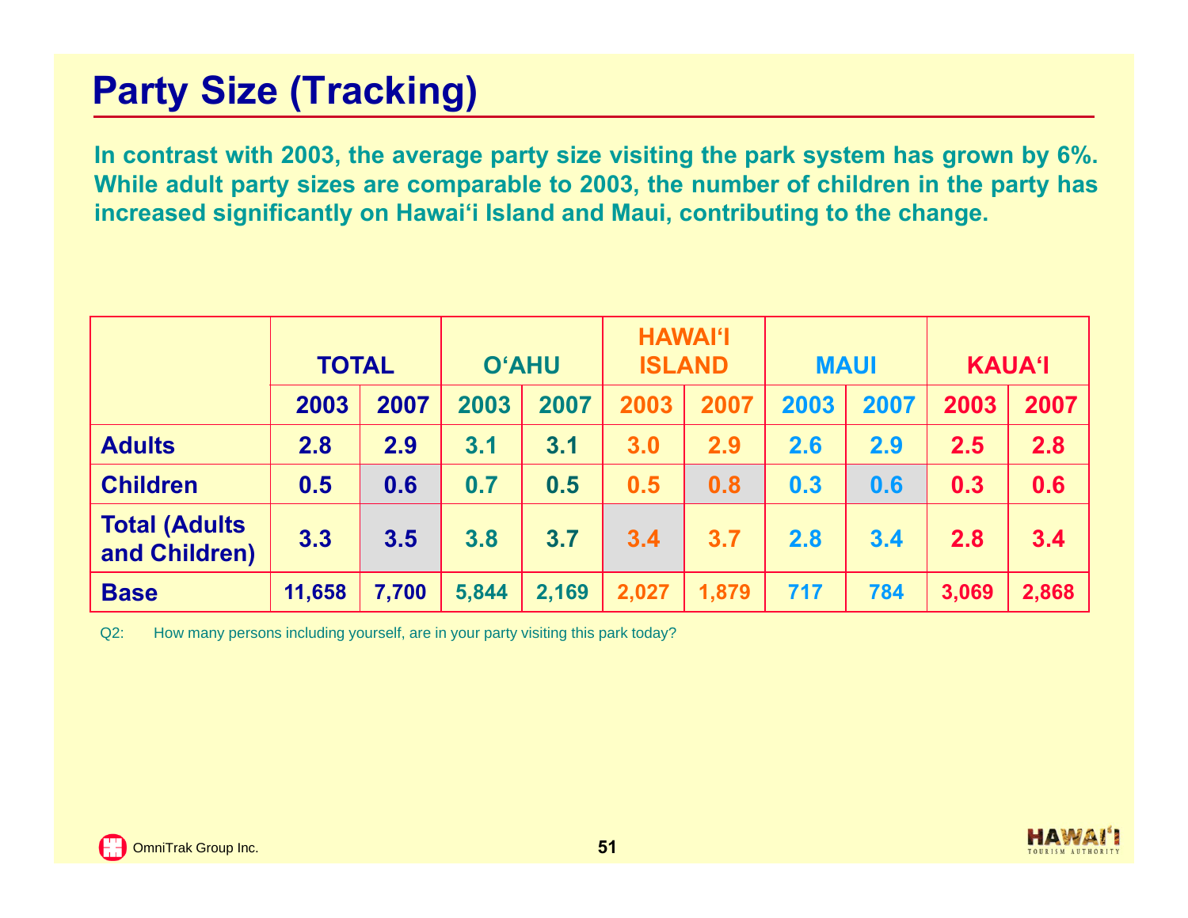# Party Size (Tracking)

**In contrast with 2003, the average party size visiting the park system has grown by 6%. While adult party sizes are comparable to 2003, the number of children in the party has increased significantly on Hawai‘i Island and Maui, contributing to the change.**

| | TOTAL | | O‘AHU | | HAWAI‘I ISLAND | | MAUI | | KAUA‘I | |
|---|---|---|---|---|---|---|---|---|---|---|
| | 2003 | 2007 | 2003 | 2007 | 2003 | 2007 | 2003 | 2007 | 2003 | 2007 |
| **Adults** | 2.8 | 2.9 | 3.1 | 3.1 | 3.0 | 2.9 | 2.6 | 2.9 | 2.5 | 2.8 |
| **Children** | 0.5 | 0.6 | 0.7 | 0.5 | 0.5 | 0.8 | 0.3 | 0.6 | 0.3 | 0.6 |
| **Total (Adults and Children)** | 3.3 | 3.5 | 3.8 | 3.7 | 3.4 | 3.7 | 2.8 | 3.4 | 2.8 | 3.4 |
| **Base** | 11,658 | 7,700 | 5,844 | 2,169 | 2,027 | 1,879 | 717 | 784 | 3,069 | 2,868 |

Q2: How many persons including yourself, are in your party visiting this park today?

OmniTrak Group Inc.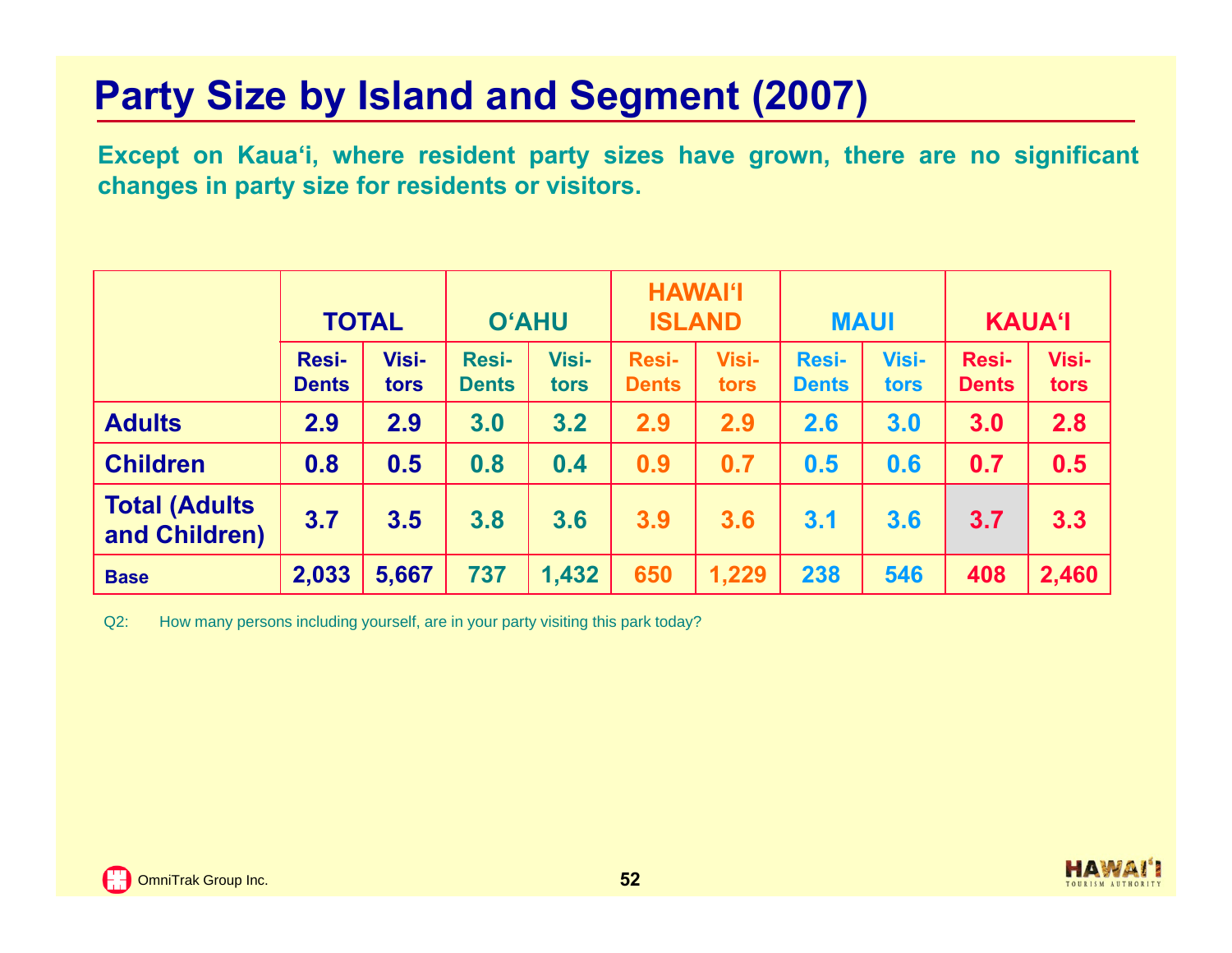# Party Size by Island and Segment (2007)

**Except on Kaua'i, where resident party sizes have grown, there are no significant changes in party size for residents or visitors.**

| | TOTAL | | O'AHU | | HAWAI'I ISLAND | | MAUI | | KAUA'I | |
|---|---|---|---|---|---|---|---|---|---|---|
| | Resi-Dents | Visi-tors | Resi-Dents | Visi-tors | Resi-Dents | Visi-tors | Resi-Dents | Visi-tors | Resi-Dents | Visi-tors |
| **Adults** | 2.9 | 2.9 | 3.0 | 3.2 | 2.9 | 2.9 | 2.6 | 3.0 | 3.0 | 2.8 |
| **Children** | 0.8 | 0.5 | 0.8 | 0.4 | 0.9 | 0.7 | 0.5 | 0.6 | 0.7 | 0.5 |
| **Total (Adults and Children)** | 3.7 | 3.5 | 3.8 | 3.6 | 3.9 | 3.6 | 3.1 | 3.6 | 3.7 | 3.3 |
| **Base** | 2,033 | 5,667 | 737 | 1,432 | 650 | 1,229 | 238 | 546 | 408 | 2,460 |

Q2: How many persons including yourself, are in your party visiting this park today?

OmniTrak Group Inc.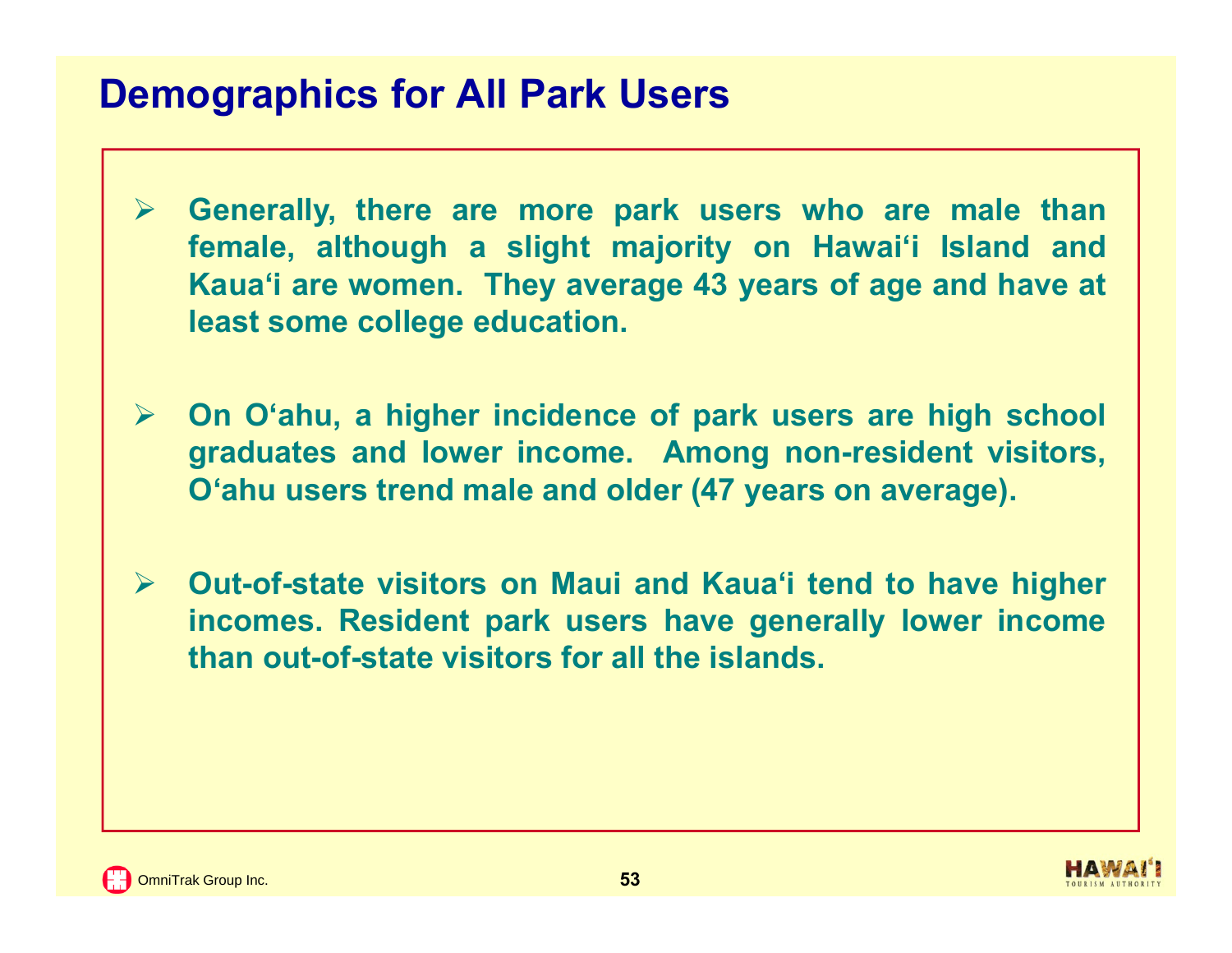# Demographics for All Park Users

- Generally, there are more park users who are male than female, although a slight majority on Hawai'i Island and Kaua'i are women. They average 43 years of age and have at least some college education.

- On O'ahu, a higher incidence of park users are high school graduates and lower income. Among non-resident visitors, O'ahu users trend male and older (47 years on average).

- Out-of-state visitors on Maui and Kaua'i tend to have higher incomes. Resident park users have generally lower income than out-of-state visitors for all the islands.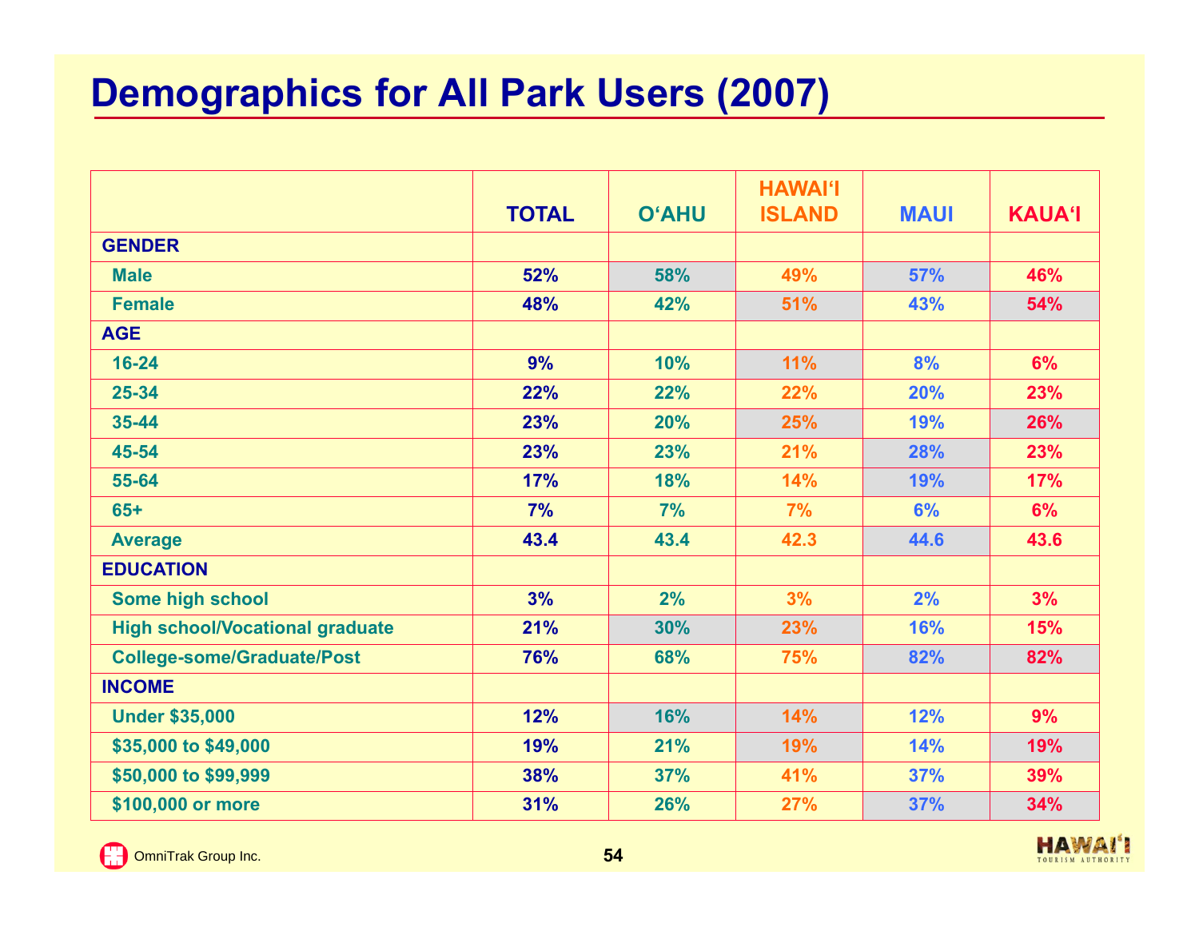# Demographics for All Park Users (2007)

| | TOTAL | O'AHU | HAWAI'I ISLAND | MAUI | KAUA'I |
|---|---|---|---|---|---|
| **GENDER** | | | | | |
| Male | 52% | 58% | 49% | 57% | 46% |
| Female | 48% | 42% | 51% | 43% | 54% |
| **AGE** | | | | | |
| 16-24 | 9% | 10% | 11% | 8% | 6% |
| 25-34 | 22% | 22% | 22% | 20% | 23% |
| 35-44 | 23% | 20% | 25% | 19% | 26% |
| 45-54 | 23% | 23% | 21% | 28% | 23% |
| 55-64 | 17% | 18% | 14% | 19% | 17% |
| 65+ | 7% | 7% | 7% | 6% | 6% |
| Average | 43.4 | 43.4 | 42.3 | 44.6 | 43.6 |
| **EDUCATION** | | | | | |
| Some high school | 3% | 2% | 3% | 2% | 3% |
| High school/Vocational graduate | 21% | 30% | 23% | 16% | 15% |
| College-some/Graduate/Post | 76% | 68% | 75% | 82% | 82% |
| **INCOME** | | | | | |
| Under $35,000 | 12% | 16% | 14% | 12% | 9% |
| $35,000 to $49,000 | 19% | 21% | 19% | 14% | 19% |
| $50,000 to $99,999 | 38% | 37% | 41% | 37% | 39% |
| $100,000 or more | 31% | 26% | 27% | 37% | 34% |

OmniTrak Group Inc.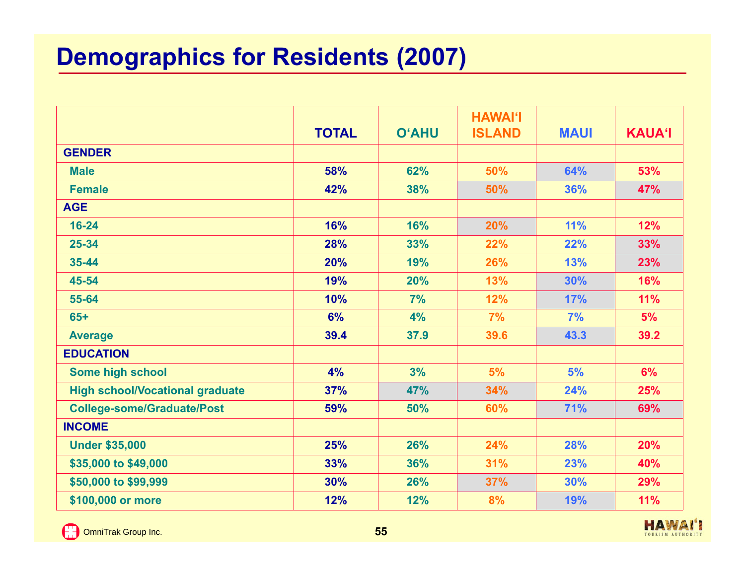# Demographics for Residents (2007)

| | TOTAL | O'AHU | HAWAI'I ISLAND | MAUI | KAUA'I |
|---|---|---|---|---|---|
| **GENDER** | | | | | |
| Male | 58% | 62% | 50% | 64% | 53% |
| Female | 42% | 38% | 50% | 36% | 47% |
| **AGE** | | | | | |
| 16-24 | 16% | 16% | 20% | 11% | 12% |
| 25-34 | 28% | 33% | 22% | 22% | 33% |
| 35-44 | 20% | 19% | 26% | 13% | 23% |
| 45-54 | 19% | 20% | 13% | 30% | 16% |
| 55-64 | 10% | 7% | 12% | 17% | 11% |
| 65+ | 6% | 4% | 7% | 7% | 5% |
| Average | 39.4 | 37.9 | 39.6 | 43.3 | 39.2 |
| **EDUCATION** | | | | | |
| Some high school | 4% | 3% | 5% | 5% | 6% |
| High school/Vocational graduate | 37% | 47% | 34% | 24% | 25% |
| College-some/Graduate/Post | 59% | 50% | 60% | 71% | 69% |
| **INCOME** | | | | | |
| Under $35,000 | 25% | 26% | 24% | 28% | 20% |
| $35,000 to $49,000 | 33% | 36% | 31% | 23% | 40% |
| $50,000 to $99,999 | 30% | 26% | 37% | 30% | 29% |
| $100,000 or more | 12% | 12% | 8% | 19% | 11% |

OmniTrak Group Inc.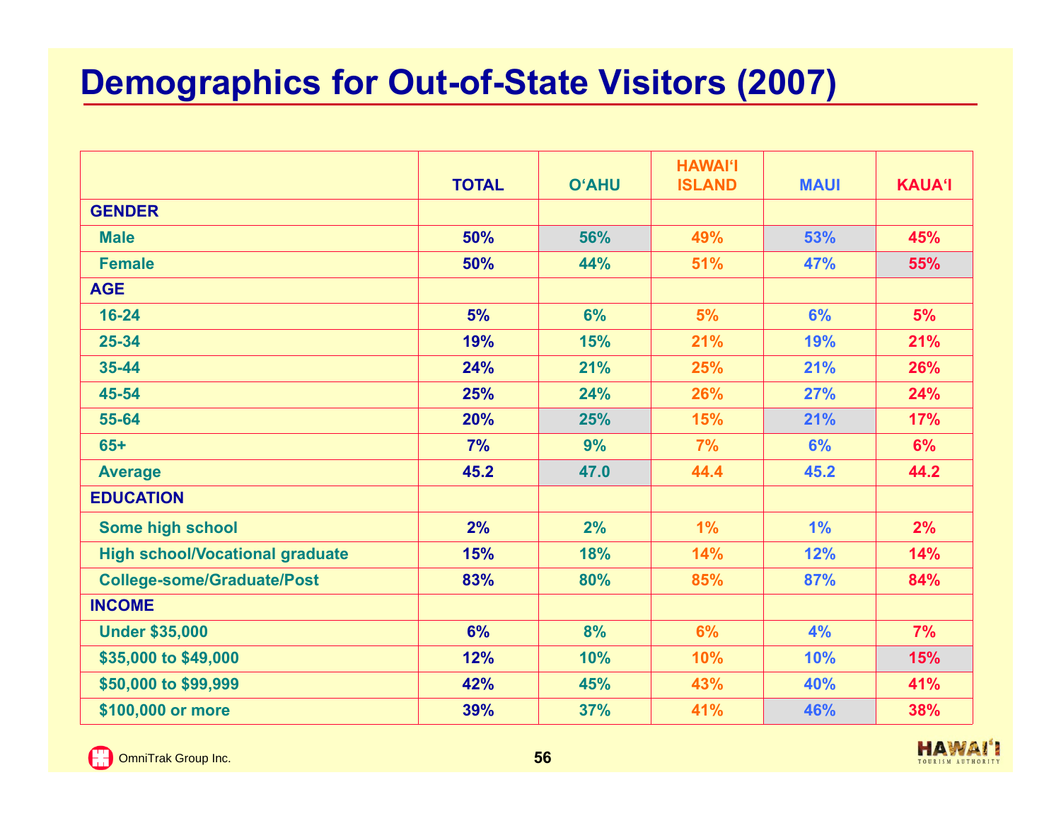# Demographics for Out-of-State Visitors (2007)

| | TOTAL | O'AHU | HAWAI'I ISLAND | MAUI | KAUA'I |
|---|---|---|---|---|---|
| **GENDER** | | | | | |
| Male | 50% | 56% | 49% | 53% | 45% |
| Female | 50% | 44% | 51% | 47% | 55% |
| **AGE** | | | | | |
| 16-24 | 5% | 6% | 5% | 6% | 5% |
| 25-34 | 19% | 15% | 21% | 19% | 21% |
| 35-44 | 24% | 21% | 25% | 21% | 26% |
| 45-54 | 25% | 24% | 26% | 27% | 24% |
| 55-64 | 20% | 25% | 15% | 21% | 17% |
| 65+ | 7% | 9% | 7% | 6% | 6% |
| Average | 45.2 | 47.0 | 44.4 | 45.2 | 44.2 |
| **EDUCATION** | | | | | |
| Some high school | 2% | 2% | 1% | 1% | 2% |
| High school/Vocational graduate | 15% | 18% | 14% | 12% | 14% |
| College-some/Graduate/Post | 83% | 80% | 85% | 87% | 84% |
| **INCOME** | | | | | |
| Under $35,000 | 6% | 8% | 6% | 4% | 7% |
| $35,000 to $49,000 | 12% | 10% | 10% | 10% | 15% |
| $50,000 to $99,999 | 42% | 45% | 43% | 40% | 41% |
| $100,000 or more | 39% | 37% | 41% | 46% | 38% |

OmniTrak Group Inc.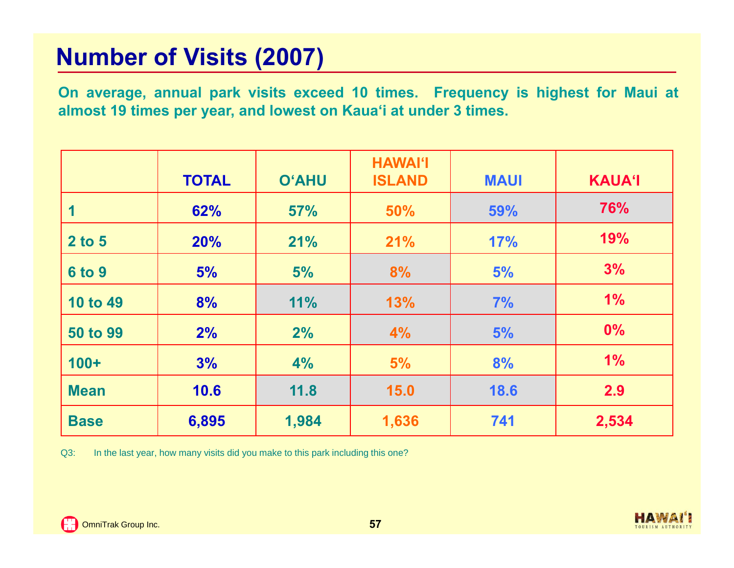# Number of Visits (2007)

**On average, annual park visits exceed 10 times. Frequency is highest for Maui at almost 19 times per year, and lowest on Kaua'i at under 3 times.**

| | TOTAL | O'AHU | HAWAI'I ISLAND | MAUI | KAUA'I |
|---|---|---|---|---|---|
| 1 | 62% | 57% | 50% | 59% | 76% |
| 2 to 5 | 20% | 21% | 21% | 17% | 19% |
| 6 to 9 | 5% | 5% | 8% | 5% | 3% |
| 10 to 49 | 8% | 11% | 13% | 7% | 1% |
| 50 to 99 | 2% | 2% | 4% | 5% | 0% |
| 100+ | 3% | 4% | 5% | 8% | 1% |
| Mean | 10.6 | 11.8 | 15.0 | 18.6 | 2.9 |
| Base | 6,895 | 1,984 | 1,636 | 741 | 2,534 |

Q3: In the last year, how many visits did you make to this park including this one?

OmniTrak Group Inc.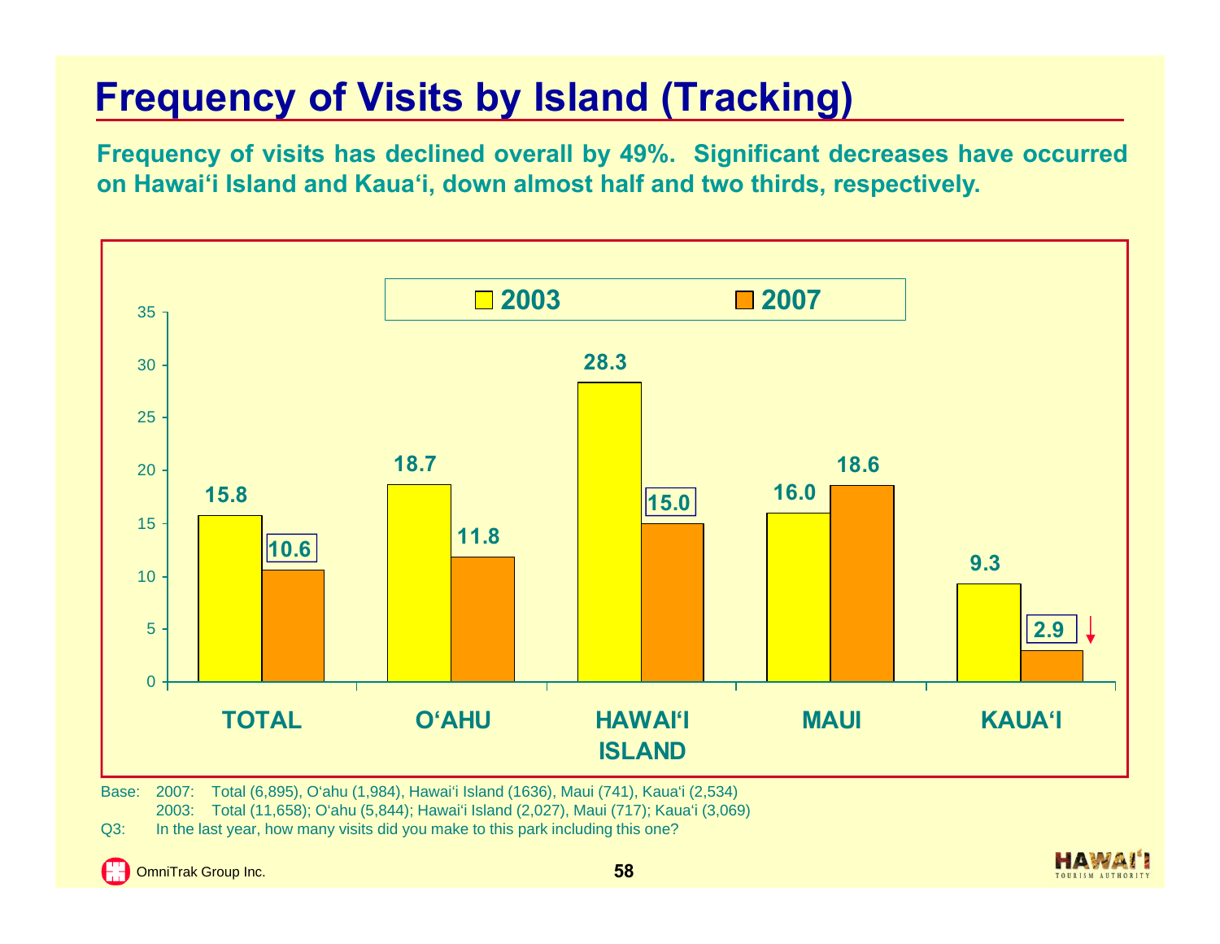# Frequency of Visits by Island (Tracking)

**Frequency of visits has declined overall by 49%. Significant decreases have occurred on Hawai'i Island and Kaua'i, down almost half and two thirds, respectively.**

| | 2003 | 2007 |
|---|---|---|
| TOTAL | 15.8 | 10.6 |
| O'AHU | 18.7 | 11.8 |
| HAWAI'I ISLAND | 28.3 | 15.0 |
| MAUI | 16.0 | 18.6 |
| KAUA'I | 9.3 | 2.9 |

Base: 2007: Total (6,895), O'ahu (1,984), Hawai'i Island (1636), Maui (741), Kaua'i (2,534)
2003: Total (11,658); O'ahu (5,844); Hawai'i Island (2,027), Maui (717); Kaua'i (3,069)

Q3: In the last year, how many visits did you make to this park including this one?

OmniTrak Group Inc.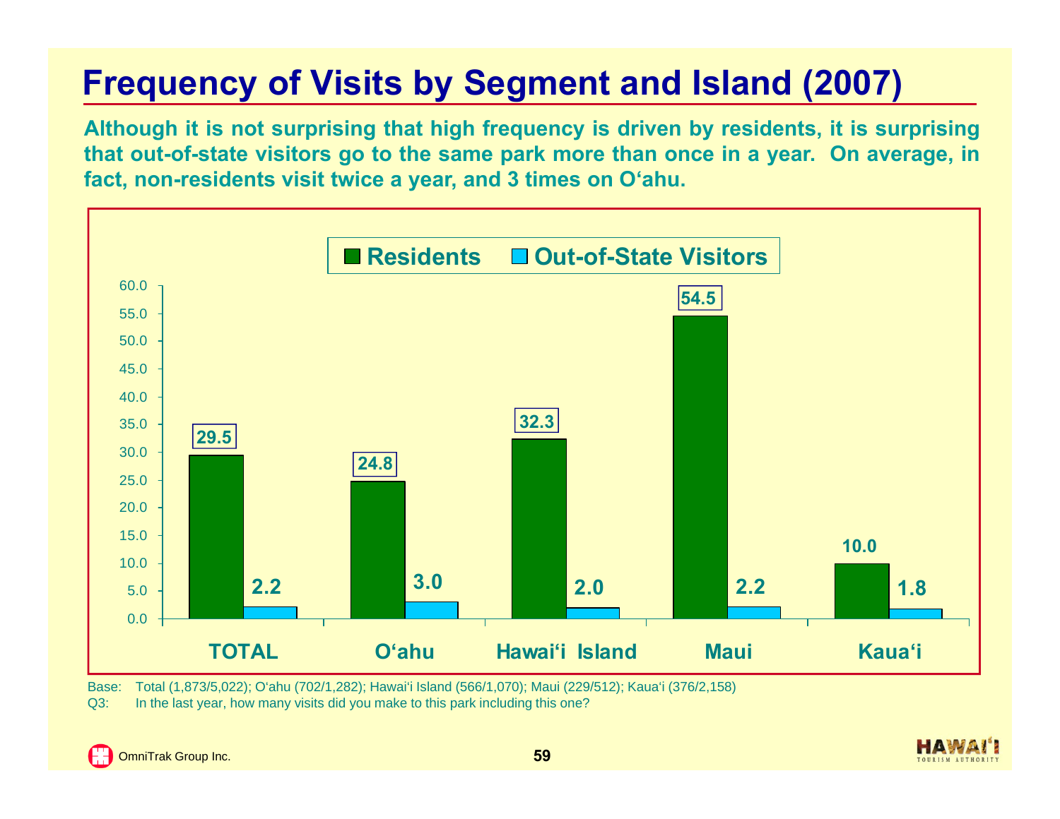# Frequency of Visits by Segment and Island (2007)

**Although it is not surprising that high frequency is driven by residents, it is surprising that out-of-state visitors go to the same park more than once in a year. On average, in fact, non-residents visit twice a year, and 3 times on O'ahu.**

| | Residents | Out-of-State Visitors |
|---|---|---|
| TOTAL | 29.5 | 2.2 |
| O'ahu | 24.8 | 3.0 |
| Hawai'i Island | 32.3 | 2.0 |
| Maui | 54.5 | 2.2 |
| Kaua'i | 10.0 | 1.8 |

Base: Total (1,873/5,022); O'ahu (702/1,282); Hawai'i Island (566/1,070); Maui (229/512); Kaua'i (376/2,158)

Q3: In the last year, how many visits did you make to this park including this one?

OmniTrak Group Inc.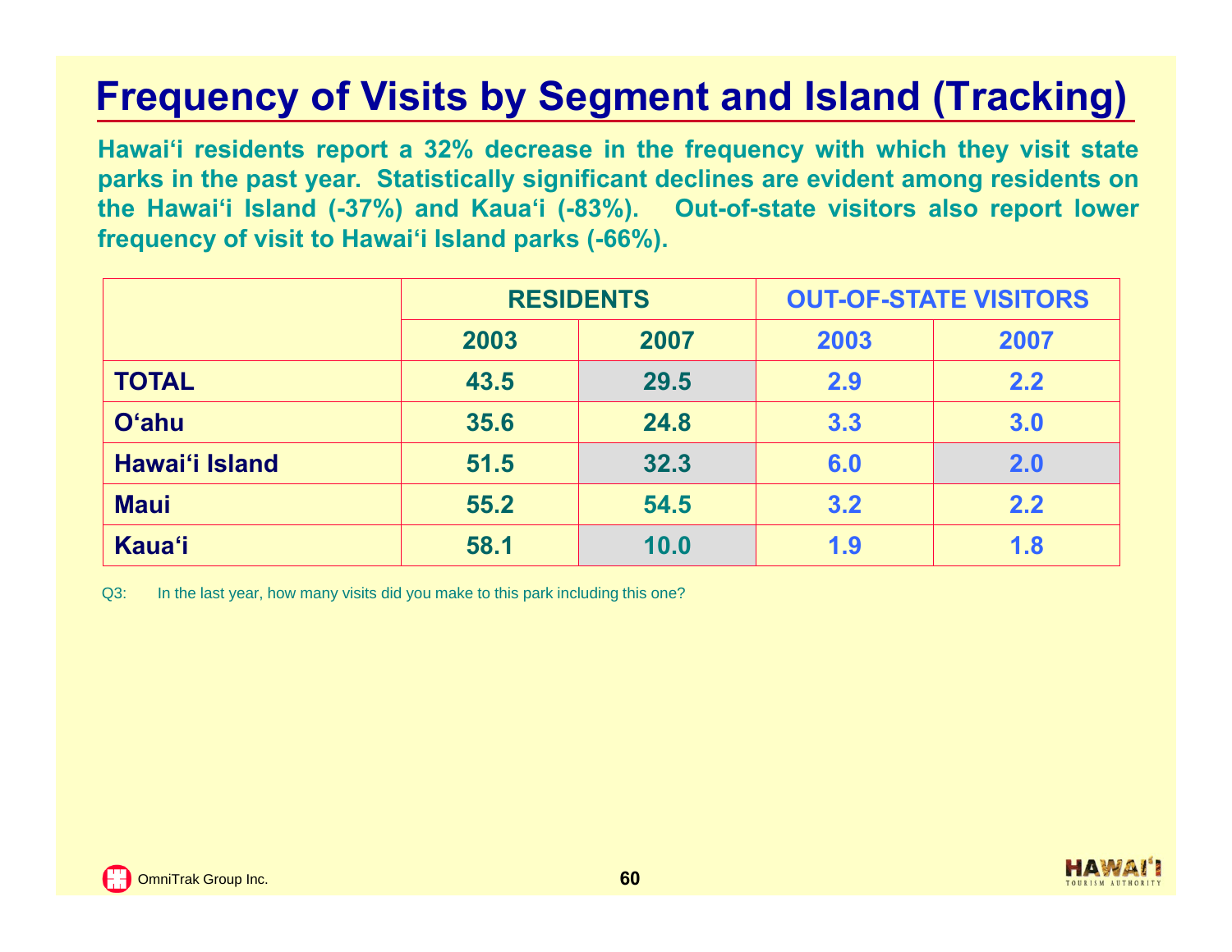# Frequency of Visits by Segment and Island (Tracking)

**Hawai‘i residents report a 32% decrease in the frequency with which they visit state parks in the past year. Statistically significant declines are evident among residents on the Hawai‘i Island (-37%) and Kaua‘i (-83%). Out-of-state visitors also report lower frequency of visit to Hawai‘i Island parks (-66%).**

| | RESIDENTS | | OUT-OF-STATE VISITORS | |
|---|---|---|---|---|
| | 2003 | 2007 | 2003 | 2007 |
| **TOTAL** | 43.5 | 29.5 | 2.9 | 2.2 |
| **O‘ahu** | 35.6 | 24.8 | 3.3 | 3.0 |
| **Hawai‘i Island** | 51.5 | 32.3 | 6.0 | 2.0 |
| **Maui** | 55.2 | 54.5 | 3.2 | 2.2 |
| **Kaua‘i** | 58.1 | 10.0 | 1.9 | 1.8 |

Q3: In the last year, how many visits did you make to this park including this one?

OmniTrak Group Inc.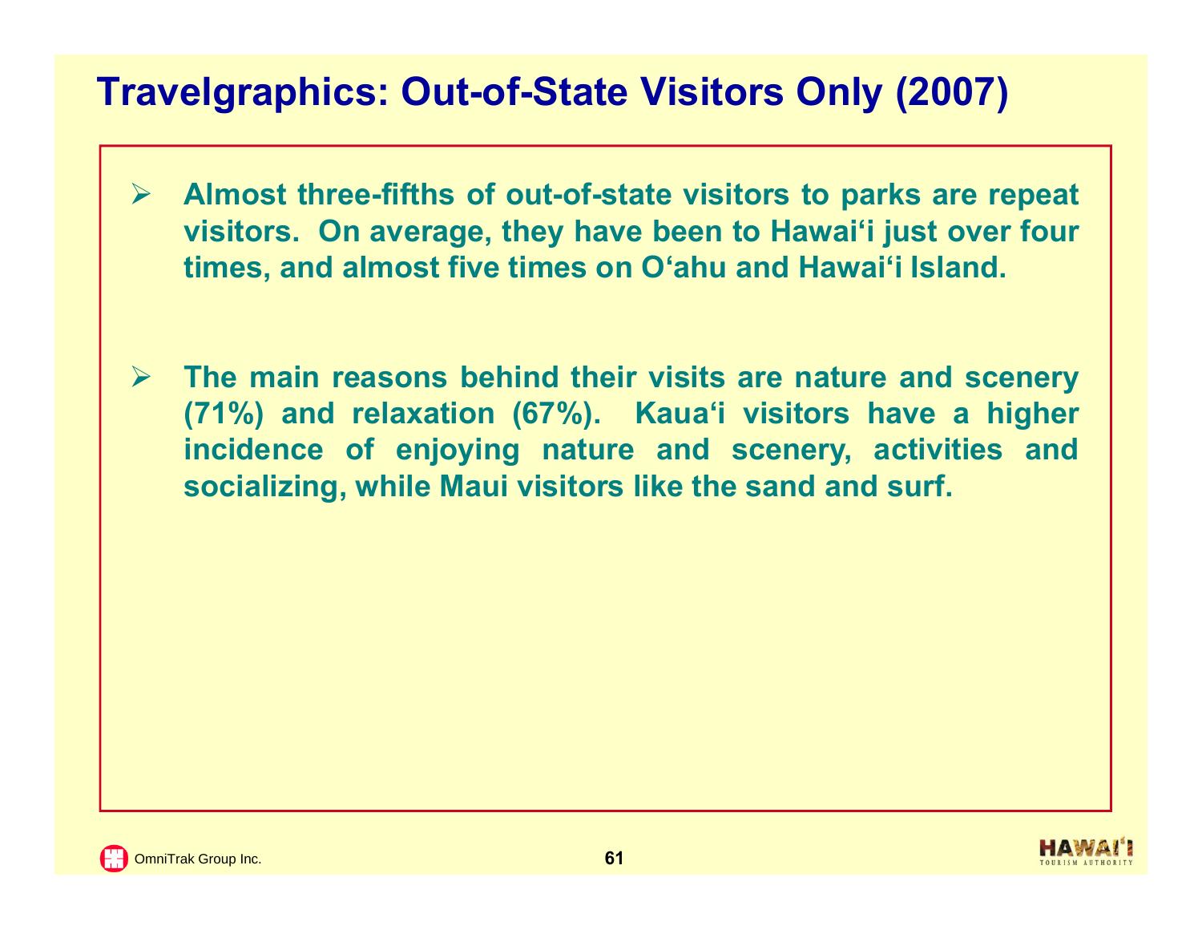# Travelgraphics: Out-of-State Visitors Only (2007)

- **Almost three-fifths of out-of-state visitors to parks are repeat visitors. On average, they have been to Hawai‘i just over four times, and almost five times on O‘ahu and Hawai‘i Island.**

- **The main reasons behind their visits are nature and scenery (71%) and relaxation (67%). Kaua‘i visitors have a higher incidence of enjoying nature and scenery, activities and socializing, while Maui visitors like the sand and surf.**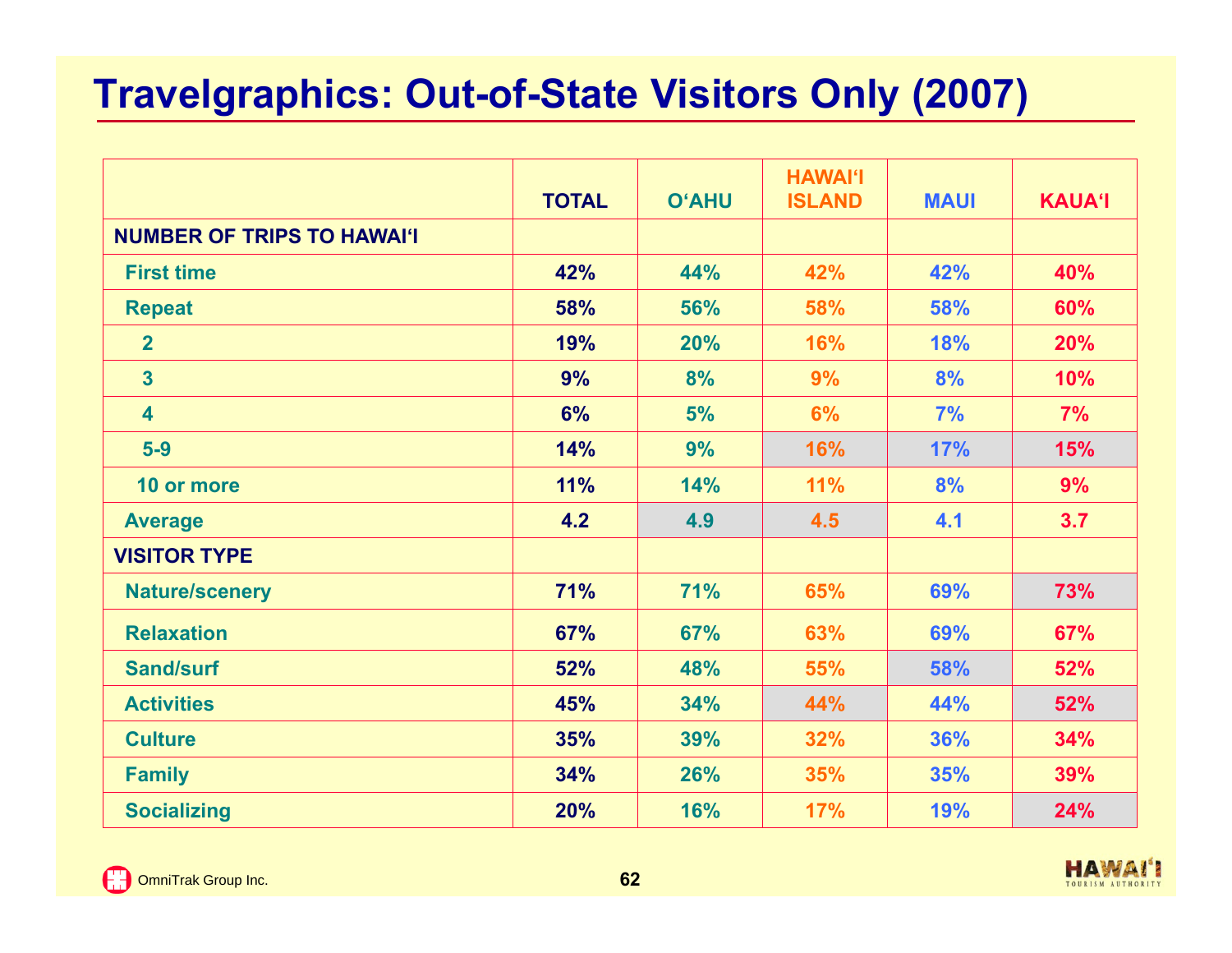# Travelgraphics: Out-of-State Visitors Only (2007)

| | TOTAL | O'AHU | HAWAI'I ISLAND | MAUI | KAUA'I |
|---|---|---|---|---|---|
| **NUMBER OF TRIPS TO HAWAI'I** | | | | | |
| First time | 42% | 44% | 42% | 42% | 40% |
| Repeat | 58% | 56% | 58% | 58% | 60% |
| 2 | 19% | 20% | 16% | 18% | 20% |
| 3 | 9% | 8% | 9% | 8% | 10% |
| 4 | 6% | 5% | 6% | 7% | 7% |
| 5-9 | 14% | 9% | 16% | 17% | 15% |
| 10 or more | 11% | 14% | 11% | 8% | 9% |
| Average | 4.2 | 4.9 | 4.5 | 4.1 | 3.7 |
| **VISITOR TYPE** | | | | | |
| Nature/scenery | 71% | 71% | 65% | 69% | 73% |
| Relaxation | 67% | 67% | 63% | 69% | 67% |
| Sand/surf | 52% | 48% | 55% | 58% | 52% |
| Activities | 45% | 34% | 44% | 44% | 52% |
| Culture | 35% | 39% | 32% | 36% | 34% |
| Family | 34% | 26% | 35% | 35% | 39% |
| Socializing | 20% | 16% | 17% | 19% | 24% |

OmniTrak Group Inc.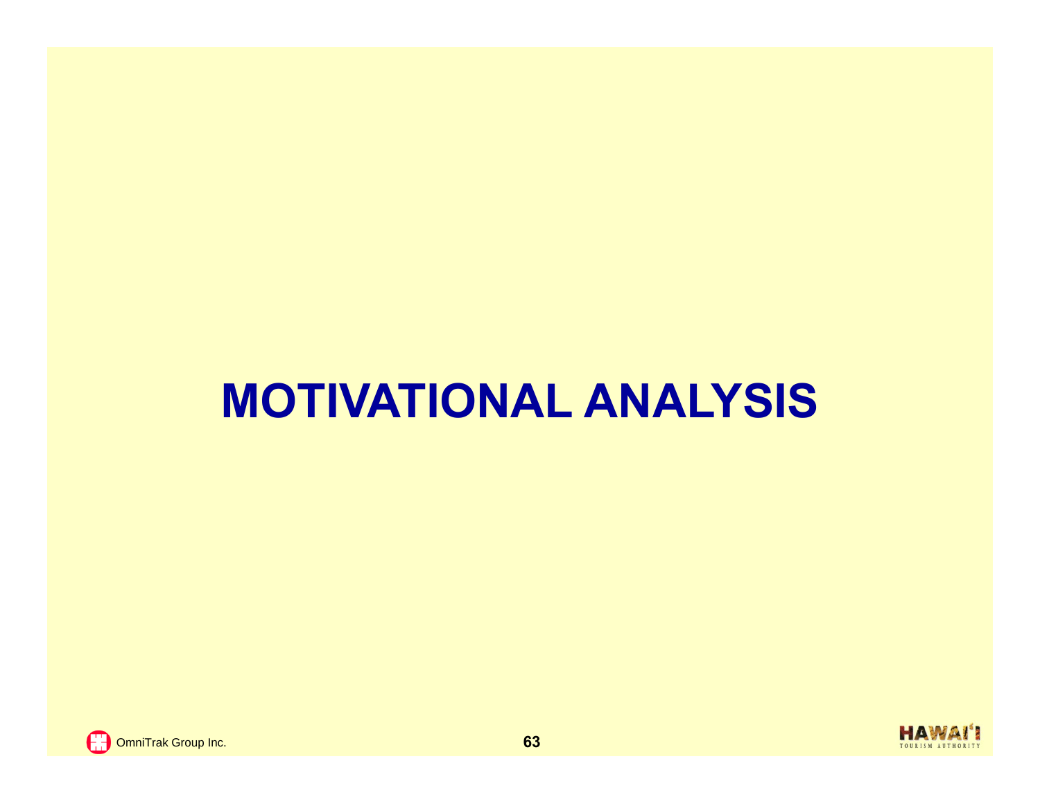# MOTIVATIONAL ANALYSIS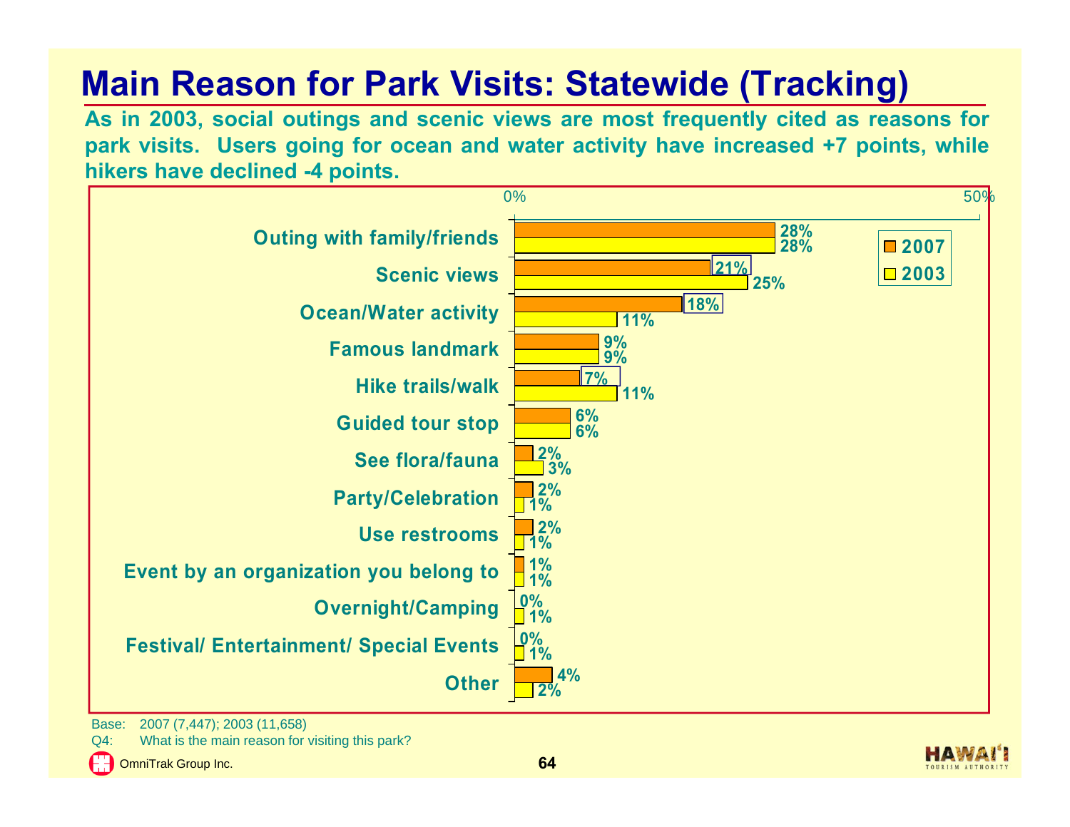# Main Reason for Park Visits: Statewide (Tracking)

**As in 2003, social outings and scenic views are most frequently cited as reasons for park visits. Users going for ocean and water activity have increased +7 points, while hikers have declined -4 points.**

| Reason | 2007 | 2003 |
|---|---|---|
| Outing with family/friends | 28% | 28% |
| Scenic views | 21% | 25% |
| Ocean/Water activity | 18% | 11% |
| Famous landmark | 9% | 9% |
| Hike trails/walk | 7% | 11% |
| Guided tour stop | 6% | 6% |
| See flora/fauna | 2% | 3% |
| Party/Celebration | 2% | 1% |
| Use restrooms | 2% | 1% |
| Event by an organization you belong to | 1% | 1% |
| Overnight/Camping | 0% | 1% |
| Festival/ Entertainment/ Special Events | 0% | 1% |
| Other | 4% | 2% |

Base: 2007 (7,447); 2003 (11,658)

Q4: What is the main reason for visiting this park?

OmniTrak Group Inc.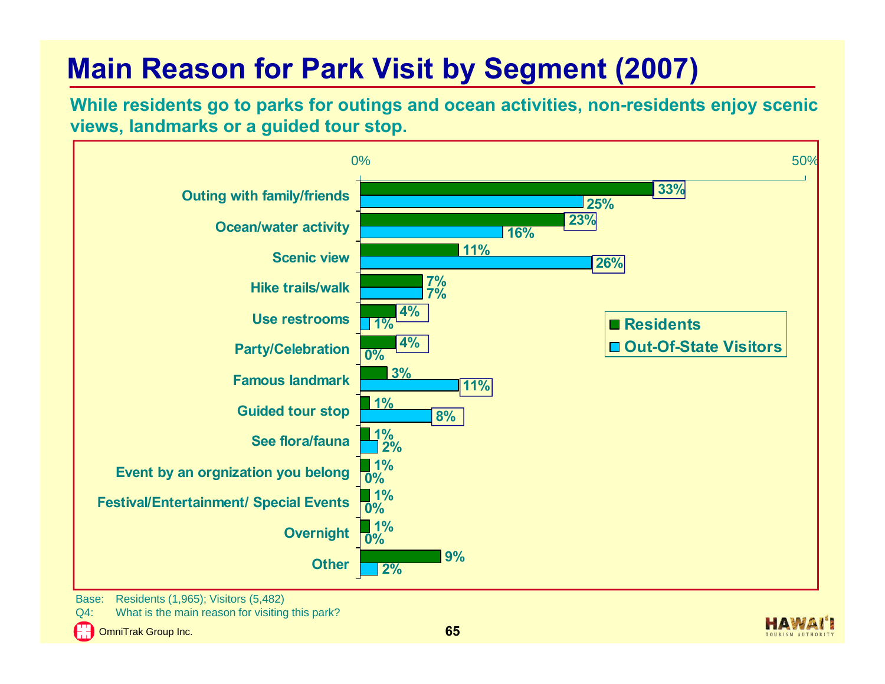# Main Reason for Park Visit by Segment (2007)

**While residents go to parks for outings and ocean activities, non-residents enjoy scenic views, landmarks or a guided tour stop.**

| Reason | Residents | Out-Of-State Visitors |
|---|---|---|
| Outing with family/friends | 33% | 25% |
| Ocean/water activity | 23% | 16% |
| Scenic view | 11% | 26% |
| Hike trails/walk | 7% | 7% |
| Use restrooms | 4% | 1% |
| Party/Celebration | 4% | 0% |
| Famous landmark | 3% | 11% |
| Guided tour stop | 1% | 8% |
| See flora/fauna | 1% | 2% |
| Event by an orgnization you belong | 1% | 0% |
| Festival/Entertainment/ Special Events | 1% | 0% |
| Overnight | 1% | 0% |
| Other | 9% | 2% |

Base: Residents (1,965); Visitors (5,482)

Q4: What is the main reason for visiting this park?

OmniTrak Group Inc.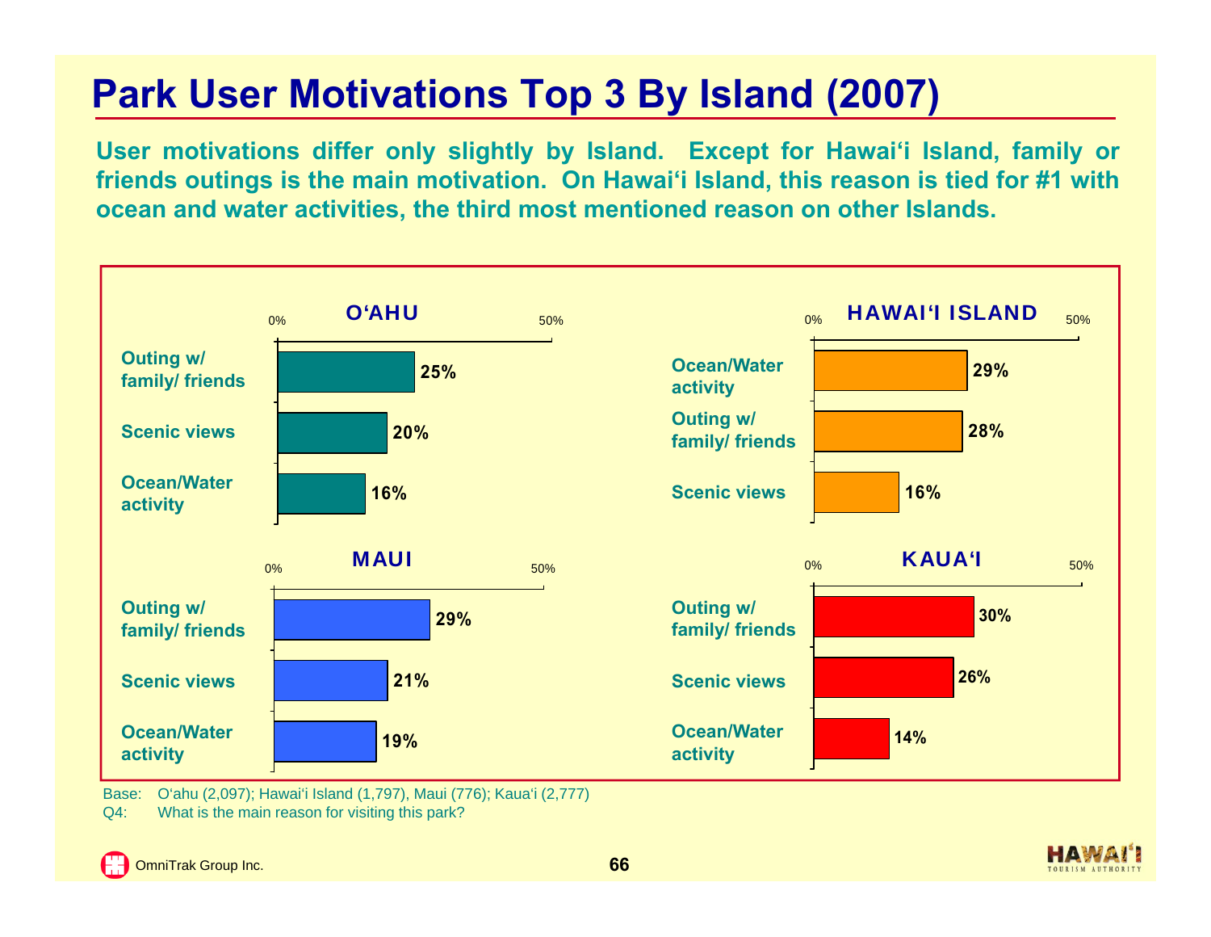# Park User Motivations Top 3 By Island (2007)

**User motivations differ only slightly by Island. Except for Hawai'i Island, family or friends outings is the main motivation. On Hawai'i Island, this reason is tied for #1 with ocean and water activities, the third most mentioned reason on other Islands.**

### O'AHU

| Motivation | % |
|---|---|
| Outing w/ family/ friends | 25% |
| Scenic views | 20% |
| Ocean/Water activity | 16% |

### HAWAI'I ISLAND

| Motivation | % |
|---|---|
| Ocean/Water activity | 29% |
| Outing w/ family/ friends | 28% |
| Scenic views | 16% |

### MAUI

| Motivation | % |
|---|---|
| Outing w/ family/ friends | 29% |
| Scenic views | 21% |
| Ocean/Water activity | 19% |

### KAUA'I

| Motivation | % |
|---|---|
| Outing w/ family/ friends | 30% |
| Scenic views | 26% |
| Ocean/Water activity | 14% |

Base: O'ahu (2,097); Hawai'i Island (1,797), Maui (776); Kaua'i (2,777)

Q4: What is the main reason for visiting this park?

OmniTrak Group Inc.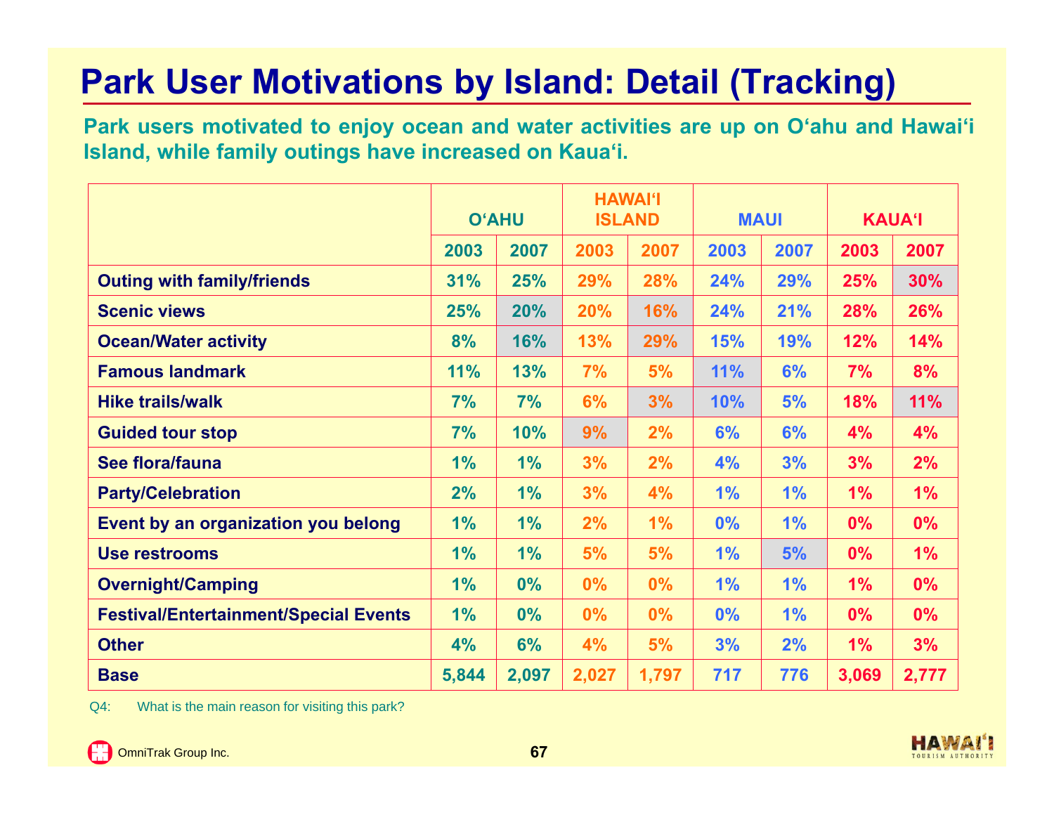# Park User Motivations by Island: Detail (Tracking)

**Park users motivated to enjoy ocean and water activities are up on O'ahu and Hawai'i Island, while family outings have increased on Kaua'i.**

| | O'AHU | | HAWAI'I ISLAND | | MAUI | | KAUA'I | |
|---|---|---|---|---|---|---|---|---|
| | 2003 | 2007 | 2003 | 2007 | 2003 | 2007 | 2003 | 2007 |
| Outing with family/friends | 31% | 25% | 29% | 28% | 24% | 29% | 25% | 30% |
| Scenic views | 25% | 20% | 20% | 16% | 24% | 21% | 28% | 26% |
| Ocean/Water activity | 8% | 16% | 13% | 29% | 15% | 19% | 12% | 14% |
| Famous landmark | 11% | 13% | 7% | 5% | 11% | 6% | 7% | 8% |
| Hike trails/walk | 7% | 7% | 6% | 3% | 10% | 5% | 18% | 11% |
| Guided tour stop | 7% | 10% | 9% | 2% | 6% | 6% | 4% | 4% |
| See flora/fauna | 1% | 1% | 3% | 2% | 4% | 3% | 3% | 2% |
| Party/Celebration | 2% | 1% | 3% | 4% | 1% | 1% | 1% | 1% |
| Event by an organization you belong | 1% | 1% | 2% | 1% | 0% | 1% | 0% | 0% |
| Use restrooms | 1% | 1% | 5% | 5% | 1% | 5% | 0% | 1% |
| Overnight/Camping | 1% | 0% | 0% | 0% | 1% | 1% | 1% | 0% |
| Festival/Entertainment/Special Events | 1% | 0% | 0% | 0% | 0% | 1% | 0% | 0% |
| Other | 4% | 6% | 4% | 5% | 3% | 2% | 1% | 3% |
| Base | 5,844 | 2,097 | 2,027 | 1,797 | 717 | 776 | 3,069 | 2,777 |

Q4: What is the main reason for visiting this park?

OmniTrak Group Inc.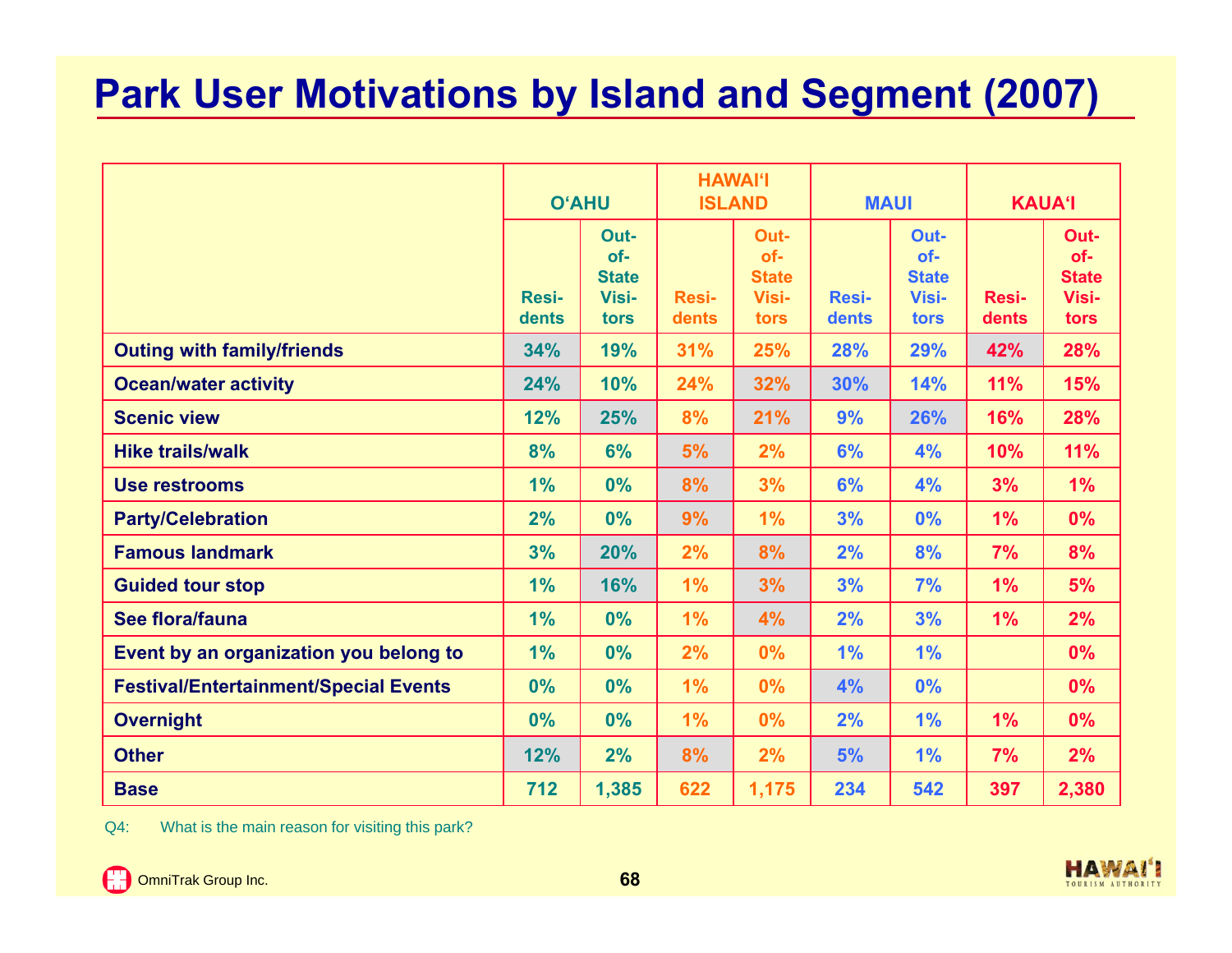# Park User Motivations by Island and Segment (2007)

| | O'AHU | | HAWAI'I ISLAND | | MAUI | | KAUA'I | |
|---|---|---|---|---|---|---|---|---|
| | Residents | Out-of-State Visitors | Residents | Out-of-State Visitors | Residents | Out-of-State Visitors | Residents | Out-of-State Visitors |
| **Outing with family/friends** | 34% | 19% | 31% | 25% | 28% | 29% | 42% | 28% |
| **Ocean/water activity** | 24% | 10% | 24% | 32% | 30% | 14% | 11% | 15% |
| **Scenic view** | 12% | 25% | 8% | 21% | 9% | 26% | 16% | 28% |
| **Hike trails/walk** | 8% | 6% | 5% | 2% | 6% | 4% | 10% | 11% |
| **Use restrooms** | 1% | 0% | 8% | 3% | 6% | 4% | 3% | 1% |
| **Party/Celebration** | 2% | 0% | 9% | 1% | 3% | 0% | 1% | 0% |
| **Famous landmark** | 3% | 20% | 2% | 8% | 2% | 8% | 7% | 8% |
| **Guided tour stop** | 1% | 16% | 1% | 3% | 3% | 7% | 1% | 5% |
| **See flora/fauna** | 1% | 0% | 1% | 4% | 2% | 3% | 1% | 2% |
| **Event by an organization you belong to** | 1% | 0% | 2% | 0% | 1% | 1% | | 0% |
| **Festival/Entertainment/Special Events** | 0% | 0% | 1% | 0% | 4% | 0% | | 0% |
| **Overnight** | 0% | 0% | 1% | 0% | 2% | 1% | 1% | 0% |
| **Other** | 12% | 2% | 8% | 2% | 5% | 1% | 7% | 2% |
| **Base** | 712 | 1,385 | 622 | 1,175 | 234 | 542 | 397 | 2,380 |

Q4: What is the main reason for visiting this park?

OmniTrak Group Inc.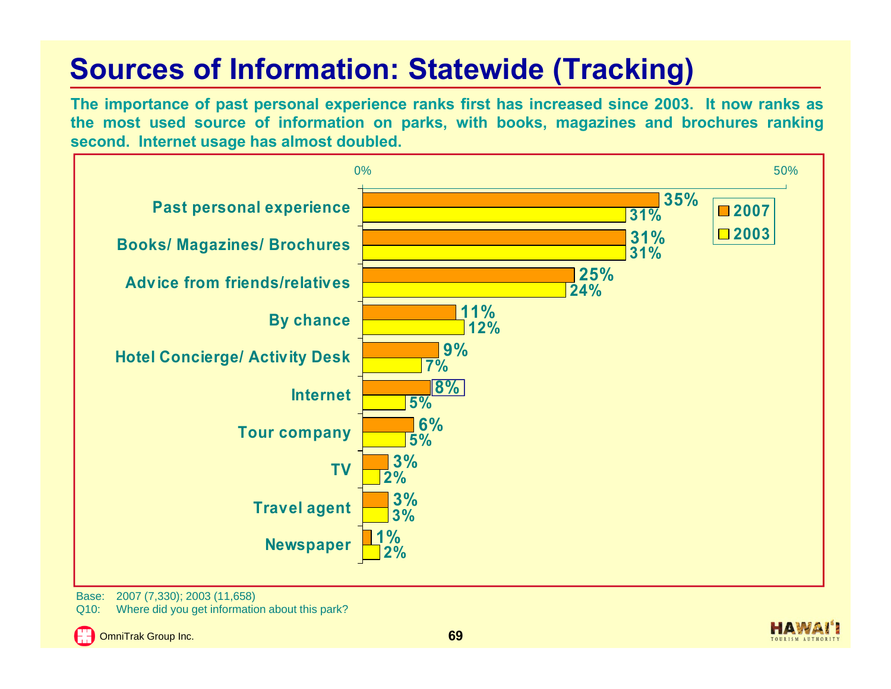# Sources of Information: Statewide (Tracking)

**The importance of past personal experience ranks first has increased since 2003. It now ranks as the most used source of information on parks, with books, magazines and brochures ranking second. Internet usage has almost doubled.**

| Source | 2007 | 2003 |
|---|---|---|
| Past personal experience | 35% | 31% |
| Books/ Magazines/ Brochures | 31% | 31% |
| Advice from friends/relatives | 25% | 24% |
| By chance | 11% | 12% |
| Hotel Concierge/ Activity Desk | 9% | 7% |
| Internet | 8% | 5% |
| Tour company | 6% | 5% |
| TV | 3% | 2% |
| Travel agent | 3% | 3% |
| Newspaper | 1% | 2% |

Base: 2007 (7,330); 2003 (11,658)

Q10: Where did you get information about this park?

OmniTrak Group Inc.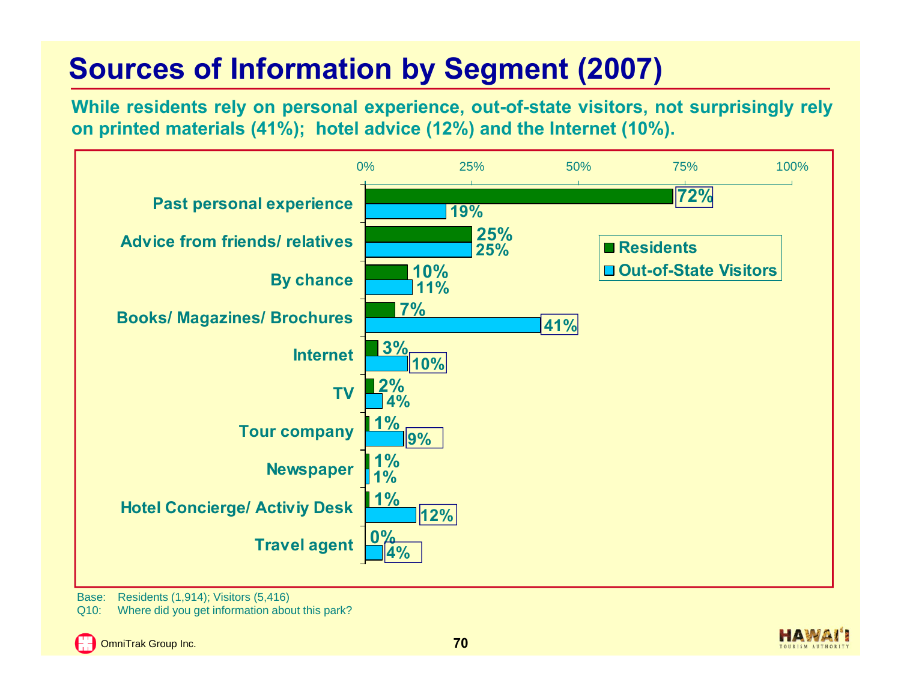# Sources of Information by Segment (2007)

**While residents rely on personal experience, out-of-state visitors, not surprisingly rely on printed materials (41%); hotel advice (12%) and the Internet (10%).**

| Source | Residents | Out-of-State Visitors |
|---|---|---|
| Past personal experience | 72% | 19% |
| Advice from friends/ relatives | 25% | 25% |
| By chance | 10% | 11% |
| Books/ Magazines/ Brochures | 7% | 41% |
| Internet | 3% | 10% |
| TV | 2% | 4% |
| Tour company | 1% | 9% |
| Newspaper | 1% | 1% |
| Hotel Concierge/ Activiy Desk | 1% | 12% |
| Travel agent | 0% | 4% |

Base: Residents (1,914); Visitors (5,416)
Q10: Where did you get information about this park?

OmniTrak Group Inc.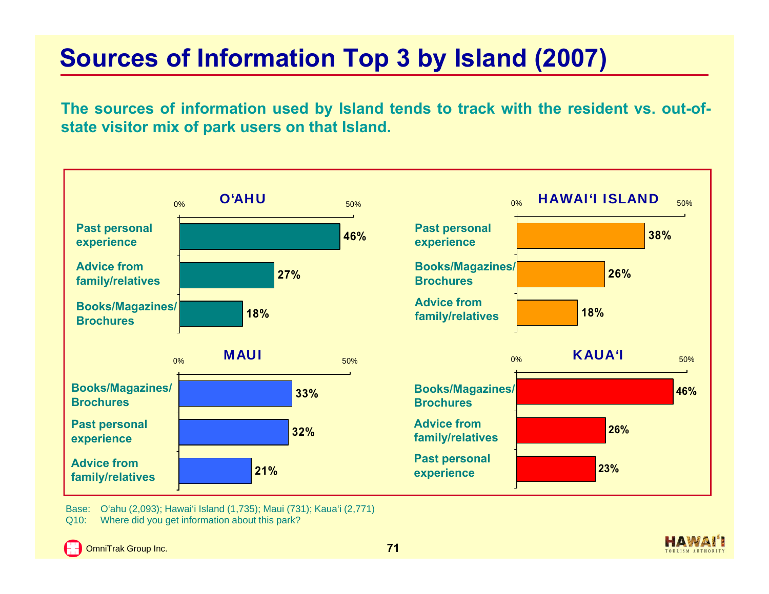# Sources of Information Top 3 by Island (2007)

**The sources of information used by Island tends to track with the resident vs. out-of-state visitor mix of park users on that Island.**

**O'AHU**

| Source | % |
|---|---|
| Past personal experience | 46% |
| Advice from family/relatives | 27% |
| Books/Magazines/ Brochures | 18% |

**HAWAI'I ISLAND**

| Source | % |
|---|---|
| Past personal experience | 38% |
| Books/Magazines/ Brochures | 26% |
| Advice from family/relatives | 18% |

**MAUI**

| Source | % |
|---|---|
| Books/Magazines/ Brochures | 33% |
| Past personal experience | 32% |
| Advice from family/relatives | 21% |

**KAUA'I**

| Source | % |
|---|---|
| Books/Magazines/ Brochures | 46% |
| Advice from family/relatives | 26% |
| Past personal experience | 23% |

Base: O'ahu (2,093); Hawai'i Island (1,735); Maui (731); Kaua'i (2,771)
Q10: Where did you get information about this park?

OmniTrak Group Inc.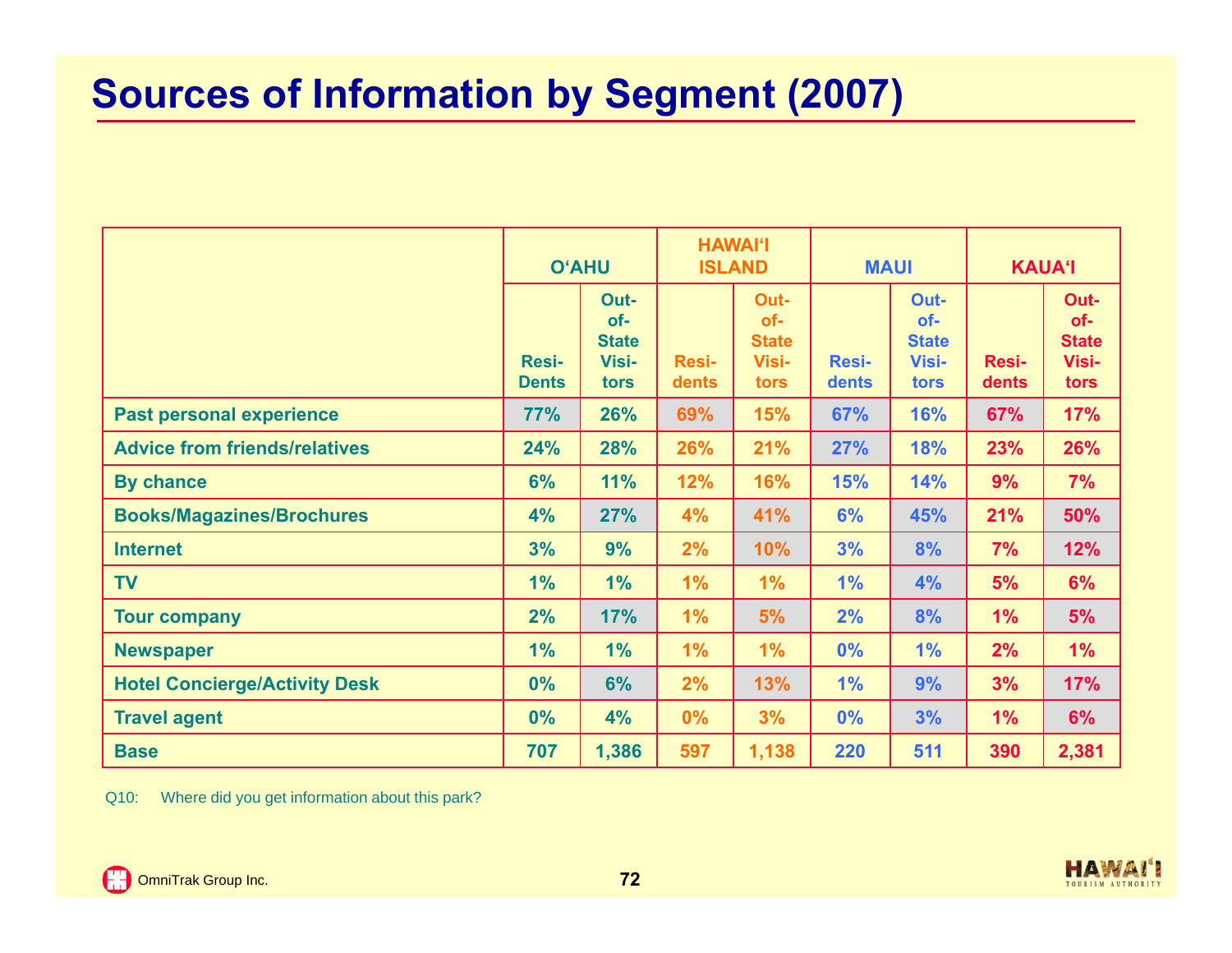# Sources of Information by Segment (2007)

| | O'AHU | | HAWAI'I ISLAND | | MAUI | | KAUA'I | |
|---|---|---|---|---|---|---|---|---|
| | Resi-Dents | Out-of-State Visi-tors | Resi-dents | Out-of-State Visi-tors | Resi-dents | Out-of-State Visi-tors | Resi-dents | Out-of-State Visi-tors |
| **Past personal experience** | 77% | 26% | 69% | 15% | 67% | 16% | 67% | 17% |
| **Advice from friends/relatives** | 24% | 28% | 26% | 21% | 27% | 18% | 23% | 26% |
| **By chance** | 6% | 11% | 12% | 16% | 15% | 14% | 9% | 7% |
| **Books/Magazines/Brochures** | 4% | 27% | 4% | 41% | 6% | 45% | 21% | 50% |
| **Internet** | 3% | 9% | 2% | 10% | 3% | 8% | 7% | 12% |
| **TV** | 1% | 1% | 1% | 1% | 1% | 4% | 5% | 6% |
| **Tour company** | 2% | 17% | 1% | 5% | 2% | 8% | 1% | 5% |
| **Newspaper** | 1% | 1% | 1% | 1% | 0% | 1% | 2% | 1% |
| **Hotel Concierge/Activity Desk** | 0% | 6% | 2% | 13% | 1% | 9% | 3% | 17% |
| **Travel agent** | 0% | 4% | 0% | 3% | 0% | 3% | 1% | 6% |
| **Base** | 707 | 1,386 | 597 | 1,138 | 220 | 511 | 390 | 2,381 |

Q10: Where did you get information about this park?

OmniTrak Group Inc.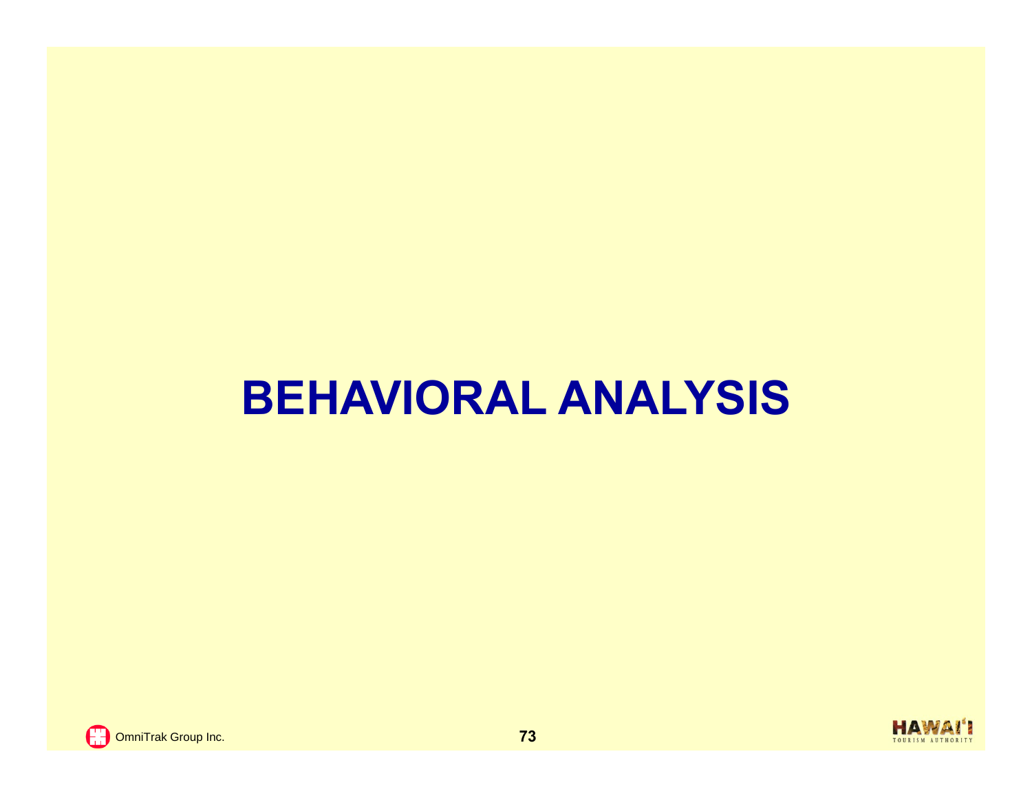# BEHAVIORAL ANALYSIS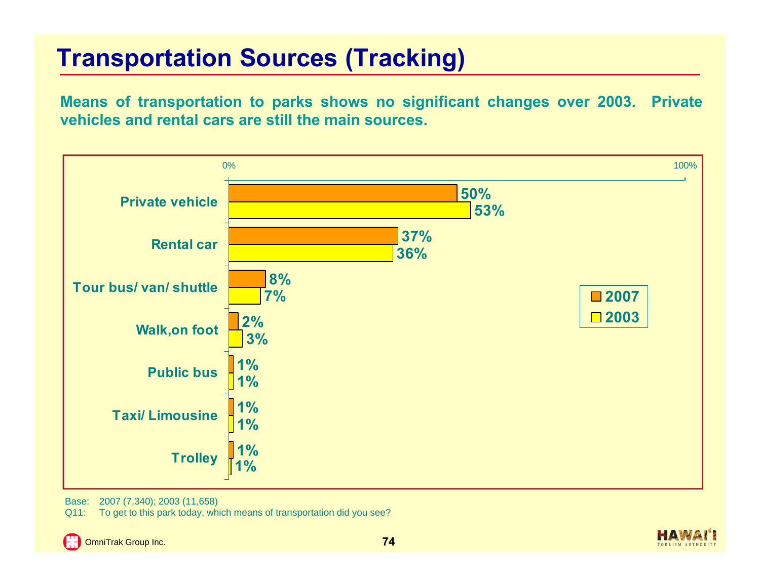# Transportation Sources (Tracking)

**Means of transportation to parks shows no significant changes over 2003. Private vehicles and rental cars are still the main sources.**

| | 2007 | 2003 |
|---|---|---|
| Private vehicle | 50% | 53% |
| Rental car | 37% | 36% |
| Tour bus/ van/ shuttle | 8% | 7% |
| Walk,on foot | 2% | 3% |
| Public bus | 1% | 1% |
| Taxi/ Limousine | 1% | 1% |
| Trolley | 1% | 1% |

Base: 2007 (7,340); 2003 (11,658)

Q11: To get to this park today, which means of transportation did you see?

OmniTrak Group Inc.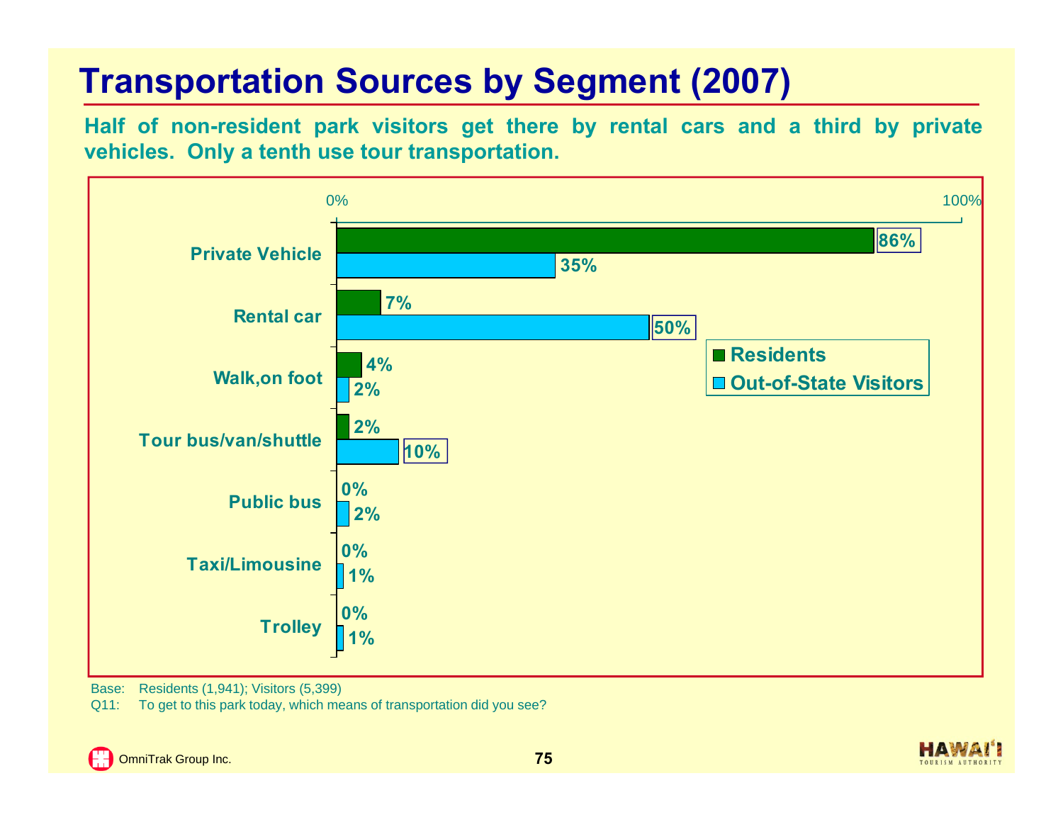# Transportation Sources by Segment (2007)

**Half of non-resident park visitors get there by rental cars and a third by private vehicles. Only a tenth use tour transportation.**

| | Residents | Out-of-State Visitors |
|---|---|---|
| Private Vehicle | 86% | 35% |
| Rental car | 7% | 50% |
| Walk,on foot | 4% | 2% |
| Tour bus/van/shuttle | 2% | 10% |
| Public bus | 0% | 2% |
| Taxi/Limousine | 0% | 1% |
| Trolley | 0% | 1% |

Base: Residents (1,941); Visitors (5,399)

Q11: To get to this park today, which means of transportation did you see?

OmniTrak Group Inc.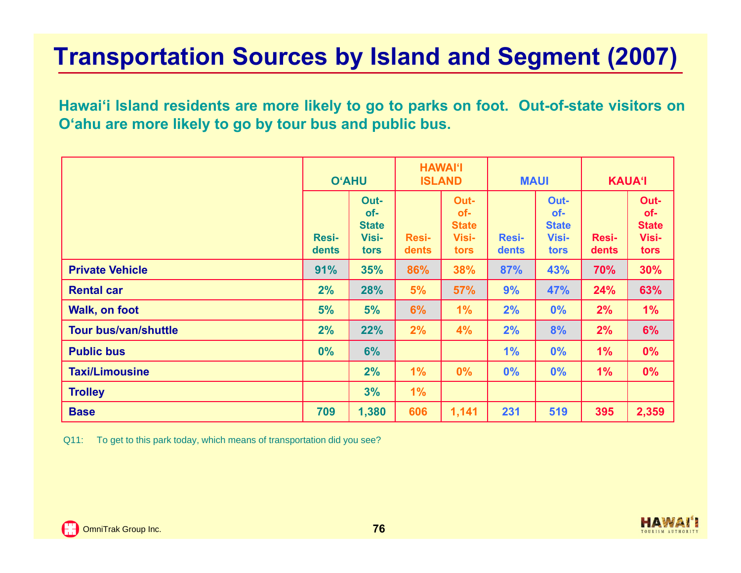# Transportation Sources by Island and Segment (2007)

**Hawai'i Island residents are more likely to go to parks on foot. Out-of-state visitors on O'ahu are more likely to go by tour bus and public bus.**

| | O'AHU | | HAWAI'I ISLAND | | MAUI | | KAUA'I | |
|---|---|---|---|---|---|---|---|---|
| | Residents | Out-of-State Visitors | Residents | Out-of-State Visitors | Residents | Out-of-State Visitors | Residents | Out-of-State Visitors |
| **Private Vehicle** | 91% | 35% | 86% | 38% | 87% | 43% | 70% | 30% |
| **Rental car** | 2% | 28% | 5% | 57% | 9% | 47% | 24% | 63% |
| **Walk, on foot** | 5% | 5% | 6% | 1% | 2% | 0% | 2% | 1% |
| **Tour bus/van/shuttle** | 2% | 22% | 2% | 4% | 2% | 8% | 2% | 6% |
| **Public bus** | 0% | 6% | | | 1% | 0% | 1% | 0% |
| **Taxi/Limousine** | | 2% | 1% | 0% | 0% | 0% | 1% | 0% |
| **Trolley** | | 3% | 1% | | | | | |
| **Base** | 709 | 1,380 | 606 | 1,141 | 231 | 519 | 395 | 2,359 |

Q11: To get to this park today, which means of transportation did you see?

OmniTrak Group Inc.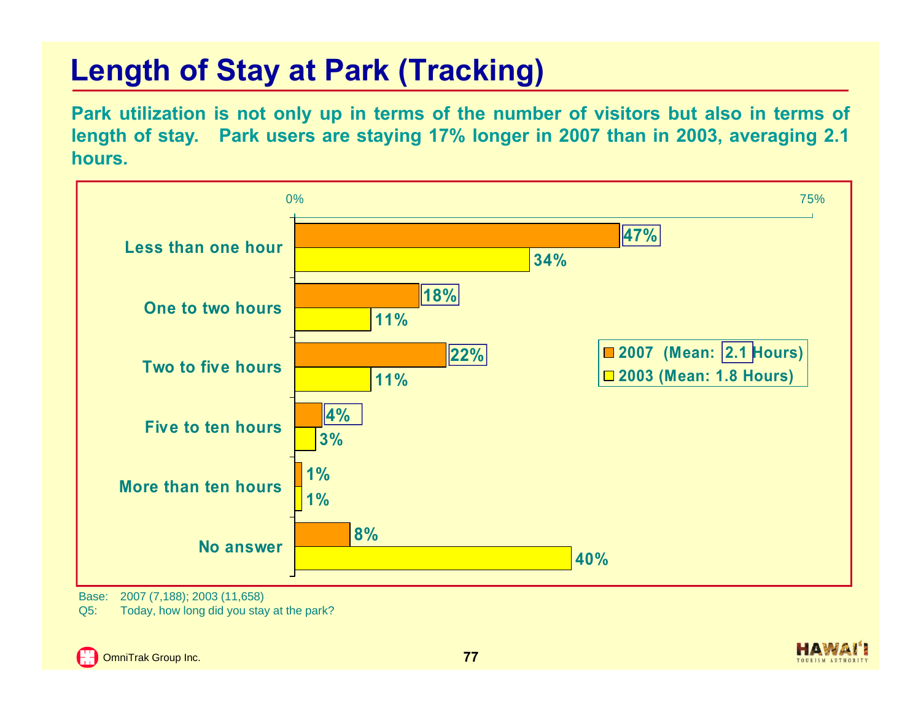# Length of Stay at Park (Tracking)

**Park utilization is not only up in terms of the number of visitors but also in terms of length of stay. Park users are staying 17% longer in 2007 than in 2003, averaging 2.1 hours.**

| | 2007 (Mean: 2.1 Hours) | 2003 (Mean: 1.8 Hours) |
|---|---|---|
| Less than one hour | 47% | 34% |
| One to two hours | 18% | 11% |
| Two to five hours | 22% | 11% |
| Five to ten hours | 4% | 3% |
| More than ten hours | 1% | 1% |
| No answer | 8% | 40% |

Base: 2007 (7,188); 2003 (11,658)

Q5: Today, how long did you stay at the park?

OmniTrak Group Inc.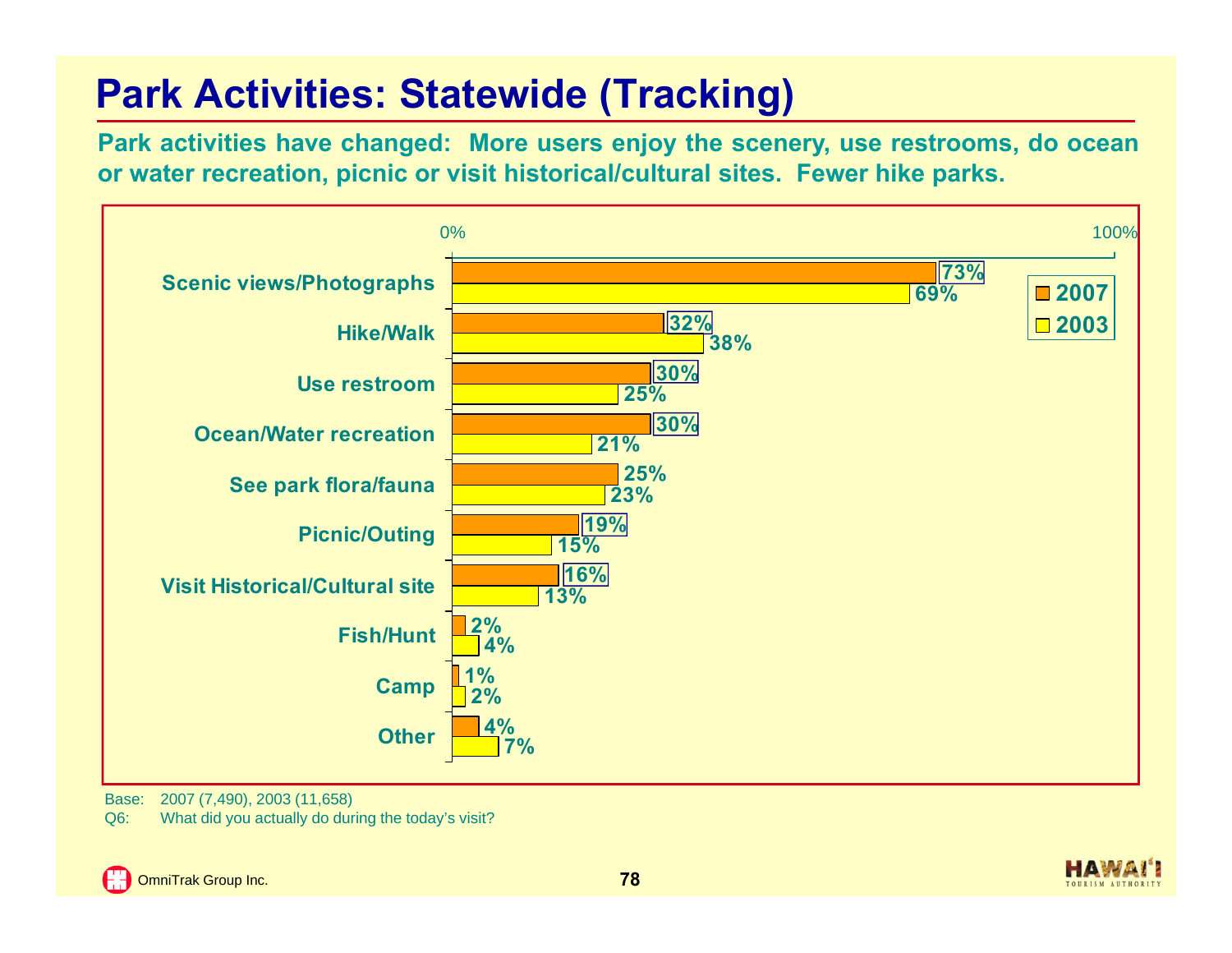# Park Activities: Statewide (Tracking)

**Park activities have changed: More users enjoy the scenery, use restrooms, do ocean or water recreation, picnic or visit historical/cultural sites. Fewer hike parks.**

| Activity | 2007 | 2003 |
|---|---|---|
| Scenic views/Photographs | 73% | 69% |
| Hike/Walk | 32% | 38% |
| Use restroom | 30% | 25% |
| Ocean/Water recreation | 30% | 21% |
| See park flora/fauna | 25% | 23% |
| Picnic/Outing | 19% | 15% |
| Visit Historical/Cultural site | 16% | 13% |
| Fish/Hunt | 2% | 4% |
| Camp | 1% | 2% |
| Other | 4% | 7% |

Base: 2007 (7,490), 2003 (11,658)

Q6: What did you actually do during the today's visit?

OmniTrak Group Inc.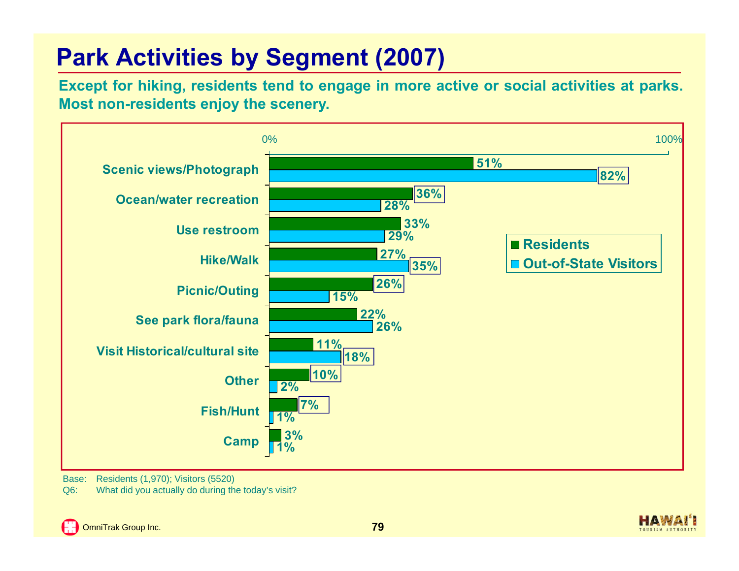# Park Activities by Segment (2007)

**Except for hiking, residents tend to engage in more active or social activities at parks. Most non-residents enjoy the scenery.**

| Activity | Residents | Out-of-State Visitors |
|---|---|---|
| Scenic views/Photograph | 51% | 82% |
| Ocean/water recreation | 36% | 28% |
| Use restroom | 33% | 29% |
| Hike/Walk | 27% | 35% |
| Picnic/Outing | 26% | 15% |
| See park flora/fauna | 22% | 26% |
| Visit Historical/cultural site | 11% | 18% |
| Other | 10% | 2% |
| Fish/Hunt | 7% | 1% |
| Camp | 3% | 1% |

Base: Residents (1,970); Visitors (5520)

Q6: What did you actually do during the today's visit?

OmniTrak Group Inc.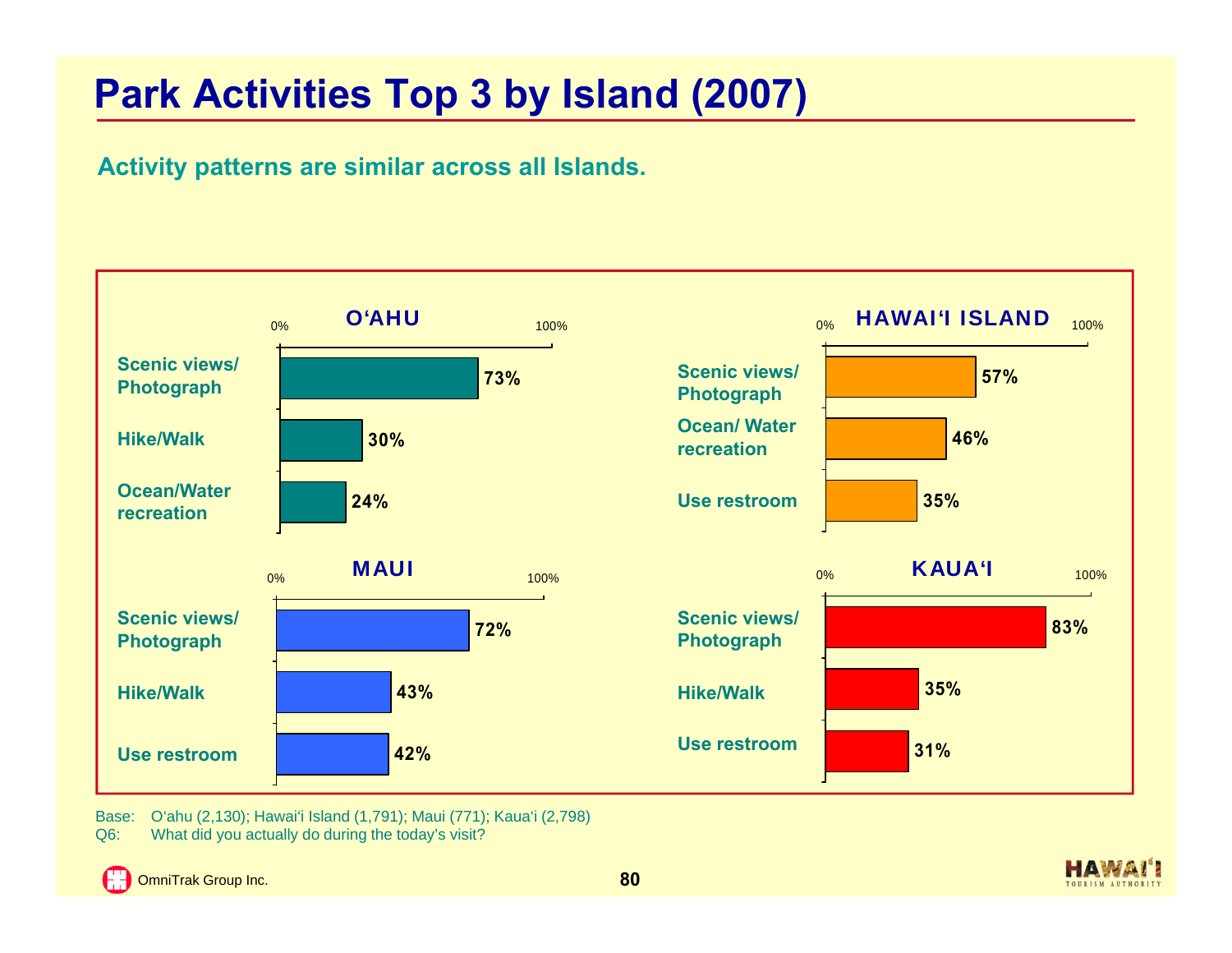# Park Activities Top 3 by Island (2007)

**Activity patterns are similar across all Islands.**

**O'AHU**

| Activity | % |
| --- | --- |
| Scenic views/ Photograph | 73% |
| Hike/Walk | 30% |
| Ocean/Water recreation | 24% |

**HAWAI'I ISLAND**

| Activity | % |
| --- | --- |
| Scenic views/ Photograph | 57% |
| Ocean/ Water recreation | 46% |
| Use restroom | 35% |

**MAUI**

| Activity | % |
| --- | --- |
| Scenic views/ Photograph | 72% |
| Hike/Walk | 43% |
| Use restroom | 42% |

**KAUA'I**

| Activity | % |
| --- | --- |
| Scenic views/ Photograph | 83% |
| Hike/Walk | 35% |
| Use restroom | 31% |

Base: O'ahu (2,130); Hawai'i Island (1,791); Maui (771); Kaua'i (2,798)
Q6: What did you actually do during the today's visit?

OmniTrak Group Inc.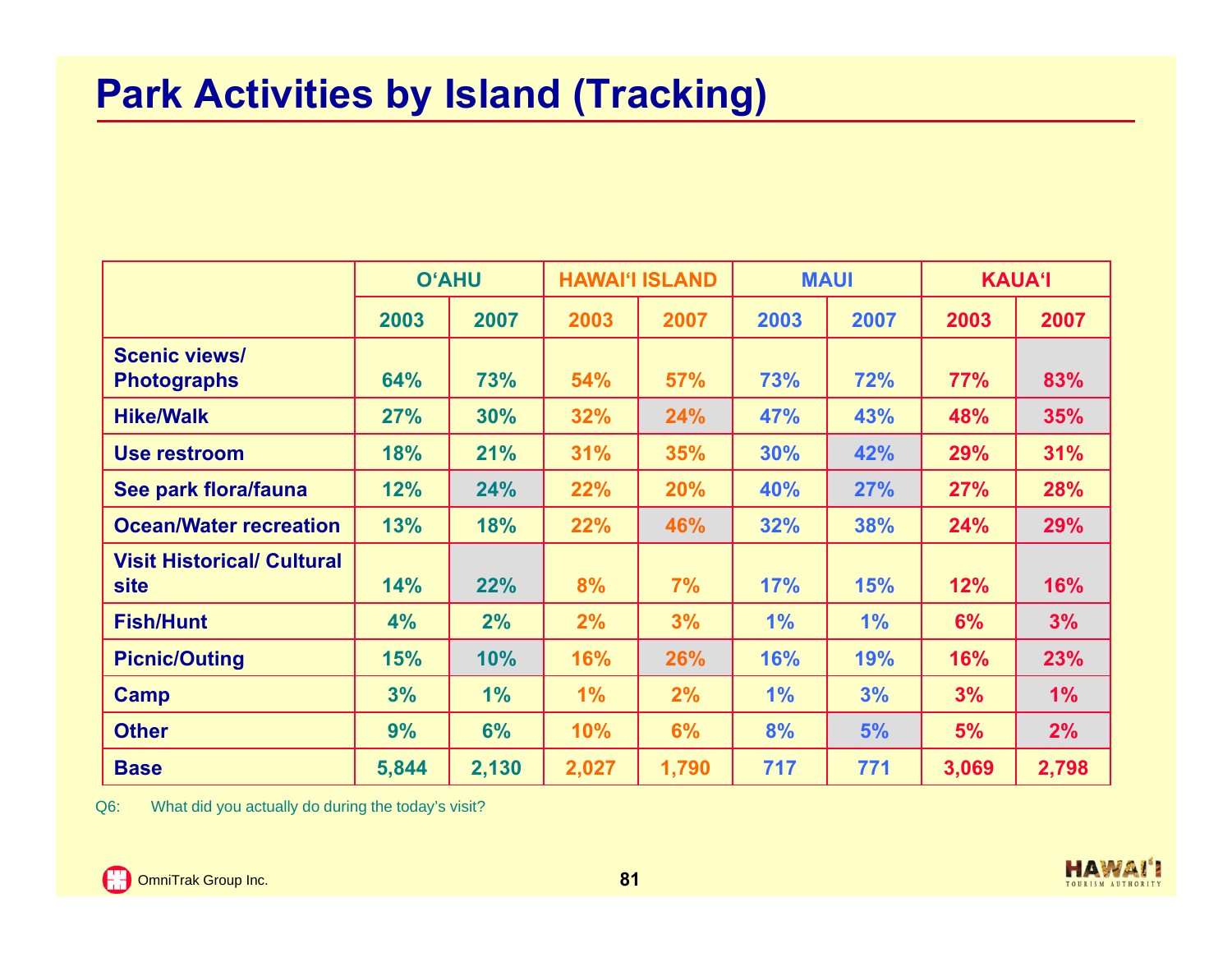# Park Activities by Island (Tracking)

| | O‘AHU | | HAWAI‘I ISLAND | | MAUI | | KAUA‘I | |
|---|---|---|---|---|---|---|---|---|
| | 2003 | 2007 | 2003 | 2007 | 2003 | 2007 | 2003 | 2007 |
| Scenic views/ Photographs | 64% | 73% | 54% | 57% | 73% | 72% | 77% | 83% |
| Hike/Walk | 27% | 30% | 32% | 24% | 47% | 43% | 48% | 35% |
| Use restroom | 18% | 21% | 31% | 35% | 30% | 42% | 29% | 31% |
| See park flora/fauna | 12% | 24% | 22% | 20% | 40% | 27% | 27% | 28% |
| Ocean/Water recreation | 13% | 18% | 22% | 46% | 32% | 38% | 24% | 29% |
| Visit Historical/ Cultural site | 14% | 22% | 8% | 7% | 17% | 15% | 12% | 16% |
| Fish/Hunt | 4% | 2% | 2% | 3% | 1% | 1% | 6% | 3% |
| Picnic/Outing | 15% | 10% | 16% | 26% | 16% | 19% | 16% | 23% |
| Camp | 3% | 1% | 1% | 2% | 1% | 3% | 3% | 1% |
| Other | 9% | 6% | 10% | 6% | 8% | 5% | 5% | 2% |
| Base | 5,844 | 2,130 | 2,027 | 1,790 | 717 | 771 | 3,069 | 2,798 |

Q6: What did you actually do during the today's visit?

OmniTrak Group Inc.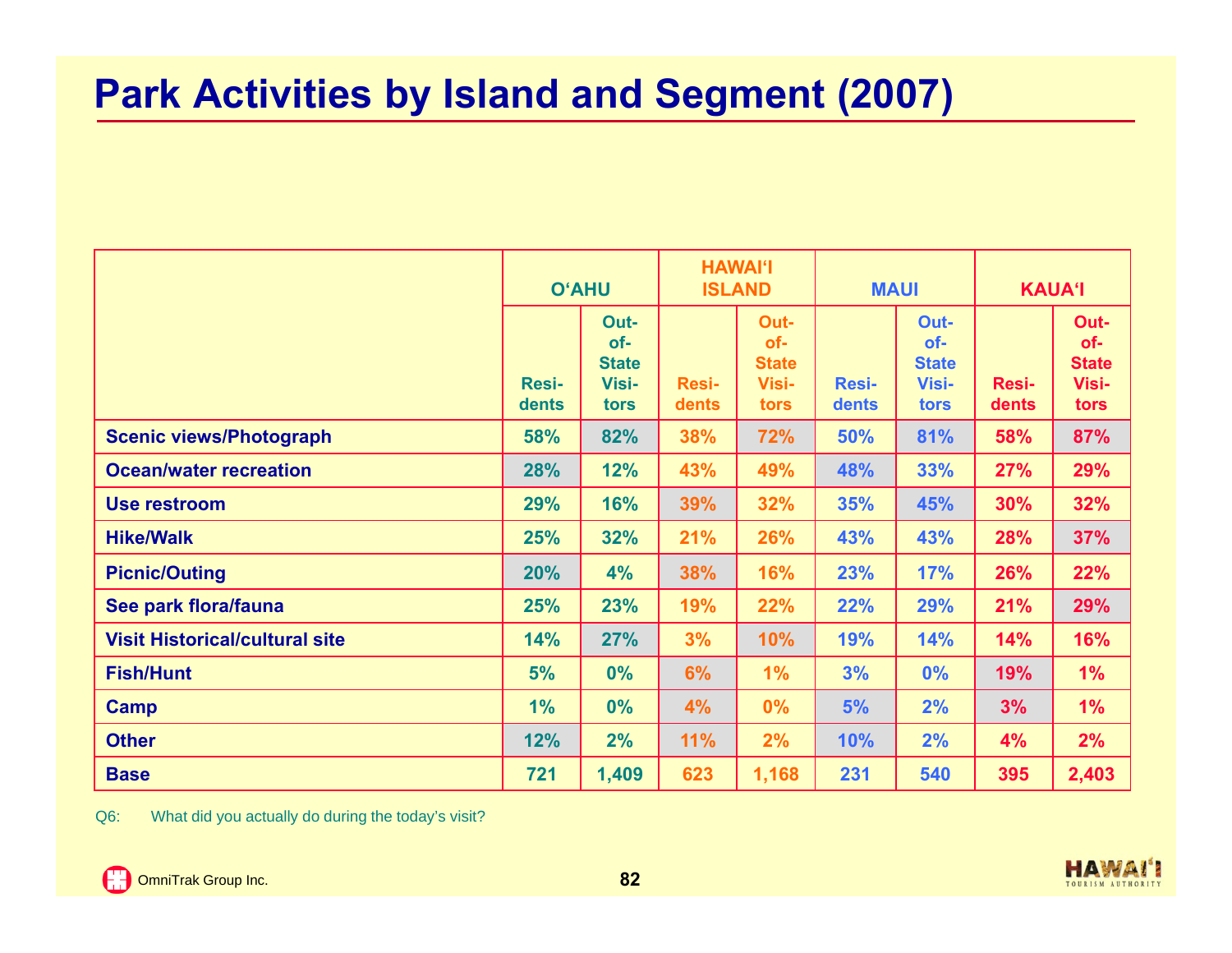# Park Activities by Island and Segment (2007)

| | O'AHU | | HAWAI'I ISLAND | | MAUI | | KAUA'I | |
|---|---|---|---|---|---|---|---|---|
| | Residents | Out-of-State Visitors | Residents | Out-of-State Visitors | Residents | Out-of-State Visitors | Residents | Out-of-State Visitors |
| **Scenic views/Photograph** | 58% | 82% | 38% | 72% | 50% | 81% | 58% | 87% |
| **Ocean/water recreation** | 28% | 12% | 43% | 49% | 48% | 33% | 27% | 29% |
| **Use restroom** | 29% | 16% | 39% | 32% | 35% | 45% | 30% | 32% |
| **Hike/Walk** | 25% | 32% | 21% | 26% | 43% | 43% | 28% | 37% |
| **Picnic/Outing** | 20% | 4% | 38% | 16% | 23% | 17% | 26% | 22% |
| **See park flora/fauna** | 25% | 23% | 19% | 22% | 22% | 29% | 21% | 29% |
| **Visit Historical/cultural site** | 14% | 27% | 3% | 10% | 19% | 14% | 14% | 16% |
| **Fish/Hunt** | 5% | 0% | 6% | 1% | 3% | 0% | 19% | 1% |
| **Camp** | 1% | 0% | 4% | 0% | 5% | 2% | 3% | 1% |
| **Other** | 12% | 2% | 11% | 2% | 10% | 2% | 4% | 2% |
| **Base** | 721 | 1,409 | 623 | 1,168 | 231 | 540 | 395 | 2,403 |

Q6: What did you actually do during the today's visit?

OmniTrak Group Inc.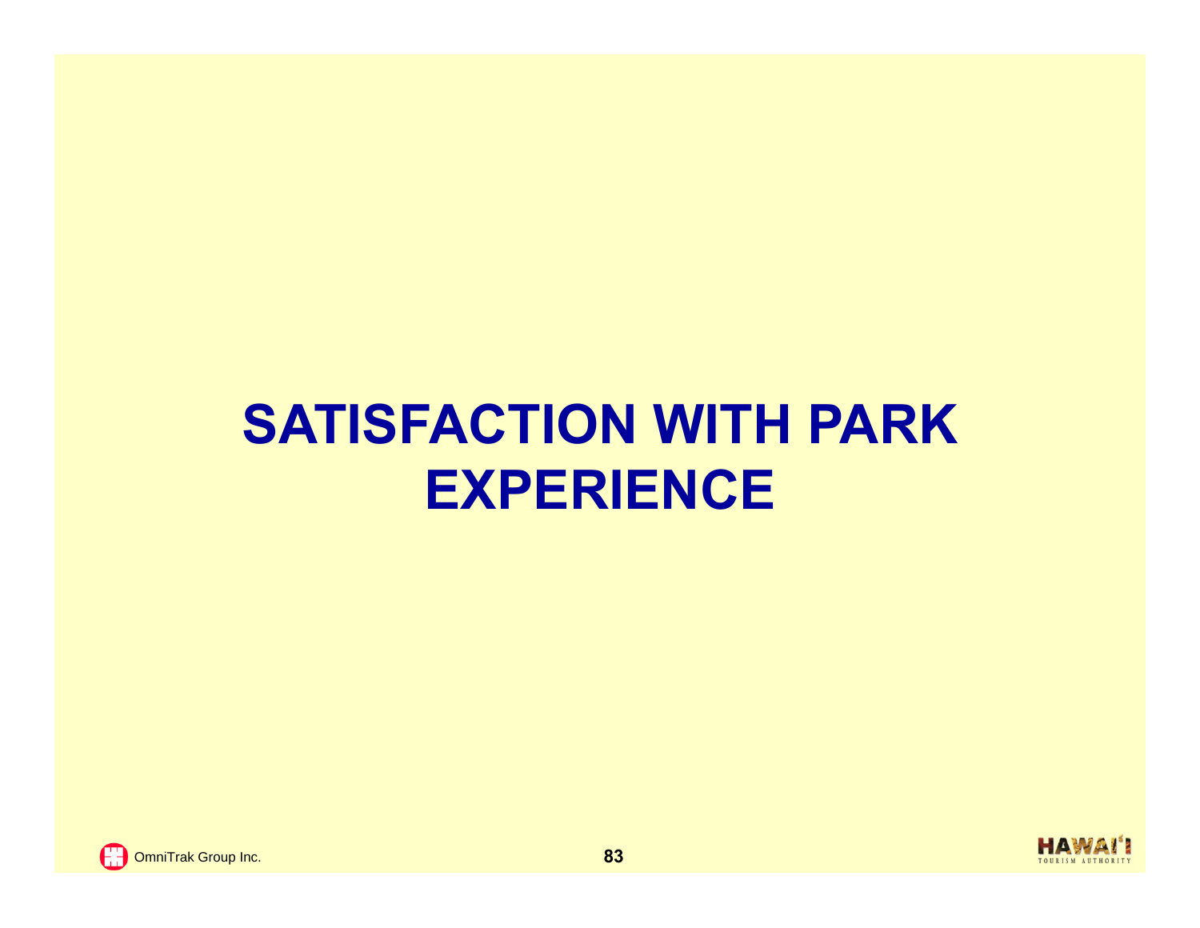# SATISFACTION WITH PARK EXPERIENCE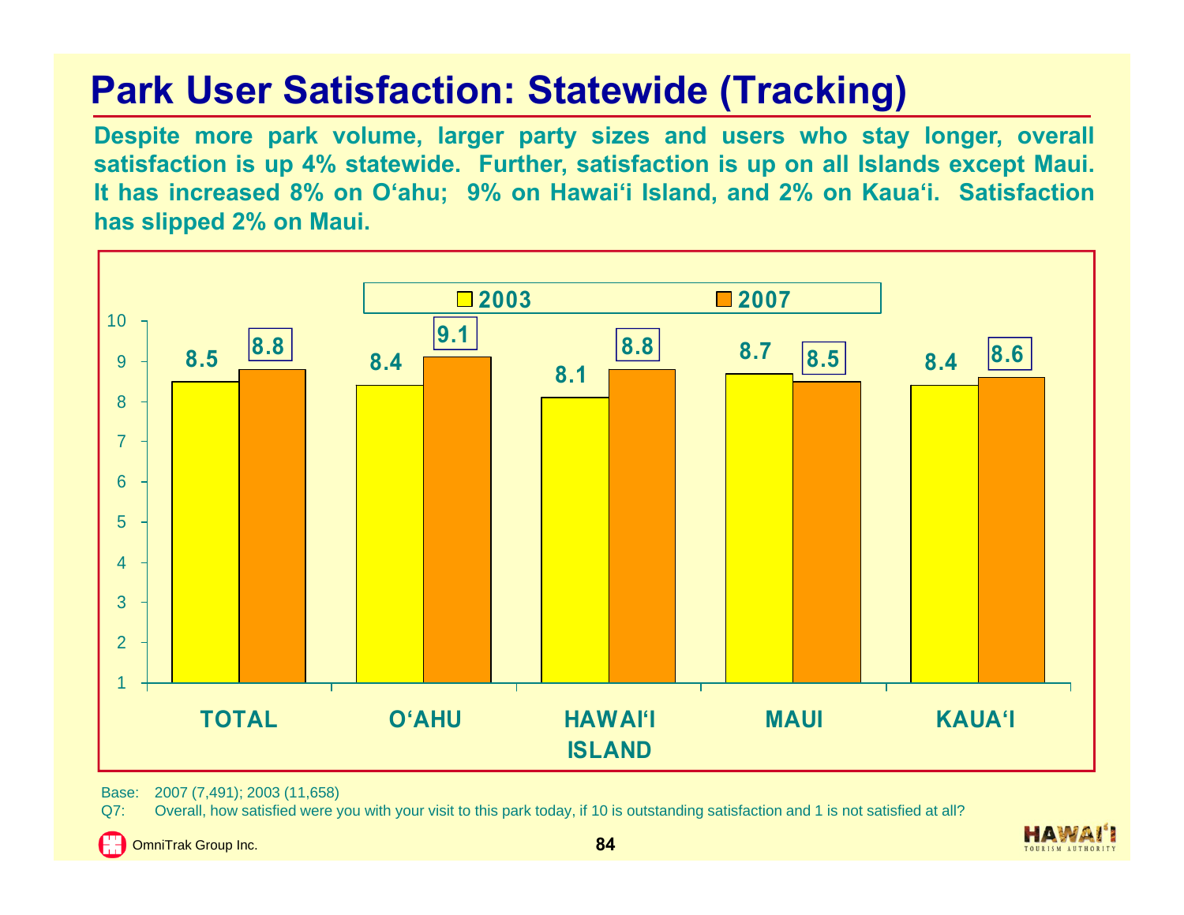# Park User Satisfaction: Statewide (Tracking)

**Despite more park volume, larger party sizes and users who stay longer, overall satisfaction is up 4% statewide. Further, satisfaction is up on all Islands except Maui. It has increased 8% on O'ahu; 9% on Hawai'i Island, and 2% on Kaua'i. Satisfaction has slipped 2% on Maui.**

| | 2003 | 2007 |
|---|---|---|
| TOTAL | 8.5 | 8.8 |
| O'AHU | 8.4 | 9.1 |
| HAWAI'I ISLAND | 8.1 | 8.8 |
| MAUI | 8.7 | 8.5 |
| KAUA'I | 8.4 | 8.6 |

Base: 2007 (7,491); 2003 (11,658)

Q7: Overall, how satisfied were you with your visit to this park today, if 10 is outstanding satisfaction and 1 is not satisfied at all?

OmniTrak Group Inc.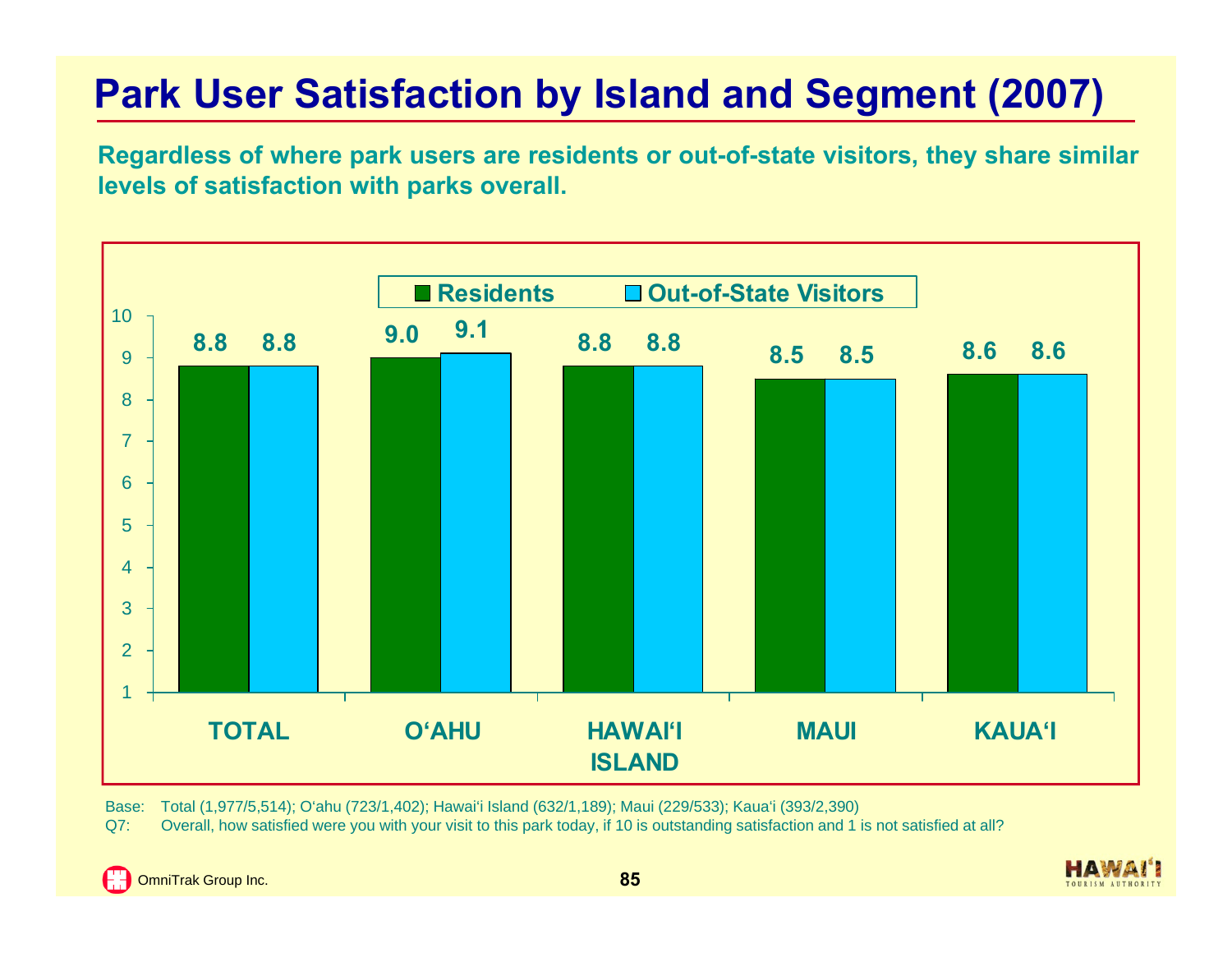# Park User Satisfaction by Island and Segment (2007)

**Regardless of where park users are residents or out-of-state visitors, they share similar levels of satisfaction with parks overall.**

| | Residents | Out-of-State Visitors |
|---|---|---|
| TOTAL | 8.8 | 8.8 |
| O'AHU | 9.0 | 9.1 |
| HAWAI'I ISLAND | 8.8 | 8.8 |
| MAUI | 8.5 | 8.5 |
| KAUA'I | 8.6 | 8.6 |

Base: Total (1,977/5,514); O'ahu (723/1,402); Hawai'i Island (632/1,189); Maui (229/533); Kaua'i (393/2,390)

Q7: Overall, how satisfied were you with your visit to this park today, if 10 is outstanding satisfaction and 1 is not satisfied at all?

OmniTrak Group Inc.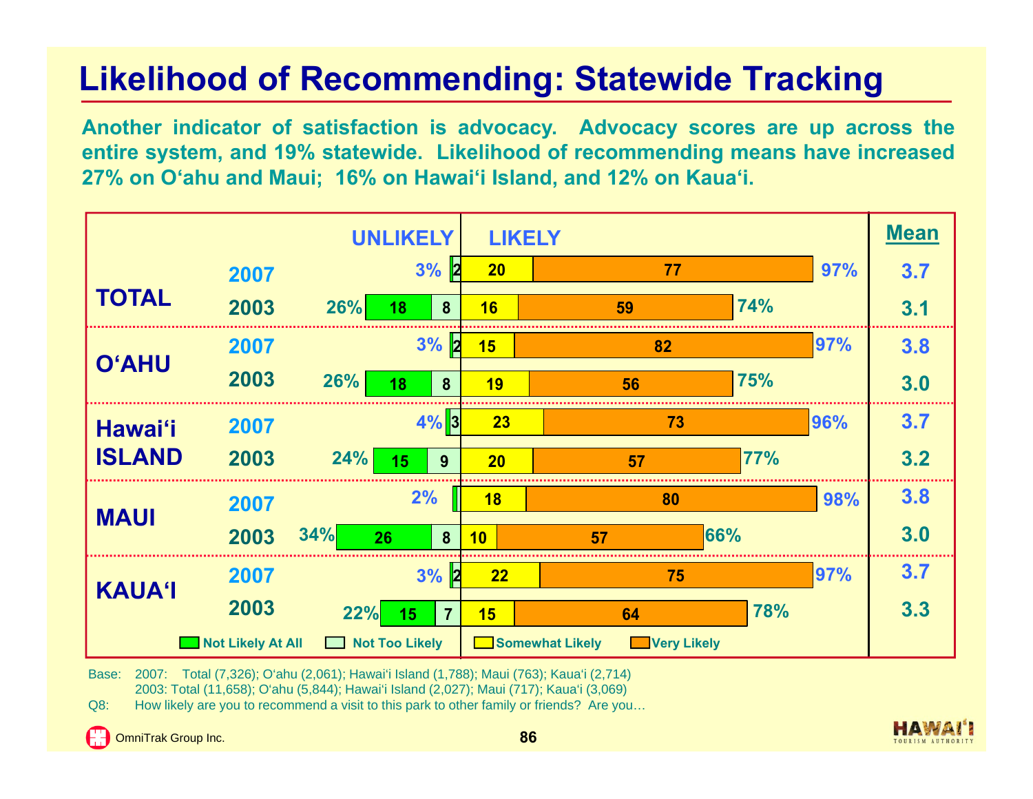# Likelihood of Recommending: Statewide Tracking

**Another indicator of satisfaction is advocacy. Advocacy scores are up across the entire system, and 19% statewide. Likelihood of recommending means have increased 27% on O'ahu and Maui; 16% on Hawai'i Island, and 12% on Kaua'i.**

| | Year | UNLIKELY (total) | Not Likely At All | Not Too Likely | Somewhat Likely | Very Likely | LIKELY (total) | Mean |
|---|---|---|---|---|---|---|---|---|
| TOTAL | 2007 | 3% | | 2 | 20 | 77 | 97% | 3.7 |
| | 2003 | 26% | 18 | 8 | 16 | 59 | 74% | 3.1 |
| O'AHU | 2007 | 3% | | 2 | 15 | 82 | 97% | 3.8 |
| | 2003 | 26% | 18 | 8 | 19 | 56 | 75% | 3.0 |
| Hawai'i ISLAND | 2007 | 4% | | 3 | 23 | 73 | 96% | 3.7 |
| | 2003 | 24% | 15 | 9 | 20 | 57 | 77% | 3.2 |
| MAUI | 2007 | 2% | | | 18 | 80 | 98% | 3.8 |
| | 2003 | 34% | 26 | 8 | 10 | 57 | 66% | 3.0 |
| KAUA'I | 2007 | 3% | | 2 | 22 | 75 | 97% | 3.7 |
| | 2003 | 22% | 15 | 7 | 15 | 64 | 78% | 3.3 |

Base: 2007: Total (7,326); O'ahu (2,061); Hawai'i Island (1,788); Maui (763); Kaua'i (2,714)
2003: Total (11,658); O'ahu (5,844); Hawai'i Island (2,027); Maui (717); Kaua'i (3,069)

Q8: How likely are you to recommend a visit to this park to other family or friends? Are you…

OmniTrak Group Inc.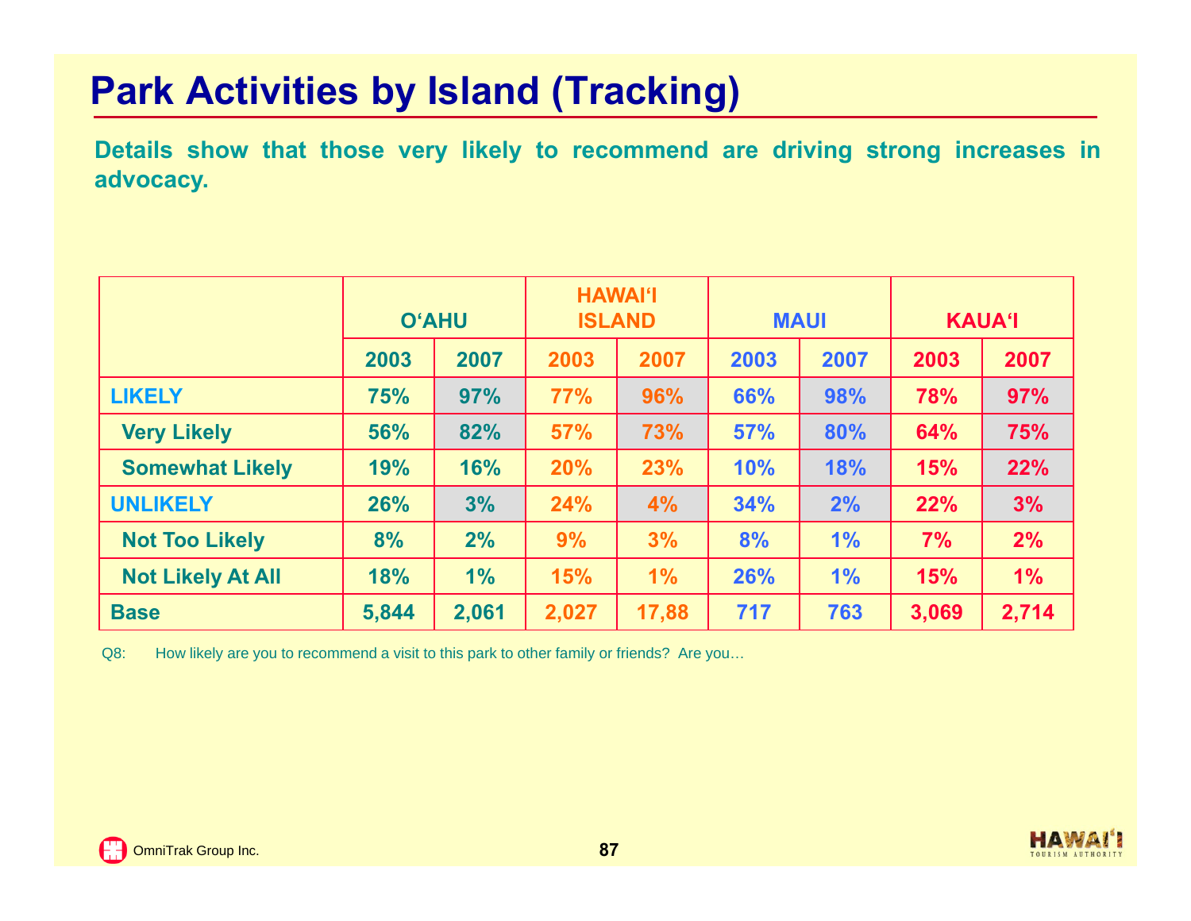# Park Activities by Island (Tracking)

**Details show that those very likely to recommend are driving strong increases in advocacy.**

| | O'AHU | | HAWAI'I ISLAND | | MAUI | | KAUA'I | |
|---|---|---|---|---|---|---|---|---|
| | 2003 | 2007 | 2003 | 2007 | 2003 | 2007 | 2003 | 2007 |
| **LIKELY** | 75% | 97% | 77% | 96% | 66% | 98% | 78% | 97% |
| Very Likely | 56% | 82% | 57% | 73% | 57% | 80% | 64% | 75% |
| Somewhat Likely | 19% | 16% | 20% | 23% | 10% | 18% | 15% | 22% |
| **UNLIKELY** | 26% | 3% | 24% | 4% | 34% | 2% | 22% | 3% |
| Not Too Likely | 8% | 2% | 9% | 3% | 8% | 1% | 7% | 2% |
| Not Likely At All | 18% | 1% | 15% | 1% | 26% | 1% | 15% | 1% |
| Base | 5,844 | 2,061 | 2,027 | 17,88 | 717 | 763 | 3,069 | 2,714 |

Q8: How likely are you to recommend a visit to this park to other family or friends? Are you…

OmniTrak Group Inc.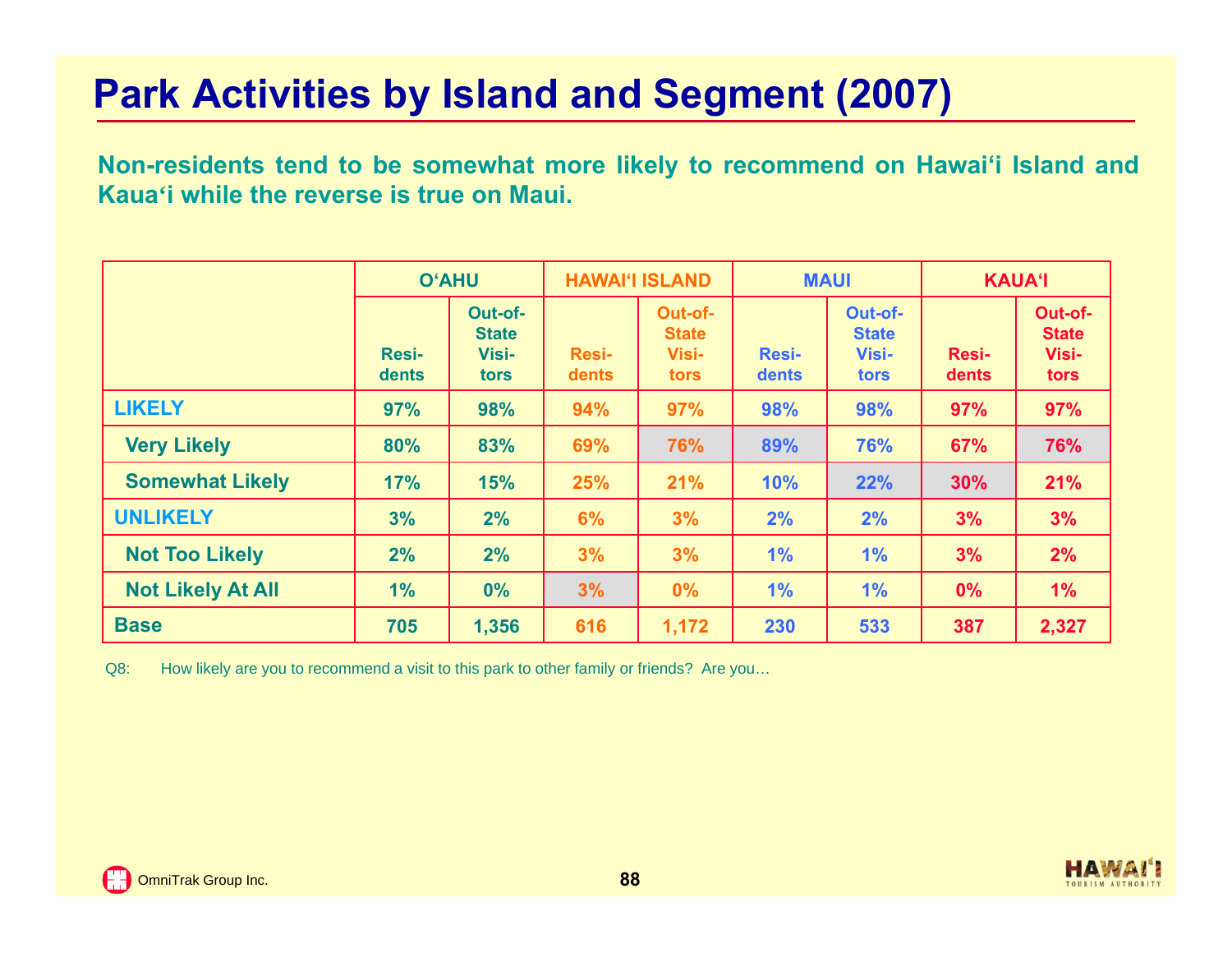# Park Activities by Island and Segment (2007)

**Non-residents tend to be somewhat more likely to recommend on Hawai‘i Island and Kaua‘i while the reverse is true on Maui.**

| | O‘AHU | | HAWAI‘I ISLAND | | MAUI | | KAUA‘I | |
|---|---|---|---|---|---|---|---|---|
| | Residents | Out-of-State Visitors | Residents | Out-of-State Visitors | Residents | Out-of-State Visitors | Residents | Out-of-State Visitors |
| **LIKELY** | 97% | 98% | 94% | 97% | 98% | 98% | 97% | 97% |
| Very Likely | 80% | 83% | 69% | 76% | 89% | 76% | 67% | 76% |
| Somewhat Likely | 17% | 15% | 25% | 21% | 10% | 22% | 30% | 21% |
| **UNLIKELY** | 3% | 2% | 6% | 3% | 2% | 2% | 3% | 3% |
| Not Too Likely | 2% | 2% | 3% | 3% | 1% | 1% | 3% | 2% |
| Not Likely At All | 1% | 0% | 3% | 0% | 1% | 1% | 0% | 1% |
| **Base** | 705 | 1,356 | 616 | 1,172 | 230 | 533 | 387 | 2,327 |

Q8: How likely are you to recommend a visit to this park to other family or friends? Are you…

OmniTrak Group Inc.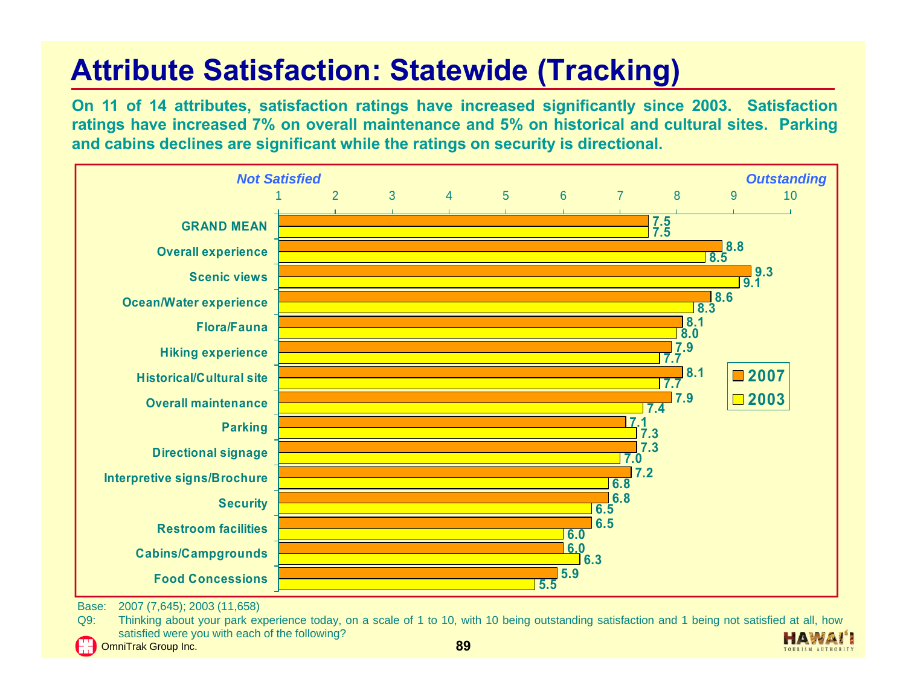# Attribute Satisfaction: Statewide (Tracking)

**On 11 of 14 attributes, satisfaction ratings have increased significantly since 2003. Satisfaction ratings have increased 7% on overall maintenance and 5% on historical and cultural sites. Parking and cabins declines are significant while the ratings on security is directional.**

Scale: 1 = *Not Satisfied* to 10 = *Outstanding*

| Attribute | 2007 | 2003 |
|---|---|---|
| GRAND MEAN | 7.5 | 7.5 |
| Overall experience | 8.8 | 8.5 |
| Scenic views | 9.3 | 9.1 |
| Ocean/Water experience | 8.6 | 8.3 |
| Flora/Fauna | 8.1 | 8.0 |
| Hiking experience | 7.9 | 7.7 |
| Historical/Cultural site | 8.1 | 7.7 |
| Overall maintenance | 7.9 | 7.4 |
| Parking | 7.1 | 7.3 |
| Directional signage | 7.3 | 7.0 |
| Interpretive signs/Brochure | 7.2 | 6.8 |
| Security | 6.8 | 6.5 |
| Restroom facilities | 6.5 | 6.0 |
| Cabins/Campgrounds | 6.0 | 6.3 |
| Food Concessions | 5.9 | 5.5 |

Base: 2007 (7,645); 2003 (11,658)

Q9: Thinking about your park experience today, on a scale of 1 to 10, with 10 being outstanding satisfaction and 1 being not satisfied at all, how satisfied were you with each of the following?

OmniTrak Group Inc.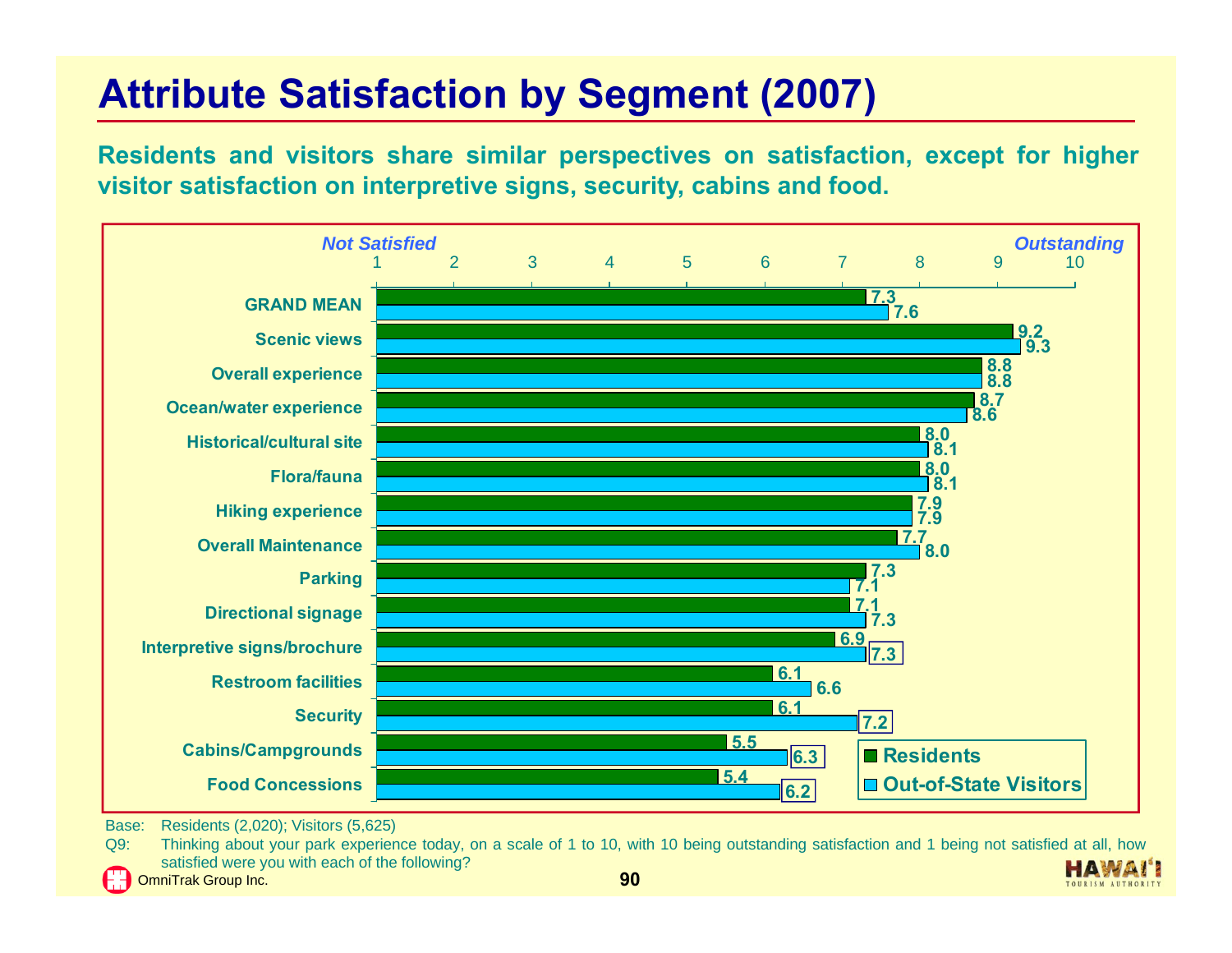# Attribute Satisfaction by Segment (2007)

**Residents and visitors share similar perspectives on satisfaction, except for higher visitor satisfaction on interpretive signs, security, cabins and food.**

Scale: 1 = *Not Satisfied* to 10 = *Outstanding*

| Attribute | Residents | Out-of-State Visitors |
|---|---|---|
| GRAND MEAN | 7.3 | 7.6 |
| Scenic views | 9.2 | 9.3 |
| Overall experience | 8.8 | 8.8 |
| Ocean/water experience | 8.7 | 8.6 |
| Historical/cultural site | 8.0 | 8.1 |
| Flora/fauna | 8.0 | 8.1 |
| Hiking experience | 7.9 | 7.9 |
| Overall Maintenance | 7.7 | 8.0 |
| Parking | 7.3 | 7.1 |
| Directional signage | 7.1 | 7.3 |
| Interpretive signs/brochure | 6.9 | 7.3 |
| Restroom facilities | 6.1 | 6.6 |
| Security | 6.1 | 7.2 |
| Cabins/Campgrounds | 5.5 | 6.3 |
| Food Concessions | 5.4 | 6.2 |

Base: Residents (2,020); Visitors (5,625)

Q9: Thinking about your park experience today, on a scale of 1 to 10, with 10 being outstanding satisfaction and 1 being not satisfied at all, how satisfied were you with each of the following?

OmniTrak Group Inc.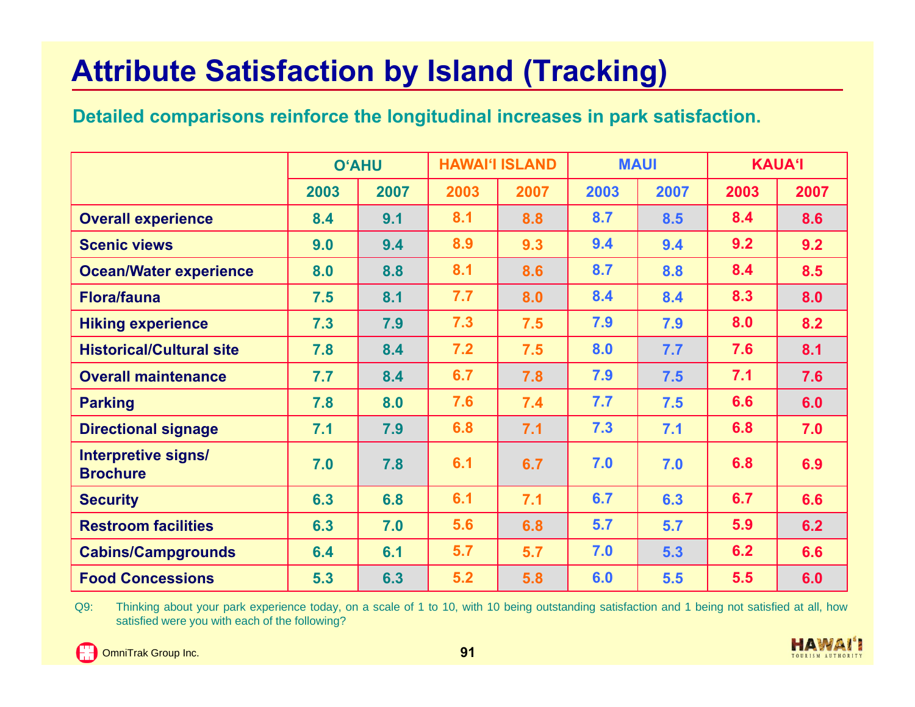# Attribute Satisfaction by Island (Tracking)

**Detailed comparisons reinforce the longitudinal increases in park satisfaction.**

| | O'AHU | | HAWAI'I ISLAND | | MAUI | | KAUA'I | |
|---|---|---|---|---|---|---|---|---|
| | 2003 | 2007 | 2003 | 2007 | 2003 | 2007 | 2003 | 2007 |
| **Overall experience** | 8.4 | 9.1 | 8.1 | 8.8 | 8.7 | 8.5 | 8.4 | 8.6 |
| **Scenic views** | 9.0 | 9.4 | 8.9 | 9.3 | 9.4 | 9.4 | 9.2 | 9.2 |
| **Ocean/Water experience** | 8.0 | 8.8 | 8.1 | 8.6 | 8.7 | 8.8 | 8.4 | 8.5 |
| **Flora/fauna** | 7.5 | 8.1 | 7.7 | 8.0 | 8.4 | 8.4 | 8.3 | 8.0 |
| **Hiking experience** | 7.3 | 7.9 | 7.3 | 7.5 | 7.9 | 7.9 | 8.0 | 8.2 |
| **Historical/Cultural site** | 7.8 | 8.4 | 7.2 | 7.5 | 8.0 | 7.7 | 7.6 | 8.1 |
| **Overall maintenance** | 7.7 | 8.4 | 6.7 | 7.8 | 7.9 | 7.5 | 7.1 | 7.6 |
| **Parking** | 7.8 | 8.0 | 7.6 | 7.4 | 7.7 | 7.5 | 6.6 | 6.0 |
| **Directional signage** | 7.1 | 7.9 | 6.8 | 7.1 | 7.3 | 7.1 | 6.8 | 7.0 |
| **Interpretive signs/ Brochure** | 7.0 | 7.8 | 6.1 | 6.7 | 7.0 | 7.0 | 6.8 | 6.9 |
| **Security** | 6.3 | 6.8 | 6.1 | 7.1 | 6.7 | 6.3 | 6.7 | 6.6 |
| **Restroom facilities** | 6.3 | 7.0 | 5.6 | 6.8 | 5.7 | 5.7 | 5.9 | 6.2 |
| **Cabins/Campgrounds** | 6.4 | 6.1 | 5.7 | 5.7 | 7.0 | 5.3 | 6.2 | 6.6 |
| **Food Concessions** | 5.3 | 6.3 | 5.2 | 5.8 | 6.0 | 5.5 | 5.5 | 6.0 |

Q9: Thinking about your park experience today, on a scale of 1 to 10, with 10 being outstanding satisfaction and 1 being not satisfied at all, how satisfied were you with each of the following?

OmniTrak Group Inc.

HAWAI'I TOURISM AUTHORITY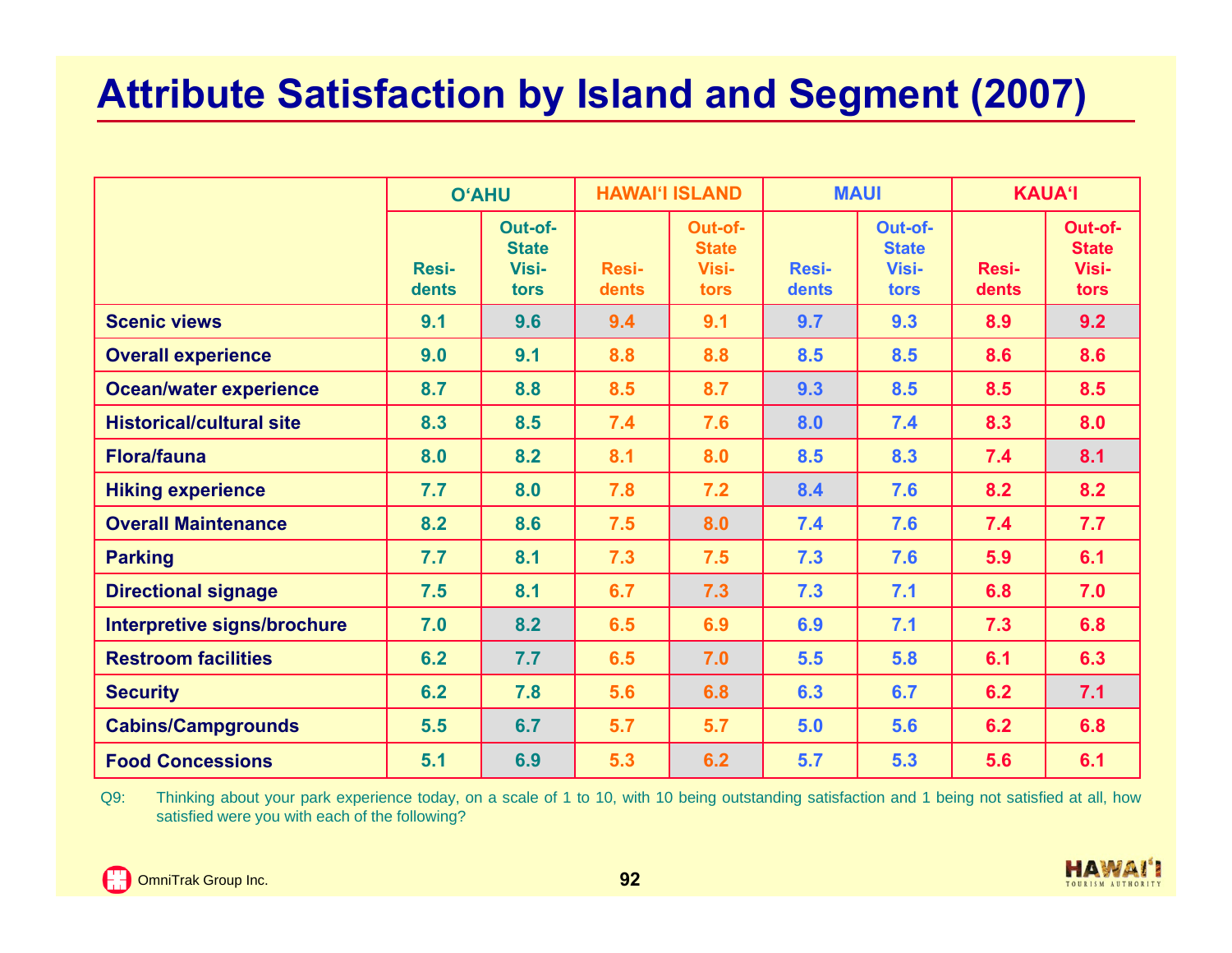# Attribute Satisfaction by Island and Segment (2007)

| | O'AHU | | HAWAI'I ISLAND | | MAUI | | KAUA'I | |
|---|---|---|---|---|---|---|---|---|
| | Residents | Out-of-State Visitors | Residents | Out-of-State Visitors | Residents | Out-of-State Visitors | Residents | Out-of-State Visitors |
| **Scenic views** | 9.1 | 9.6 | 9.4 | 9.1 | 9.7 | 9.3 | 8.9 | 9.2 |
| **Overall experience** | 9.0 | 9.1 | 8.8 | 8.8 | 8.5 | 8.5 | 8.6 | 8.6 |
| **Ocean/water experience** | 8.7 | 8.8 | 8.5 | 8.7 | 9.3 | 8.5 | 8.5 | 8.5 |
| **Historical/cultural site** | 8.3 | 8.5 | 7.4 | 7.6 | 8.0 | 7.4 | 8.3 | 8.0 |
| **Flora/fauna** | 8.0 | 8.2 | 8.1 | 8.0 | 8.5 | 8.3 | 7.4 | 8.1 |
| **Hiking experience** | 7.7 | 8.0 | 7.8 | 7.2 | 8.4 | 7.6 | 8.2 | 8.2 |
| **Overall Maintenance** | 8.2 | 8.6 | 7.5 | 8.0 | 7.4 | 7.6 | 7.4 | 7.7 |
| **Parking** | 7.7 | 8.1 | 7.3 | 7.5 | 7.3 | 7.6 | 5.9 | 6.1 |
| **Directional signage** | 7.5 | 8.1 | 6.7 | 7.3 | 7.3 | 7.1 | 6.8 | 7.0 |
| **Interpretive signs/brochure** | 7.0 | 8.2 | 6.5 | 6.9 | 6.9 | 7.1 | 7.3 | 6.8 |
| **Restroom facilities** | 6.2 | 7.7 | 6.5 | 7.0 | 5.5 | 5.8 | 6.1 | 6.3 |
| **Security** | 6.2 | 7.8 | 5.6 | 6.8 | 6.3 | 6.7 | 6.2 | 7.1 |
| **Cabins/Campgrounds** | 5.5 | 6.7 | 5.7 | 5.7 | 5.0 | 5.6 | 6.2 | 6.8 |
| **Food Concessions** | 5.1 | 6.9 | 5.3 | 6.2 | 5.7 | 5.3 | 5.6 | 6.1 |

Q9: Thinking about your park experience today, on a scale of 1 to 10, with 10 being outstanding satisfaction and 1 being not satisfied at all, how satisfied were you with each of the following?

OmniTrak Group Inc.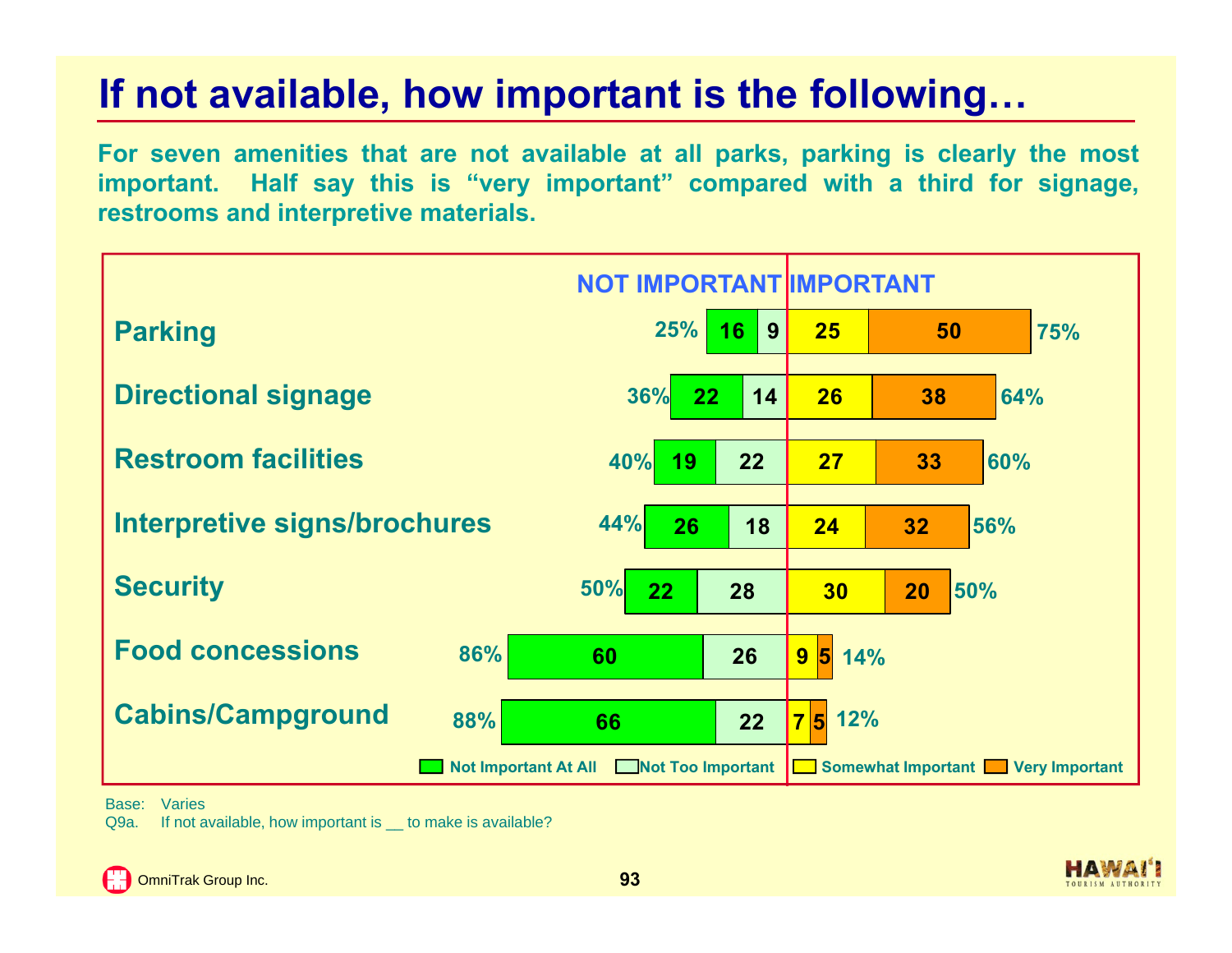# If not available, how important is the following…

**For seven amenities that are not available at all parks, parking is clearly the most important. Half say this is "very important" compared with a third for signage, restrooms and interpretive materials.**

| | NOT IMPORTANT (total) | Not Important At All | Not Too Important | Somewhat Important | Very Important | IMPORTANT (total) |
|---|---|---|---|---|---|---|
| Parking | 25% | 16 | 9 | 25 | 50 | 75% |
| Directional signage | 36% | 22 | 14 | 26 | 38 | 64% |
| Restroom facilities | 40% | 19 | 22 | 27 | 33 | 60% |
| Interpretive signs/brochures | 44% | 26 | 18 | 24 | 32 | 56% |
| Security | 50% | 22 | 28 | 30 | 20 | 50% |
| Food concessions | 86% | 60 | 26 | 9 | 5 | 14% |
| Cabins/Campground | 88% | 66 | 22 | 7 | 5 | 12% |

Base: Varies

Q9a. If not available, how important is __ to make is available?

OmniTrak Group Inc.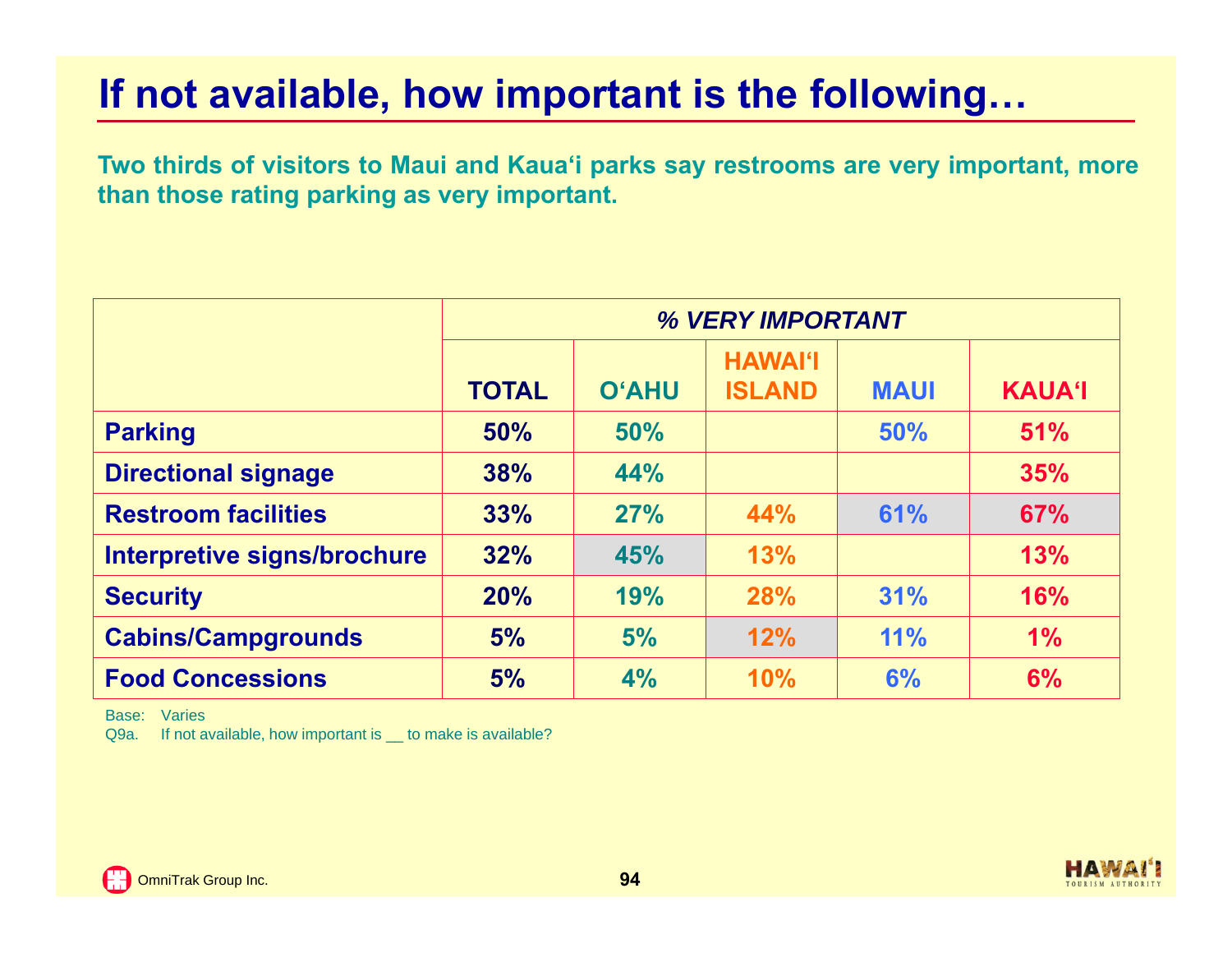# If not available, how important is the following…

**Two thirds of visitors to Maui and Kaua'i parks say restrooms are very important, more than those rating parking as very important.**

| | *% VERY IMPORTANT* | | | | |
|---|---|---|---|---|---|
| | **TOTAL** | **O'AHU** | **HAWAI'I ISLAND** | **MAUI** | **KAUA'I** |
| **Parking** | **50%** | **50%** | | **50%** | **51%** |
| **Directional signage** | **38%** | **44%** | | | **35%** |
| **Restroom facilities** | **33%** | **27%** | **44%** | **61%** | **67%** |
| **Interpretive signs/brochure** | **32%** | **45%** | **13%** | | **13%** |
| **Security** | **20%** | **19%** | **28%** | **31%** | **16%** |
| **Cabins/Campgrounds** | **5%** | **5%** | **12%** | **11%** | **1%** |
| **Food Concessions** | **5%** | **4%** | **10%** | **6%** | **6%** |

Base: Varies
Q9a. If not available, how important is __ to make is available?

OmniTrak Group Inc.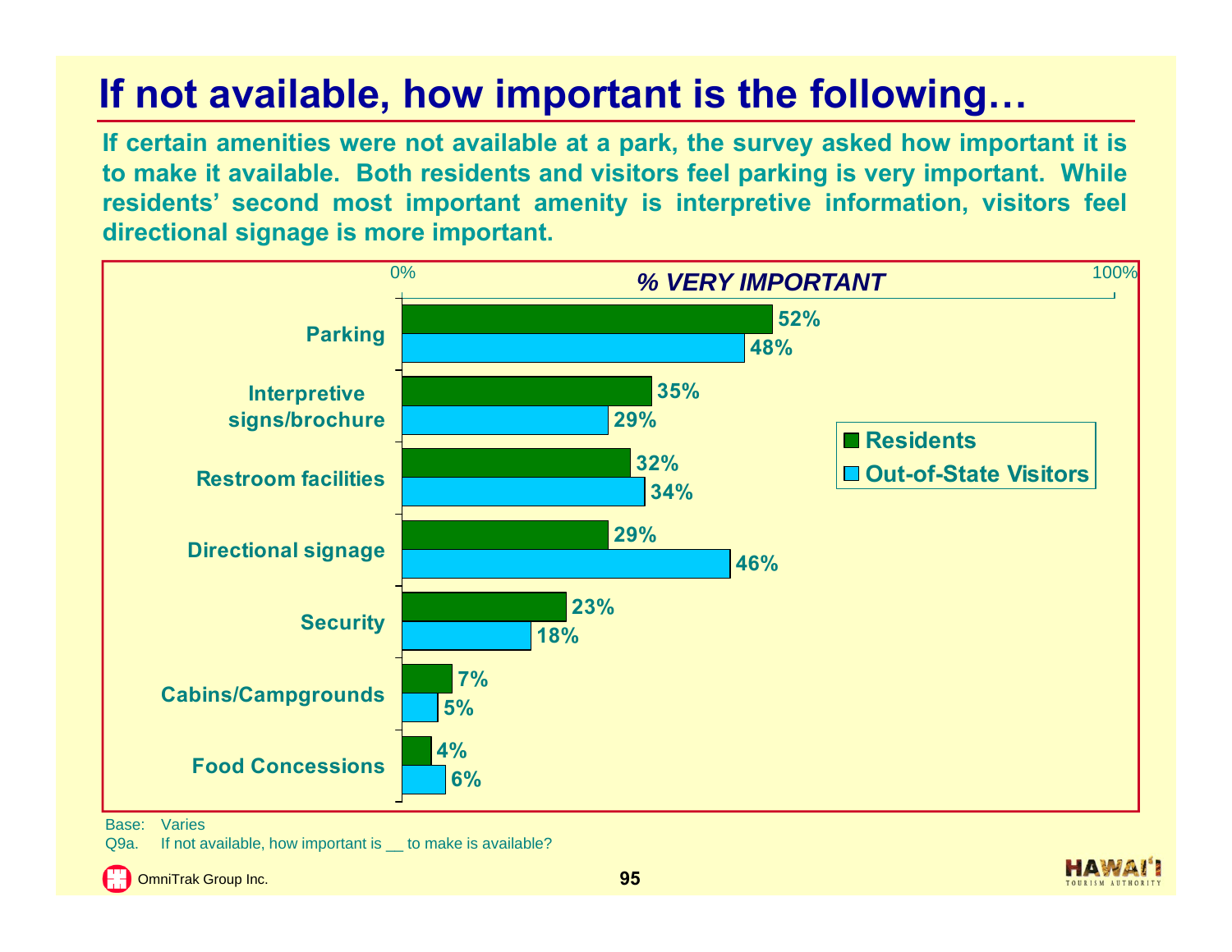# If not available, how important is the following…

**If certain amenities were not available at a park, the survey asked how important it is to make it available. Both residents and visitors feel parking is very important. While residents' second most important amenity is interpretive information, visitors feel directional signage is more important.**

*% VERY IMPORTANT*

| | Residents | Out-of-State Visitors |
|---|---|---|
| Parking | 52% | 48% |
| Interpretive signs/brochure | 35% | 29% |
| Restroom facilities | 32% | 34% |
| Directional signage | 29% | 46% |
| Security | 23% | 18% |
| Cabins/Campgrounds | 7% | 5% |
| Food Concessions | 4% | 6% |

Base: Varies
Q9a. If not available, how important is __ to make is available?

OmniTrak Group Inc.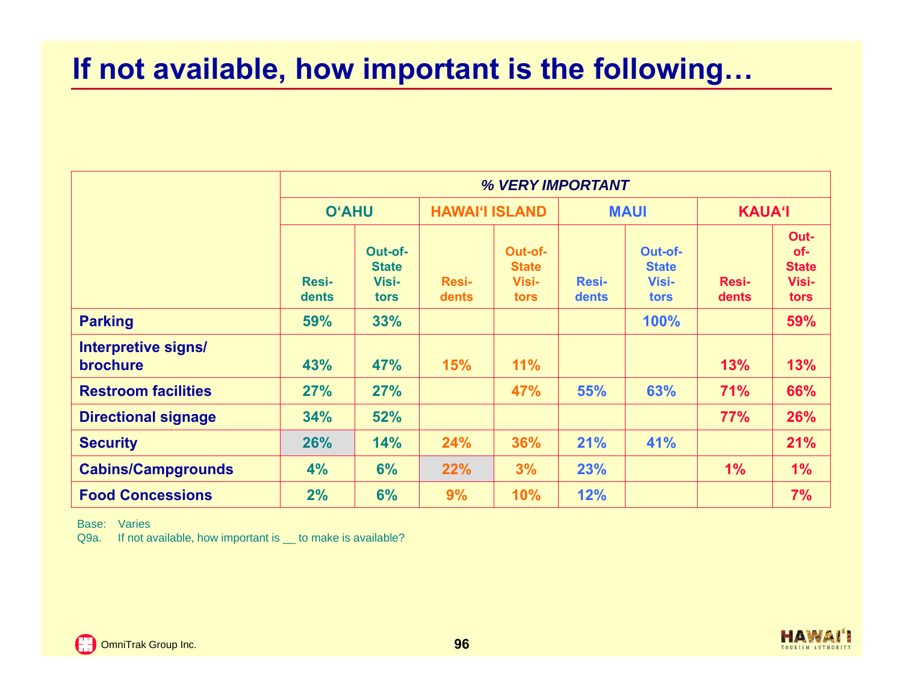# If not available, how important is the following…

| | % VERY IMPORTANT | | | | | | | |
|---|---|---|---|---|---|---|---|---|
| | O'AHU | | HAWAI'I ISLAND | | MAUI | | KAUA'I | |
| | Residents | Out-of-State Visitors | Residents | Out-of-State Visitors | Residents | Out-of-State Visitors | Residents | Out-of-State Visitors |
| **Parking** | 59% | 33% | | | | 100% | | 59% |
| **Interpretive signs/ brochure** | 43% | 47% | 15% | 11% | | | 13% | 13% |
| **Restroom facilities** | 27% | 27% | | 47% | 55% | 63% | 71% | 66% |
| **Directional signage** | 34% | 52% | | | | | 77% | 26% |
| **Security** | 26% | 14% | 24% | 36% | 21% | 41% | | 21% |
| **Cabins/Campgrounds** | 4% | 6% | 22% | 3% | 23% | | 1% | 1% |
| **Food Concessions** | 2% | 6% | 9% | 10% | 12% | | | 7% |

Base: Varies
Q9a. If not available, how important is __ to make is available?

OmniTrak Group Inc.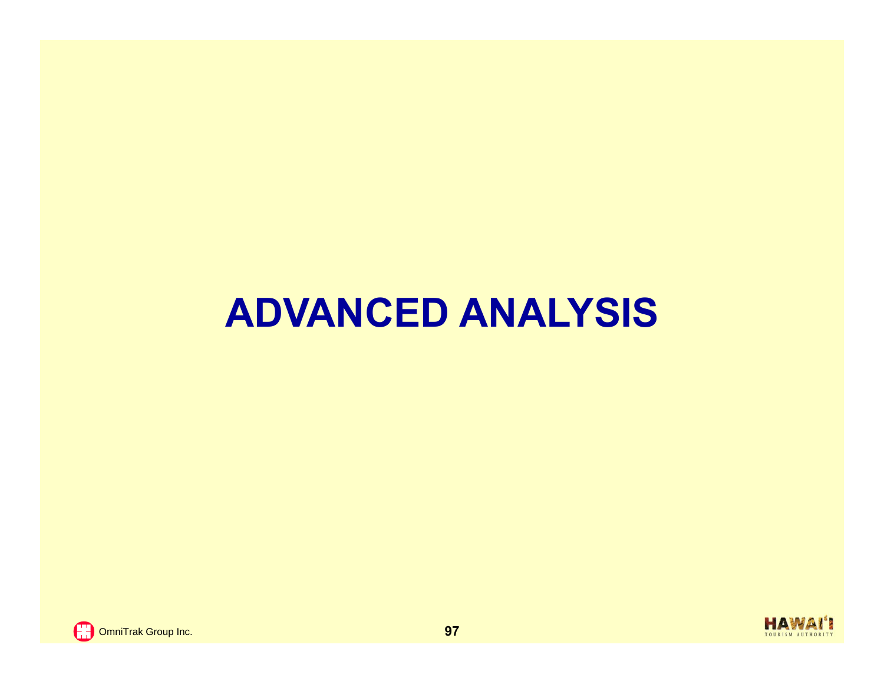# ADVANCED ANALYSIS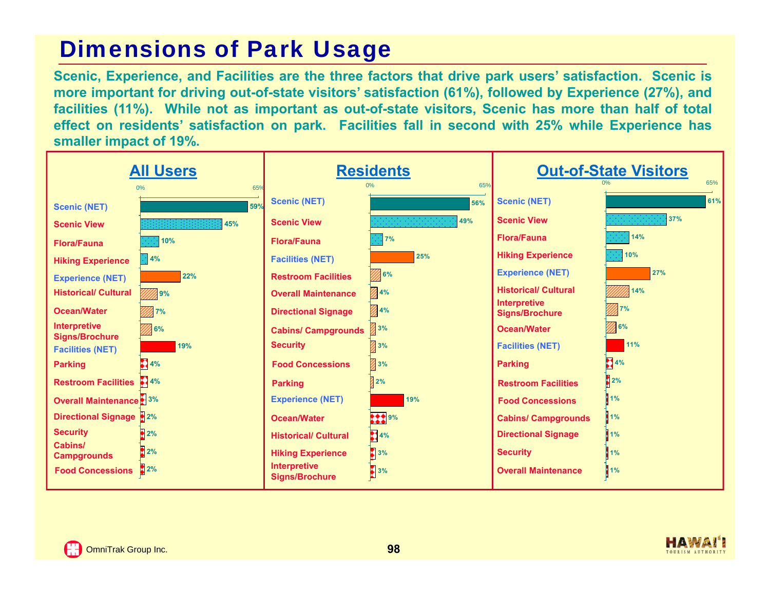# Dimensions of Park Usage

**Scenic, Experience, and Facilities are the three factors that drive park users' satisfaction. Scenic is more important for driving out-of-state visitors' satisfaction (61%), followed by Experience (27%), and facilities (11%). While not as important as out-of-state visitors, Scenic has more than half of total effect on residents' satisfaction on park. Facilities fall in second with 25% while Experience has smaller impact of 19%.**

## All Users

0%
65%

Scenic (NET) 59%
Scenic View 45%
Flora/Fauna 10%
Hiking Experience 4%
Experience (NET) 22%
Historical/ Cultural 9%
Ocean/Water 7%
Interpretive Signs/Brochure 6%
Facilities (NET) 19%
Parking 4%
Restroom Facilities 4%
Overall Maintenance 3%
Directional Signage 2%
Security 2%
Cabins/ Campgrounds 2%
Food Concessions 2%

## Residents

0%
65%

Scenic (NET) 56%
Scenic View 49%
Flora/Fauna 7%
Facilities (NET) 25%
Restroom Facilities 6%
Overall Maintenance 4%
Directional Signage 4%
Cabins/ Campgrounds 3%
Security 3%
Food Concessions 3%
Parking 2%
Experience (NET) 19%
Ocean/Water 9%
Historical/ Cultural 4%
Hiking Experience 3%
Interpretive Signs/Brochure 3%

## Out-of-State Visitors

0%
65%

Scenic (NET) 61%
Scenic View 37%
Flora/Fauna 14%
Hiking Experience 10%
Experience (NET) 27%
Historical/ Cultural 14%
Interpretive Signs/Brochure 7%
Ocean/Water 6%
Facilities (NET) 11%
Parking 4%
Restroom Facilities 2%
Food Concessions 1%
Cabins/ Campgrounds 1%
Directional Signage 1%
Security 1%
Overall Maintenance 1%

OmniTrak Group Inc.

HAWAI'I TOURISM AUTHORITY